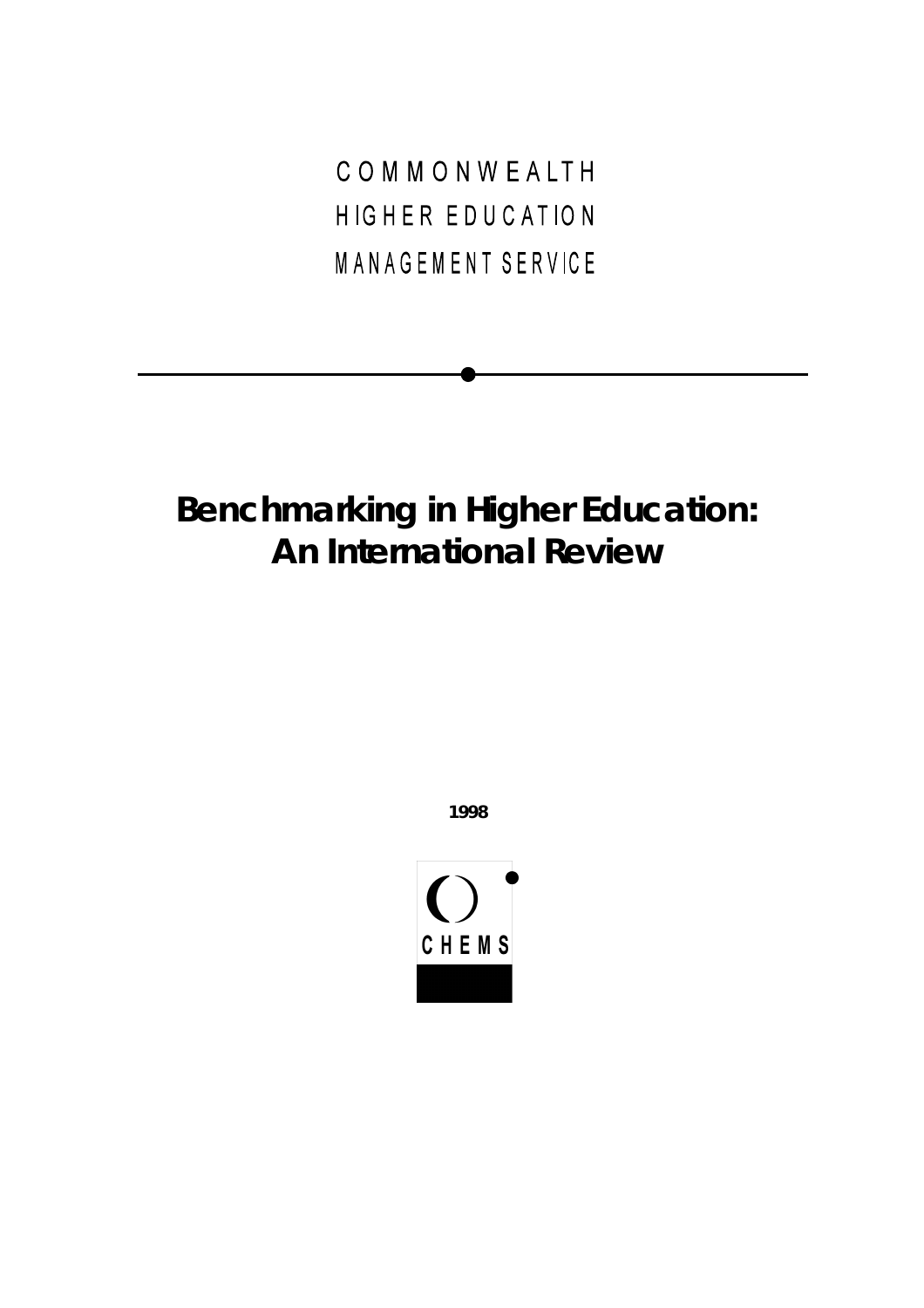COMMONWEALTH
HIGHER EDUCATION
MANAGEMENT SERVICE

# Benchmarking in Higher Education: An International Review

**1998**

CHEMS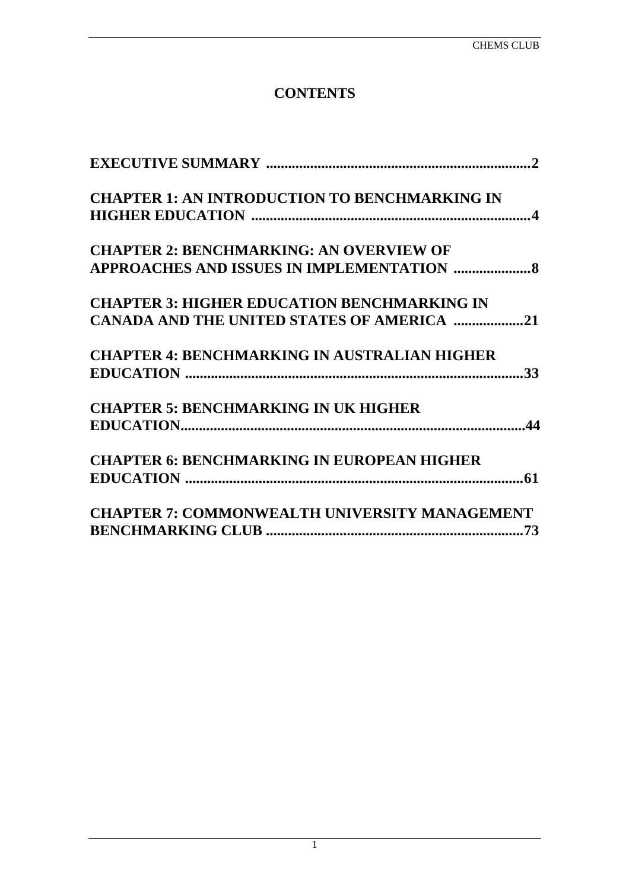# CONTENTS

**EXECUTIVE SUMMARY** .......................................................................2

**CHAPTER 1: AN INTRODUCTION TO BENCHMARKING IN HIGHER EDUCATION** ..........................................................................4

**CHAPTER 2: BENCHMARKING: AN OVERVIEW OF APPROACHES AND ISSUES IN IMPLEMENTATION** .....................8

**CHAPTER 3: HIGHER EDUCATION BENCHMARKING IN CANADA AND THE UNITED STATES OF AMERICA** ...................21

**CHAPTER 4: BENCHMARKING IN AUSTRALIAN HIGHER EDUCATION** ..........................................................................................33

**CHAPTER 5: BENCHMARKING IN UK HIGHER EDUCATION**............................................................................................44

**CHAPTER 6: BENCHMARKING IN EUROPEAN HIGHER EDUCATION** ..........................................................................................61

**CHAPTER 7: COMMONWEALTH UNIVERSITY MANAGEMENT BENCHMARKING CLUB** ......................................................................73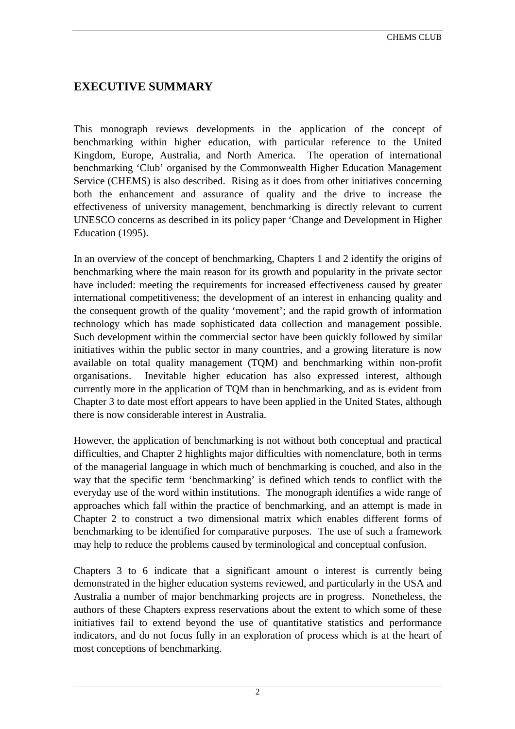## EXECUTIVE SUMMARY

This monograph reviews developments in the application of the concept of benchmarking within higher education, with particular reference to the United Kingdom, Europe, Australia, and North America. The operation of international benchmarking 'Club' organised by the Commonwealth Higher Education Management Service (CHEMS) is also described. Rising as it does from other initiatives concerning both the enhancement and assurance of quality and the drive to increase the effectiveness of university management, benchmarking is directly relevant to current UNESCO concerns as described in its policy paper 'Change and Development in Higher Education (1995).

In an overview of the concept of benchmarking, Chapters 1 and 2 identify the origins of benchmarking where the main reason for its growth and popularity in the private sector have included: meeting the requirements for increased effectiveness caused by greater international competitiveness; the development of an interest in enhancing quality and the consequent growth of the quality 'movement'; and the rapid growth of information technology which has made sophisticated data collection and management possible. Such development within the commercial sector have been quickly followed by similar initiatives within the public sector in many countries, and a growing literature is now available on total quality management (TQM) and benchmarking within non-profit organisations. Inevitable higher education has also expressed interest, although currently more in the application of TQM than in benchmarking, and as is evident from Chapter 3 to date most effort appears to have been applied in the United States, although there is now considerable interest in Australia.

However, the application of benchmarking is not without both conceptual and practical difficulties, and Chapter 2 highlights major difficulties with nomenclature, both in terms of the managerial language in which much of benchmarking is couched, and also in the way that the specific term 'benchmarking' is defined which tends to conflict with the everyday use of the word within institutions. The monograph identifies a wide range of approaches which fall within the practice of benchmarking, and an attempt is made in Chapter 2 to construct a two dimensional matrix which enables different forms of benchmarking to be identified for comparative purposes. The use of such a framework may help to reduce the problems caused by terminological and conceptual confusion.

Chapters 3 to 6 indicate that a significant amount o interest is currently being demonstrated in the higher education systems reviewed, and particularly in the USA and Australia a number of major benchmarking projects are in progress. Nonetheless, the authors of these Chapters express reservations about the extent to which some of these initiatives fail to extend beyond the use of quantitative statistics and performance indicators, and do not focus fully in an exploration of process which is at the heart of most conceptions of benchmarking.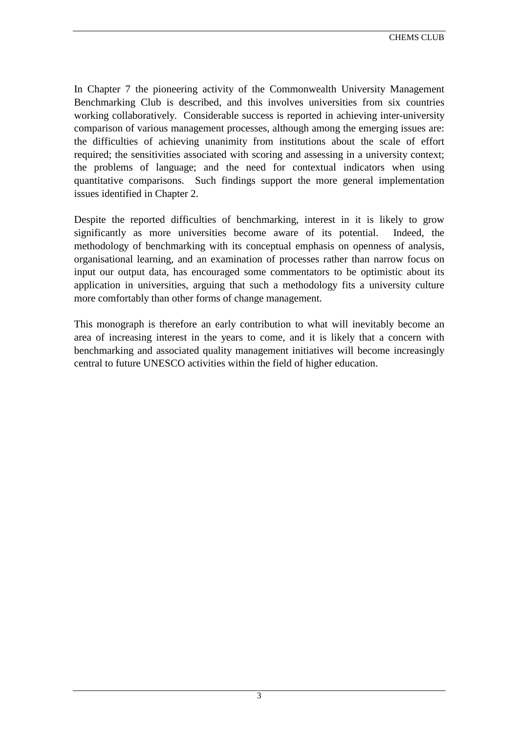In Chapter 7 the pioneering activity of the Commonwealth University Management Benchmarking Club is described, and this involves universities from six countries working collaboratively. Considerable success is reported in achieving inter-university comparison of various management processes, although among the emerging issues are: the difficulties of achieving unanimity from institutions about the scale of effort required; the sensitivities associated with scoring and assessing in a university context; the problems of language; and the need for contextual indicators when using quantitative comparisons. Such findings support the more general implementation issues identified in Chapter 2.

Despite the reported difficulties of benchmarking, interest in it is likely to grow significantly as more universities become aware of its potential. Indeed, the methodology of benchmarking with its conceptual emphasis on openness of analysis, organisational learning, and an examination of processes rather than narrow focus on input our output data, has encouraged some commentators to be optimistic about its application in universities, arguing that such a methodology fits a university culture more comfortably than other forms of change management.

This monograph is therefore an early contribution to what will inevitably become an area of increasing interest in the years to come, and it is likely that a concern with benchmarking and associated quality management initiatives will become increasingly central to future UNESCO activities within the field of higher education.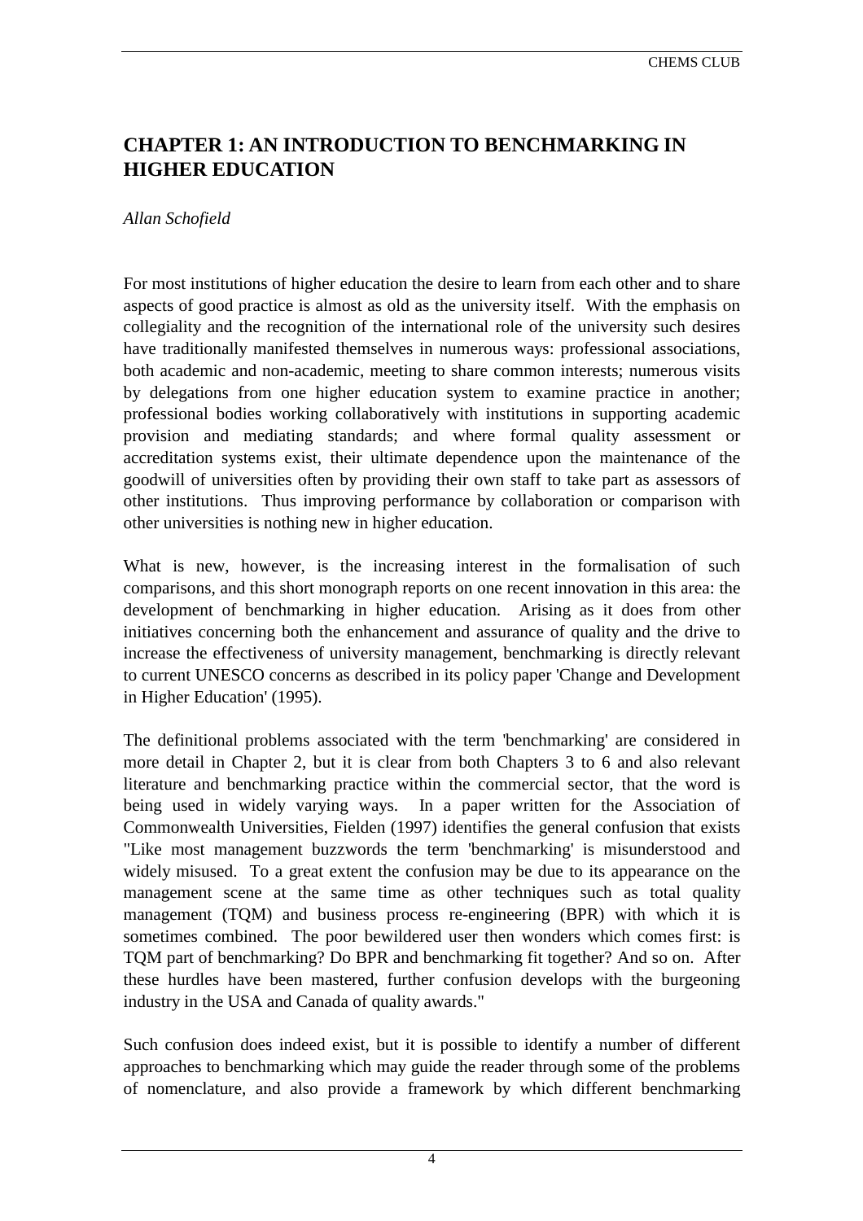# CHAPTER 1: AN INTRODUCTION TO BENCHMARKING IN HIGHER EDUCATION

*Allan Schofield*

For most institutions of higher education the desire to learn from each other and to share aspects of good practice is almost as old as the university itself. With the emphasis on collegiality and the recognition of the international role of the university such desires have traditionally manifested themselves in numerous ways: professional associations, both academic and non-academic, meeting to share common interests; numerous visits by delegations from one higher education system to examine practice in another; professional bodies working collaboratively with institutions in supporting academic provision and mediating standards; and where formal quality assessment or accreditation systems exist, their ultimate dependence upon the maintenance of the goodwill of universities often by providing their own staff to take part as assessors of other institutions. Thus improving performance by collaboration or comparison with other universities is nothing new in higher education.

What is new, however, is the increasing interest in the formalisation of such comparisons, and this short monograph reports on one recent innovation in this area: the development of benchmarking in higher education. Arising as it does from other initiatives concerning both the enhancement and assurance of quality and the drive to increase the effectiveness of university management, benchmarking is directly relevant to current UNESCO concerns as described in its policy paper 'Change and Development in Higher Education' (1995).

The definitional problems associated with the term 'benchmarking' are considered in more detail in Chapter 2, but it is clear from both Chapters 3 to 6 and also relevant literature and benchmarking practice within the commercial sector, that the word is being used in widely varying ways. In a paper written for the Association of Commonwealth Universities, Fielden (1997) identifies the general confusion that exists "Like most management buzzwords the term 'benchmarking' is misunderstood and widely misused. To a great extent the confusion may be due to its appearance on the management scene at the same time as other techniques such as total quality management (TQM) and business process re-engineering (BPR) with which it is sometimes combined. The poor bewildered user then wonders which comes first: is TQM part of benchmarking? Do BPR and benchmarking fit together? And so on. After these hurdles have been mastered, further confusion develops with the burgeoning industry in the USA and Canada of quality awards."

Such confusion does indeed exist, but it is possible to identify a number of different approaches to benchmarking which may guide the reader through some of the problems of nomenclature, and also provide a framework by which different benchmarking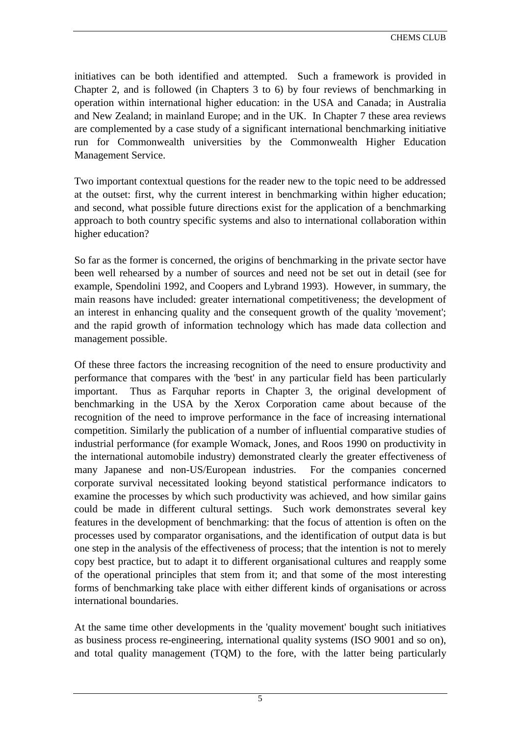initiatives can be both identified and attempted. Such a framework is provided in Chapter 2, and is followed (in Chapters 3 to 6) by four reviews of benchmarking in operation within international higher education: in the USA and Canada; in Australia and New Zealand; in mainland Europe; and in the UK. In Chapter 7 these area reviews are complemented by a case study of a significant international benchmarking initiative run for Commonwealth universities by the Commonwealth Higher Education Management Service.

Two important contextual questions for the reader new to the topic need to be addressed at the outset: first, why the current interest in benchmarking within higher education; and second, what possible future directions exist for the application of a benchmarking approach to both country specific systems and also to international collaboration within higher education?

So far as the former is concerned, the origins of benchmarking in the private sector have been well rehearsed by a number of sources and need not be set out in detail (see for example, Spendolini 1992, and Coopers and Lybrand 1993). However, in summary, the main reasons have included: greater international competitiveness; the development of an interest in enhancing quality and the consequent growth of the quality 'movement'; and the rapid growth of information technology which has made data collection and management possible.

Of these three factors the increasing recognition of the need to ensure productivity and performance that compares with the 'best' in any particular field has been particularly important. Thus as Farquhar reports in Chapter 3, the original development of benchmarking in the USA by the Xerox Corporation came about because of the recognition of the need to improve performance in the face of increasing international competition. Similarly the publication of a number of influential comparative studies of industrial performance (for example Womack, Jones, and Roos 1990 on productivity in the international automobile industry) demonstrated clearly the greater effectiveness of many Japanese and non-US/European industries. For the companies concerned corporate survival necessitated looking beyond statistical performance indicators to examine the processes by which such productivity was achieved, and how similar gains could be made in different cultural settings. Such work demonstrates several key features in the development of benchmarking: that the focus of attention is often on the processes used by comparator organisations, and the identification of output data is but one step in the analysis of the effectiveness of process; that the intention is not to merely copy best practice, but to adapt it to different organisational cultures and reapply some of the operational principles that stem from it; and that some of the most interesting forms of benchmarking take place with either different kinds of organisations or across international boundaries.

At the same time other developments in the 'quality movement' bought such initiatives as business process re-engineering, international quality systems (ISO 9001 and so on), and total quality management (TQM) to the fore, with the latter being particularly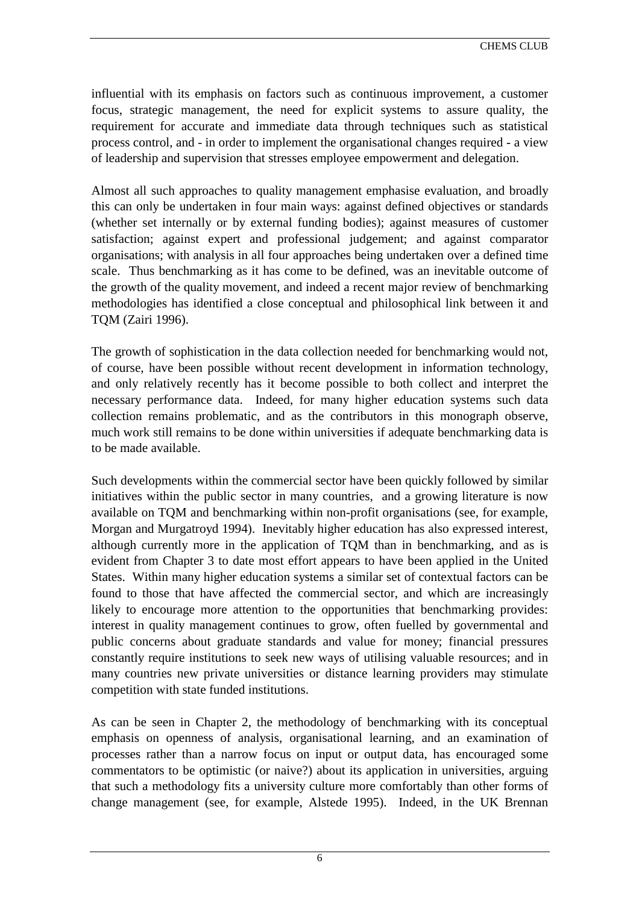influential with its emphasis on factors such as continuous improvement, a customer focus, strategic management, the need for explicit systems to assure quality, the requirement for accurate and immediate data through techniques such as statistical process control, and - in order to implement the organisational changes required - a view of leadership and supervision that stresses employee empowerment and delegation.

Almost all such approaches to quality management emphasise evaluation, and broadly this can only be undertaken in four main ways: against defined objectives or standards (whether set internally or by external funding bodies); against measures of customer satisfaction; against expert and professional judgement; and against comparator organisations; with analysis in all four approaches being undertaken over a defined time scale. Thus benchmarking as it has come to be defined, was an inevitable outcome of the growth of the quality movement, and indeed a recent major review of benchmarking methodologies has identified a close conceptual and philosophical link between it and TQM (Zairi 1996).

The growth of sophistication in the data collection needed for benchmarking would not, of course, have been possible without recent development in information technology, and only relatively recently has it become possible to both collect and interpret the necessary performance data. Indeed, for many higher education systems such data collection remains problematic, and as the contributors in this monograph observe, much work still remains to be done within universities if adequate benchmarking data is to be made available.

Such developments within the commercial sector have been quickly followed by similar initiatives within the public sector in many countries, and a growing literature is now available on TQM and benchmarking within non-profit organisations (see, for example, Morgan and Murgatroyd 1994). Inevitably higher education has also expressed interest, although currently more in the application of TQM than in benchmarking, and as is evident from Chapter 3 to date most effort appears to have been applied in the United States. Within many higher education systems a similar set of contextual factors can be found to those that have affected the commercial sector, and which are increasingly likely to encourage more attention to the opportunities that benchmarking provides: interest in quality management continues to grow, often fuelled by governmental and public concerns about graduate standards and value for money; financial pressures constantly require institutions to seek new ways of utilising valuable resources; and in many countries new private universities or distance learning providers may stimulate competition with state funded institutions.

As can be seen in Chapter 2, the methodology of benchmarking with its conceptual emphasis on openness of analysis, organisational learning, and an examination of processes rather than a narrow focus on input or output data, has encouraged some commentators to be optimistic (or naive?) about its application in universities, arguing that such a methodology fits a university culture more comfortably than other forms of change management (see, for example, Alstede 1995). Indeed, in the UK Brennan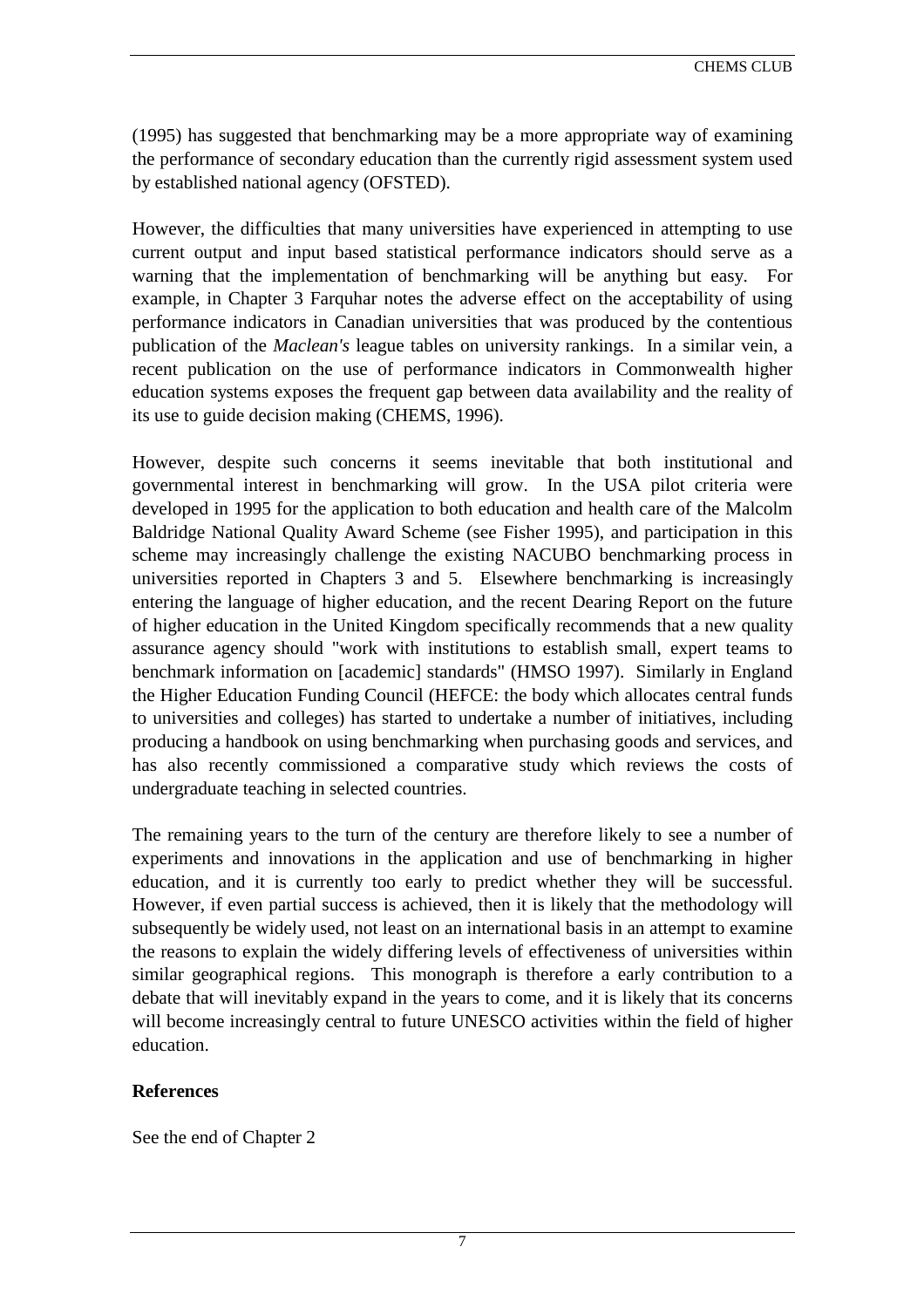(1995) has suggested that benchmarking may be a more appropriate way of examining the performance of secondary education than the currently rigid assessment system used by established national agency (OFSTED).

However, the difficulties that many universities have experienced in attempting to use current output and input based statistical performance indicators should serve as a warning that the implementation of benchmarking will be anything but easy. For example, in Chapter 3 Farquhar notes the adverse effect on the acceptability of using performance indicators in Canadian universities that was produced by the contentious publication of the *Maclean's* league tables on university rankings. In a similar vein, a recent publication on the use of performance indicators in Commonwealth higher education systems exposes the frequent gap between data availability and the reality of its use to guide decision making (CHEMS, 1996).

However, despite such concerns it seems inevitable that both institutional and governmental interest in benchmarking will grow. In the USA pilot criteria were developed in 1995 for the application to both education and health care of the Malcolm Baldridge National Quality Award Scheme (see Fisher 1995), and participation in this scheme may increasingly challenge the existing NACUBO benchmarking process in universities reported in Chapters 3 and 5. Elsewhere benchmarking is increasingly entering the language of higher education, and the recent Dearing Report on the future of higher education in the United Kingdom specifically recommends that a new quality assurance agency should "work with institutions to establish small, expert teams to benchmark information on [academic] standards" (HMSO 1997). Similarly in England the Higher Education Funding Council (HEFCE: the body which allocates central funds to universities and colleges) has started to undertake a number of initiatives, including producing a handbook on using benchmarking when purchasing goods and services, and has also recently commissioned a comparative study which reviews the costs of undergraduate teaching in selected countries.

The remaining years to the turn of the century are therefore likely to see a number of experiments and innovations in the application and use of benchmarking in higher education, and it is currently too early to predict whether they will be successful. However, if even partial success is achieved, then it is likely that the methodology will subsequently be widely used, not least on an international basis in an attempt to examine the reasons to explain the widely differing levels of effectiveness of universities within similar geographical regions. This monograph is therefore a early contribution to a debate that will inevitably expand in the years to come, and it is likely that its concerns will become increasingly central to future UNESCO activities within the field of higher education.

**References**

See the end of Chapter 2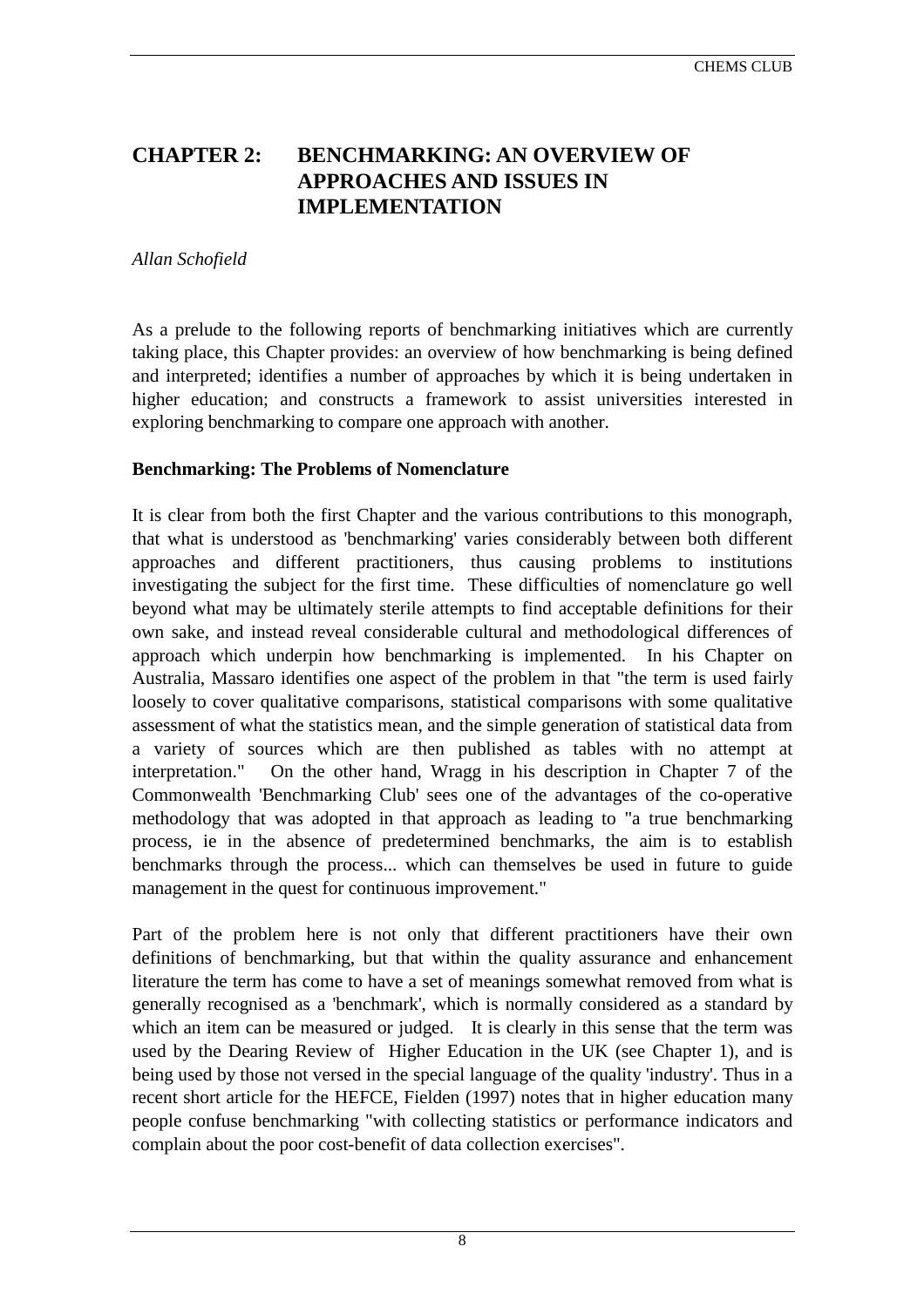# CHAPTER 2: BENCHMARKING: AN OVERVIEW OF APPROACHES AND ISSUES IN IMPLEMENTATION

*Allan Schofield*

As a prelude to the following reports of benchmarking initiatives which are currently taking place, this Chapter provides: an overview of how benchmarking is being defined and interpreted; identifies a number of approaches by which it is being undertaken in higher education; and constructs a framework to assist universities interested in exploring benchmarking to compare one approach with another.

## Benchmarking: The Problems of Nomenclature

It is clear from both the first Chapter and the various contributions to this monograph, that what is understood as 'benchmarking' varies considerably between both different approaches and different practitioners, thus causing problems to institutions investigating the subject for the first time. These difficulties of nomenclature go well beyond what may be ultimately sterile attempts to find acceptable definitions for their own sake, and instead reveal considerable cultural and methodological differences of approach which underpin how benchmarking is implemented. In his Chapter on Australia, Massaro identifies one aspect of the problem in that "the term is used fairly loosely to cover qualitative comparisons, statistical comparisons with some qualitative assessment of what the statistics mean, and the simple generation of statistical data from a variety of sources which are then published as tables with no attempt at interpretation." On the other hand, Wragg in his description in Chapter 7 of the Commonwealth 'Benchmarking Club' sees one of the advantages of the co-operative methodology that was adopted in that approach as leading to "a true benchmarking process, ie in the absence of predetermined benchmarks, the aim is to establish benchmarks through the process... which can themselves be used in future to guide management in the quest for continuous improvement."

Part of the problem here is not only that different practitioners have their own definitions of benchmarking, but that within the quality assurance and enhancement literature the term has come to have a set of meanings somewhat removed from what is generally recognised as a 'benchmark', which is normally considered as a standard by which an item can be measured or judged. It is clearly in this sense that the term was used by the Dearing Review of Higher Education in the UK (see Chapter 1), and is being used by those not versed in the special language of the quality 'industry'. Thus in a recent short article for the HEFCE, Fielden (1997) notes that in higher education many people confuse benchmarking "with collecting statistics or performance indicators and complain about the poor cost-benefit of data collection exercises".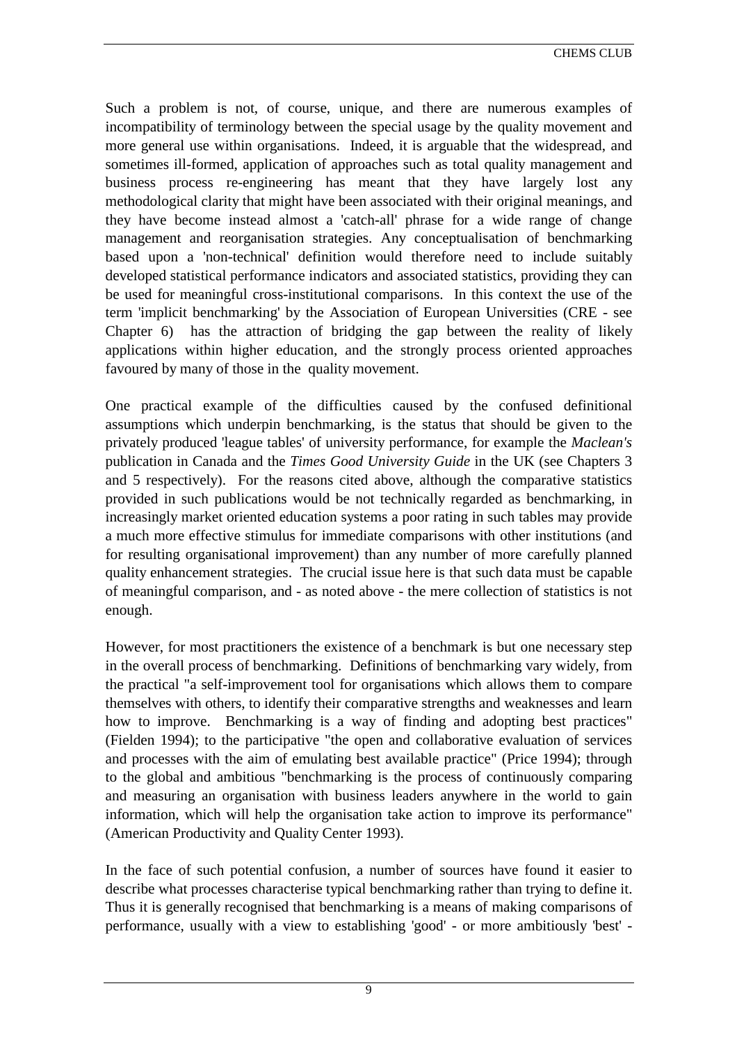Such a problem is not, of course, unique, and there are numerous examples of incompatibility of terminology between the special usage by the quality movement and more general use within organisations. Indeed, it is arguable that the widespread, and sometimes ill-formed, application of approaches such as total quality management and business process re-engineering has meant that they have largely lost any methodological clarity that might have been associated with their original meanings, and they have become instead almost a 'catch-all' phrase for a wide range of change management and reorganisation strategies. Any conceptualisation of benchmarking based upon a 'non-technical' definition would therefore need to include suitably developed statistical performance indicators and associated statistics, providing they can be used for meaningful cross-institutional comparisons. In this context the use of the term 'implicit benchmarking' by the Association of European Universities (CRE - see Chapter 6) has the attraction of bridging the gap between the reality of likely applications within higher education, and the strongly process oriented approaches favoured by many of those in the quality movement.

One practical example of the difficulties caused by the confused definitional assumptions which underpin benchmarking, is the status that should be given to the privately produced 'league tables' of university performance, for example the *Maclean's* publication in Canada and the *Times Good University Guide* in the UK (see Chapters 3 and 5 respectively). For the reasons cited above, although the comparative statistics provided in such publications would be not technically regarded as benchmarking, in increasingly market oriented education systems a poor rating in such tables may provide a much more effective stimulus for immediate comparisons with other institutions (and for resulting organisational improvement) than any number of more carefully planned quality enhancement strategies. The crucial issue here is that such data must be capable of meaningful comparison, and - as noted above - the mere collection of statistics is not enough.

However, for most practitioners the existence of a benchmark is but one necessary step in the overall process of benchmarking. Definitions of benchmarking vary widely, from the practical "a self-improvement tool for organisations which allows them to compare themselves with others, to identify their comparative strengths and weaknesses and learn how to improve. Benchmarking is a way of finding and adopting best practices" (Fielden 1994); to the participative "the open and collaborative evaluation of services and processes with the aim of emulating best available practice" (Price 1994); through to the global and ambitious "benchmarking is the process of continuously comparing and measuring an organisation with business leaders anywhere in the world to gain information, which will help the organisation take action to improve its performance" (American Productivity and Quality Center 1993).

In the face of such potential confusion, a number of sources have found it easier to describe what processes characterise typical benchmarking rather than trying to define it. Thus it is generally recognised that benchmarking is a means of making comparisons of performance, usually with a view to establishing 'good' - or more ambitiously 'best' -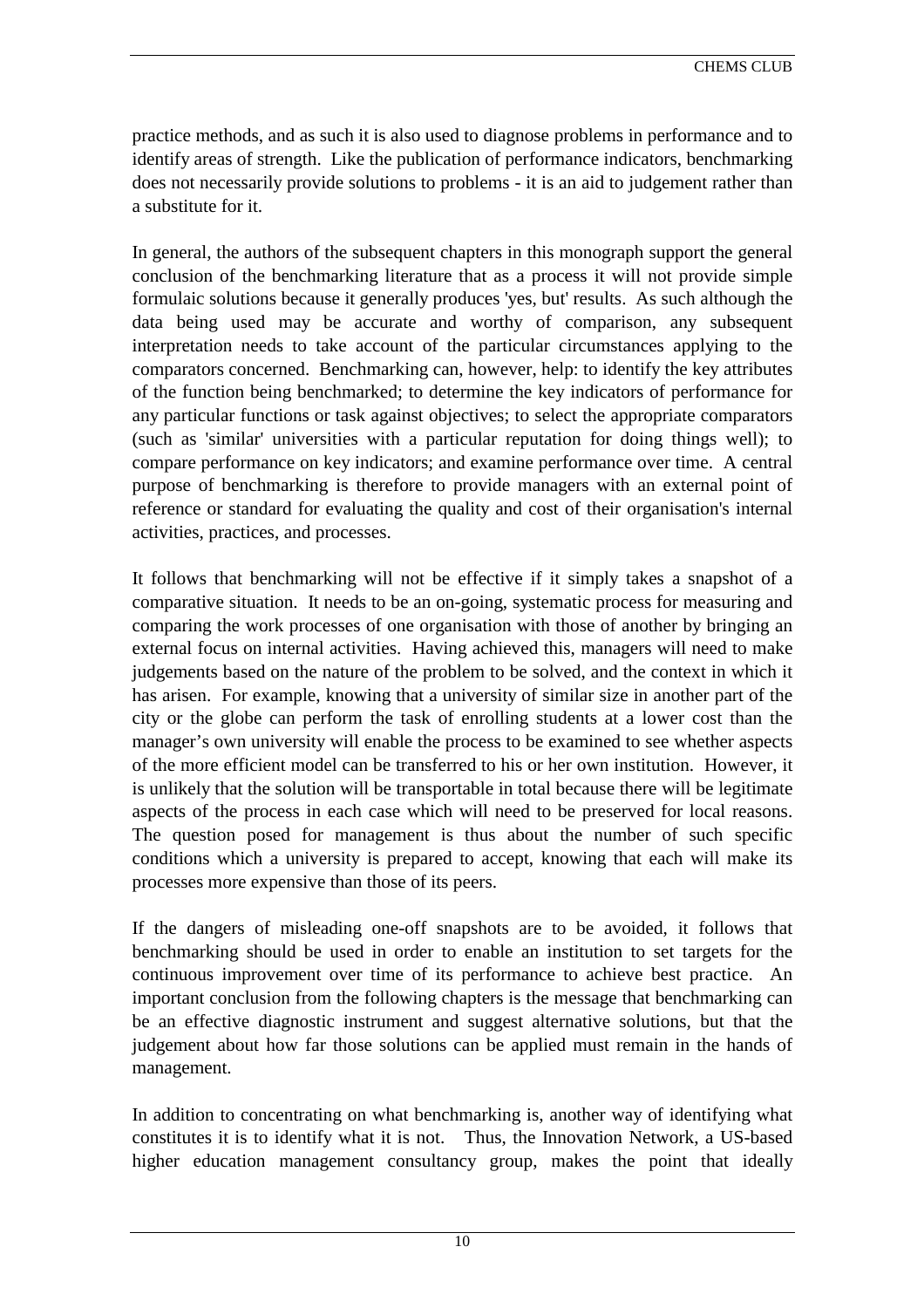practice methods, and as such it is also used to diagnose problems in performance and to identify areas of strength. Like the publication of performance indicators, benchmarking does not necessarily provide solutions to problems - it is an aid to judgement rather than a substitute for it.

In general, the authors of the subsequent chapters in this monograph support the general conclusion of the benchmarking literature that as a process it will not provide simple formulaic solutions because it generally produces 'yes, but' results. As such although the data being used may be accurate and worthy of comparison, any subsequent interpretation needs to take account of the particular circumstances applying to the comparators concerned. Benchmarking can, however, help: to identify the key attributes of the function being benchmarked; to determine the key indicators of performance for any particular functions or task against objectives; to select the appropriate comparators (such as 'similar' universities with a particular reputation for doing things well); to compare performance on key indicators; and examine performance over time. A central purpose of benchmarking is therefore to provide managers with an external point of reference or standard for evaluating the quality and cost of their organisation's internal activities, practices, and processes.

It follows that benchmarking will not be effective if it simply takes a snapshot of a comparative situation. It needs to be an on-going, systematic process for measuring and comparing the work processes of one organisation with those of another by bringing an external focus on internal activities. Having achieved this, managers will need to make judgements based on the nature of the problem to be solved, and the context in which it has arisen. For example, knowing that a university of similar size in another part of the city or the globe can perform the task of enrolling students at a lower cost than the manager's own university will enable the process to be examined to see whether aspects of the more efficient model can be transferred to his or her own institution. However, it is unlikely that the solution will be transportable in total because there will be legitimate aspects of the process in each case which will need to be preserved for local reasons. The question posed for management is thus about the number of such specific conditions which a university is prepared to accept, knowing that each will make its processes more expensive than those of its peers.

If the dangers of misleading one-off snapshots are to be avoided, it follows that benchmarking should be used in order to enable an institution to set targets for the continuous improvement over time of its performance to achieve best practice. An important conclusion from the following chapters is the message that benchmarking can be an effective diagnostic instrument and suggest alternative solutions, but that the judgement about how far those solutions can be applied must remain in the hands of management.

In addition to concentrating on what benchmarking is, another way of identifying what constitutes it is to identify what it is not. Thus, the Innovation Network, a US-based higher education management consultancy group, makes the point that ideally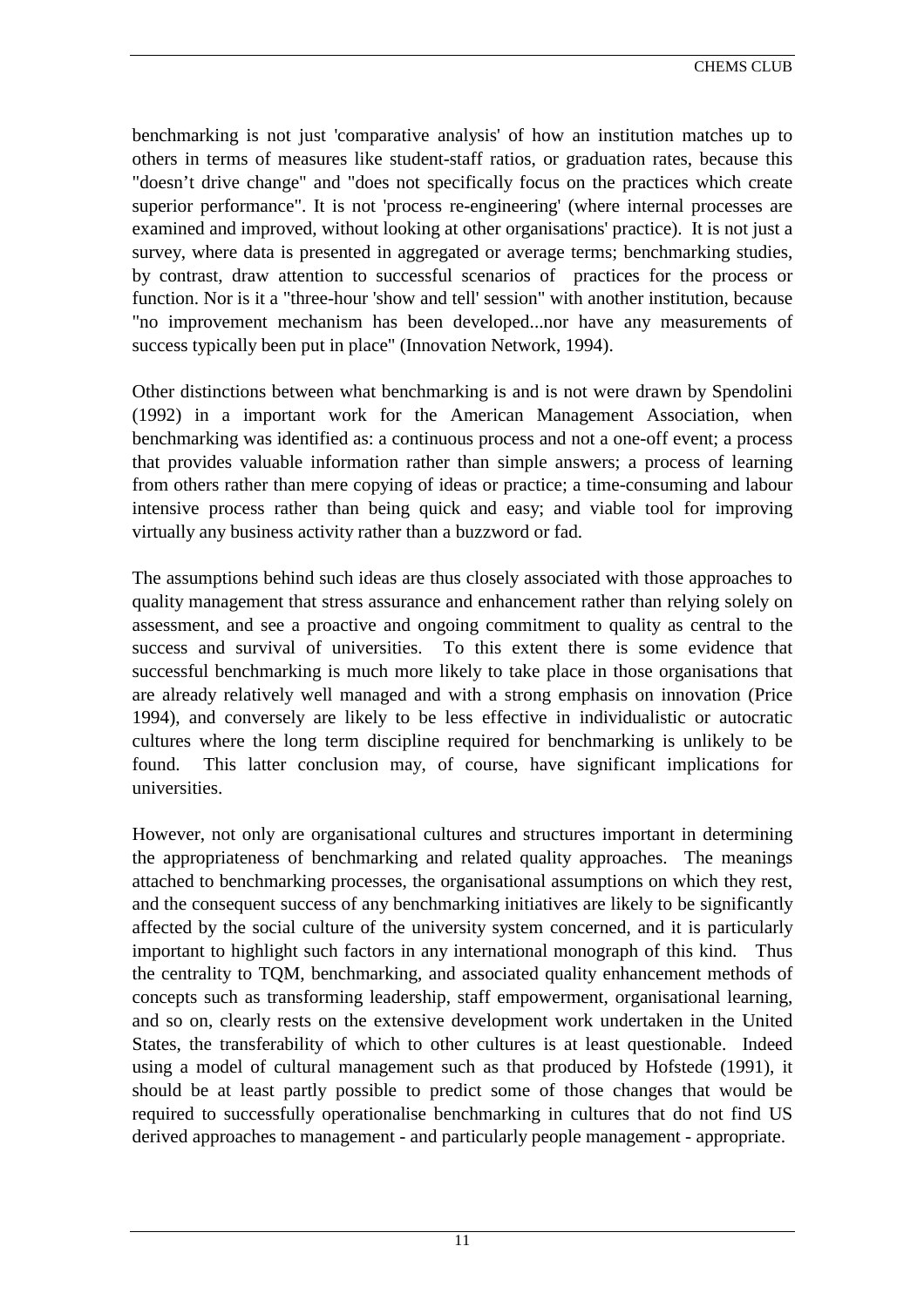benchmarking is not just 'comparative analysis' of how an institution matches up to others in terms of measures like student-staff ratios, or graduation rates, because this "doesn't drive change" and "does not specifically focus on the practices which create superior performance". It is not 'process re-engineering' (where internal processes are examined and improved, without looking at other organisations' practice). It is not just a survey, where data is presented in aggregated or average terms; benchmarking studies, by contrast, draw attention to successful scenarios of practices for the process or function. Nor is it a "three-hour 'show and tell' session" with another institution, because "no improvement mechanism has been developed...nor have any measurements of success typically been put in place" (Innovation Network, 1994).

Other distinctions between what benchmarking is and is not were drawn by Spendolini (1992) in a important work for the American Management Association, when benchmarking was identified as: a continuous process and not a one-off event; a process that provides valuable information rather than simple answers; a process of learning from others rather than mere copying of ideas or practice; a time-consuming and labour intensive process rather than being quick and easy; and viable tool for improving virtually any business activity rather than a buzzword or fad.

The assumptions behind such ideas are thus closely associated with those approaches to quality management that stress assurance and enhancement rather than relying solely on assessment, and see a proactive and ongoing commitment to quality as central to the success and survival of universities. To this extent there is some evidence that successful benchmarking is much more likely to take place in those organisations that are already relatively well managed and with a strong emphasis on innovation (Price 1994), and conversely are likely to be less effective in individualistic or autocratic cultures where the long term discipline required for benchmarking is unlikely to be found. This latter conclusion may, of course, have significant implications for universities.

However, not only are organisational cultures and structures important in determining the appropriateness of benchmarking and related quality approaches. The meanings attached to benchmarking processes, the organisational assumptions on which they rest, and the consequent success of any benchmarking initiatives are likely to be significantly affected by the social culture of the university system concerned, and it is particularly important to highlight such factors in any international monograph of this kind. Thus the centrality to TQM, benchmarking, and associated quality enhancement methods of concepts such as transforming leadership, staff empowerment, organisational learning, and so on, clearly rests on the extensive development work undertaken in the United States, the transferability of which to other cultures is at least questionable. Indeed using a model of cultural management such as that produced by Hofstede (1991), it should be at least partly possible to predict some of those changes that would be required to successfully operationalise benchmarking in cultures that do not find US derived approaches to management - and particularly people management - appropriate.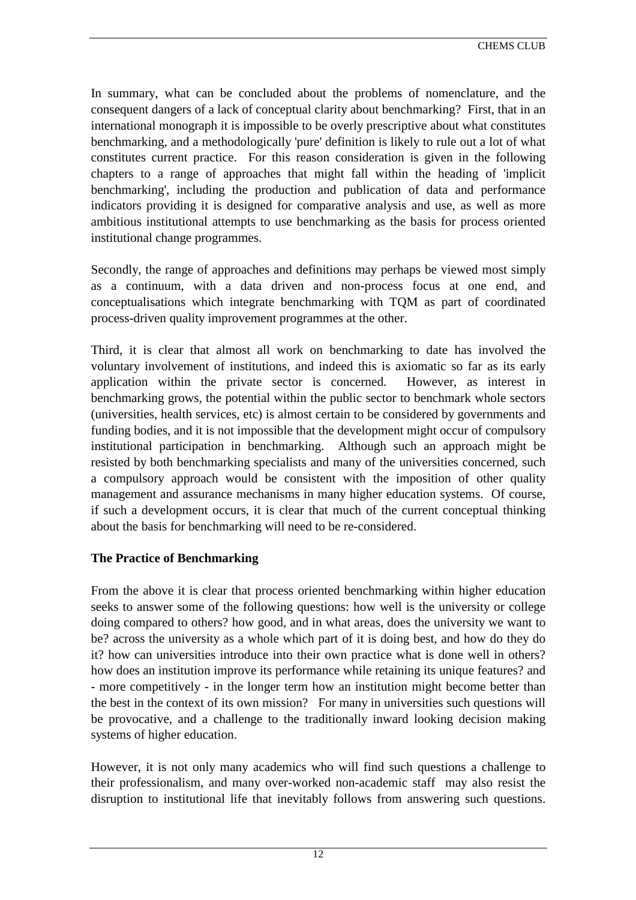In summary, what can be concluded about the problems of nomenclature, and the consequent dangers of a lack of conceptual clarity about benchmarking? First, that in an international monograph it is impossible to be overly prescriptive about what constitutes benchmarking, and a methodologically 'pure' definition is likely to rule out a lot of what constitutes current practice. For this reason consideration is given in the following chapters to a range of approaches that might fall within the heading of 'implicit benchmarking', including the production and publication of data and performance indicators providing it is designed for comparative analysis and use, as well as more ambitious institutional attempts to use benchmarking as the basis for process oriented institutional change programmes.

Secondly, the range of approaches and definitions may perhaps be viewed most simply as a continuum, with a data driven and non-process focus at one end, and conceptualisations which integrate benchmarking with TQM as part of coordinated process-driven quality improvement programmes at the other.

Third, it is clear that almost all work on benchmarking to date has involved the voluntary involvement of institutions, and indeed this is axiomatic so far as its early application within the private sector is concerned. However, as interest in benchmarking grows, the potential within the public sector to benchmark whole sectors (universities, health services, etc) is almost certain to be considered by governments and funding bodies, and it is not impossible that the development might occur of compulsory institutional participation in benchmarking. Although such an approach might be resisted by both benchmarking specialists and many of the universities concerned, such a compulsory approach would be consistent with the imposition of other quality management and assurance mechanisms in many higher education systems. Of course, if such a development occurs, it is clear that much of the current conceptual thinking about the basis for benchmarking will need to be re-considered.

**The Practice of Benchmarking**

From the above it is clear that process oriented benchmarking within higher education seeks to answer some of the following questions: how well is the university or college doing compared to others? how good, and in what areas, does the university we want to be? across the university as a whole which part of it is doing best, and how do they do it? how can universities introduce into their own practice what is done well in others? how does an institution improve its performance while retaining its unique features? and - more competitively - in the longer term how an institution might become better than the best in the context of its own mission? For many in universities such questions will be provocative, and a challenge to the traditionally inward looking decision making systems of higher education.

However, it is not only many academics who will find such questions a challenge to their professionalism, and many over-worked non-academic staff may also resist the disruption to institutional life that inevitably follows from answering such questions.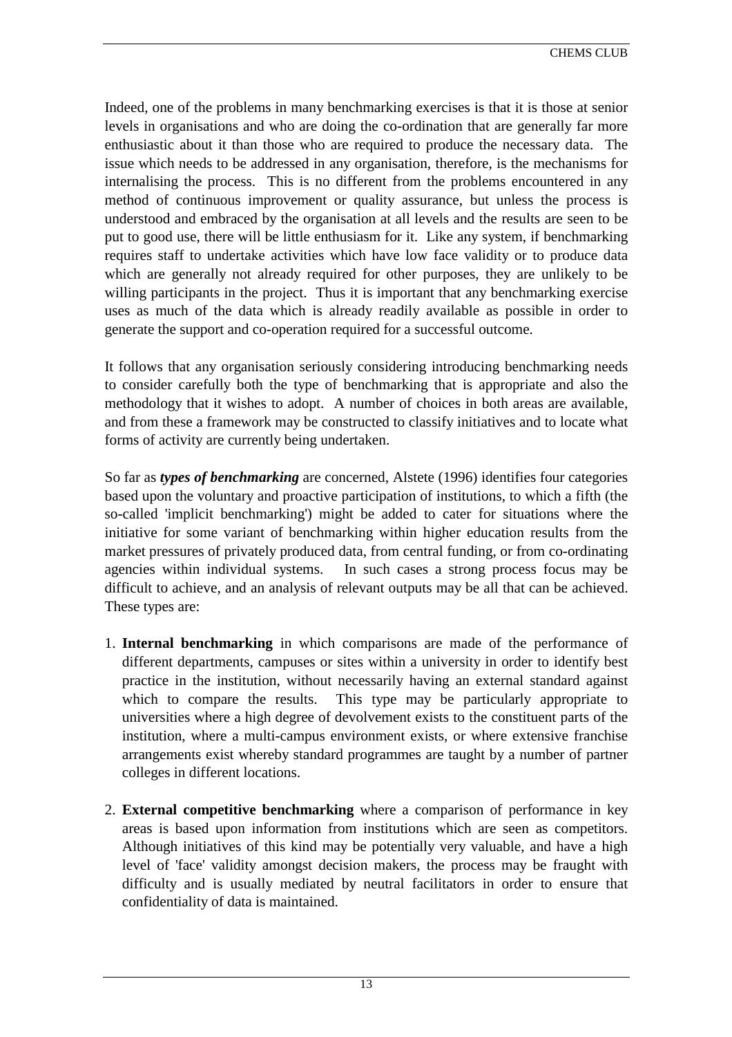Indeed, one of the problems in many benchmarking exercises is that it is those at senior levels in organisations and who are doing the co-ordination that are generally far more enthusiastic about it than those who are required to produce the necessary data. The issue which needs to be addressed in any organisation, therefore, is the mechanisms for internalising the process. This is no different from the problems encountered in any method of continuous improvement or quality assurance, but unless the process is understood and embraced by the organisation at all levels and the results are seen to be put to good use, there will be little enthusiasm for it. Like any system, if benchmarking requires staff to undertake activities which have low face validity or to produce data which are generally not already required for other purposes, they are unlikely to be willing participants in the project. Thus it is important that any benchmarking exercise uses as much of the data which is already readily available as possible in order to generate the support and co-operation required for a successful outcome.

It follows that any organisation seriously considering introducing benchmarking needs to consider carefully both the type of benchmarking that is appropriate and also the methodology that it wishes to adopt. A number of choices in both areas are available, and from these a framework may be constructed to classify initiatives and to locate what forms of activity are currently being undertaken.

So far as ***types of benchmarking*** are concerned, Alstete (1996) identifies four categories based upon the voluntary and proactive participation of institutions, to which a fifth (the so-called 'implicit benchmarking') might be added to cater for situations where the initiative for some variant of benchmarking within higher education results from the market pressures of privately produced data, from central funding, or from co-ordinating agencies within individual systems. In such cases a strong process focus may be difficult to achieve, and an analysis of relevant outputs may be all that can be achieved. These types are:

1. **Internal benchmarking** in which comparisons are made of the performance of different departments, campuses or sites within a university in order to identify best practice in the institution, without necessarily having an external standard against which to compare the results. This type may be particularly appropriate to universities where a high degree of devolvement exists to the constituent parts of the institution, where a multi-campus environment exists, or where extensive franchise arrangements exist whereby standard programmes are taught by a number of partner colleges in different locations.

2. **External competitive benchmarking** where a comparison of performance in key areas is based upon information from institutions which are seen as competitors. Although initiatives of this kind may be potentially very valuable, and have a high level of 'face' validity amongst decision makers, the process may be fraught with difficulty and is usually mediated by neutral facilitators in order to ensure that confidentiality of data is maintained.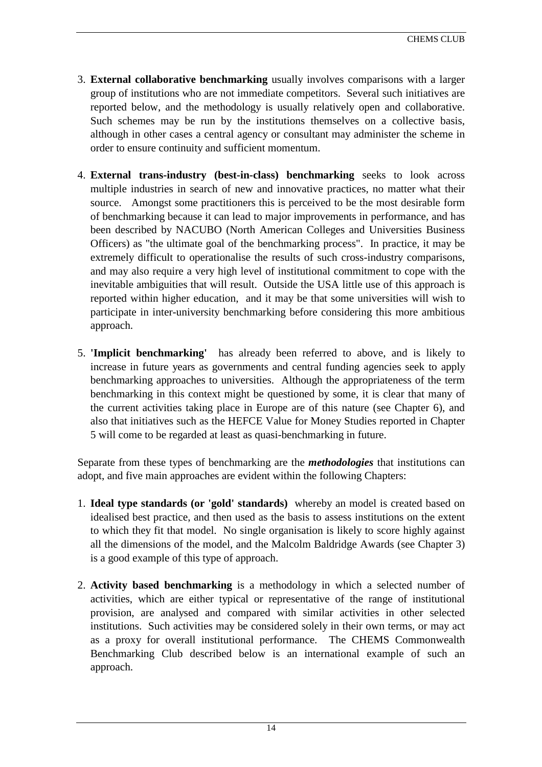3. **External collaborative benchmarking** usually involves comparisons with a larger group of institutions who are not immediate competitors. Several such initiatives are reported below, and the methodology is usually relatively open and collaborative. Such schemes may be run by the institutions themselves on a collective basis, although in other cases a central agency or consultant may administer the scheme in order to ensure continuity and sufficient momentum.

4. **External trans-industry (best-in-class) benchmarking** seeks to look across multiple industries in search of new and innovative practices, no matter what their source. Amongst some practitioners this is perceived to be the most desirable form of benchmarking because it can lead to major improvements in performance, and has been described by NACUBO (North American Colleges and Universities Business Officers) as "the ultimate goal of the benchmarking process". In practice, it may be extremely difficult to operationalise the results of such cross-industry comparisons, and may also require a very high level of institutional commitment to cope with the inevitable ambiguities that will result. Outside the USA little use of this approach is reported within higher education, and it may be that some universities will wish to participate in inter-university benchmarking before considering this more ambitious approach.

5. **'Implicit benchmarking'** has already been referred to above, and is likely to increase in future years as governments and central funding agencies seek to apply benchmarking approaches to universities. Although the appropriateness of the term benchmarking in this context might be questioned by some, it is clear that many of the current activities taking place in Europe are of this nature (see Chapter 6), and also that initiatives such as the HEFCE Value for Money Studies reported in Chapter 5 will come to be regarded at least as quasi-benchmarking in future.

Separate from these types of benchmarking are the ***methodologies*** that institutions can adopt, and five main approaches are evident within the following Chapters:

1. **Ideal type standards (or 'gold' standards)** whereby an model is created based on idealised best practice, and then used as the basis to assess institutions on the extent to which they fit that model. No single organisation is likely to score highly against all the dimensions of the model, and the Malcolm Baldridge Awards (see Chapter 3) is a good example of this type of approach.

2. **Activity based benchmarking** is a methodology in which a selected number of activities, which are either typical or representative of the range of institutional provision, are analysed and compared with similar activities in other selected institutions. Such activities may be considered solely in their own terms, or may act as a proxy for overall institutional performance. The CHEMS Commonwealth Benchmarking Club described below is an international example of such an approach.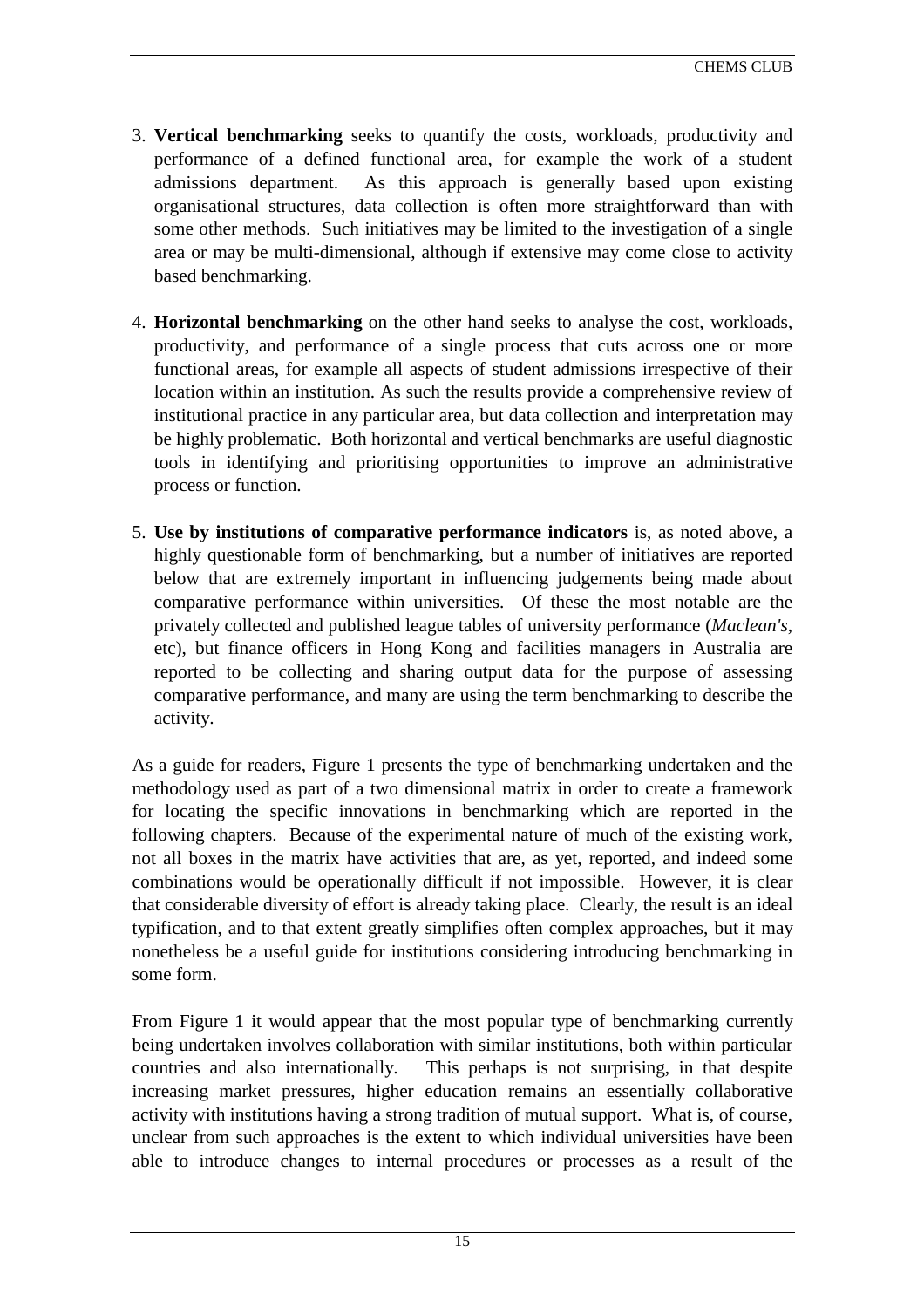3. **Vertical benchmarking** seeks to quantify the costs, workloads, productivity and performance of a defined functional area, for example the work of a student admissions department. As this approach is generally based upon existing organisational structures, data collection is often more straightforward than with some other methods. Such initiatives may be limited to the investigation of a single area or may be multi-dimensional, although if extensive may come close to activity based benchmarking.

4. **Horizontal benchmarking** on the other hand seeks to analyse the cost, workloads, productivity, and performance of a single process that cuts across one or more functional areas, for example all aspects of student admissions irrespective of their location within an institution. As such the results provide a comprehensive review of institutional practice in any particular area, but data collection and interpretation may be highly problematic. Both horizontal and vertical benchmarks are useful diagnostic tools in identifying and prioritising opportunities to improve an administrative process or function.

5. **Use by institutions of comparative performance indicators** is, as noted above, a highly questionable form of benchmarking, but a number of initiatives are reported below that are extremely important in influencing judgements being made about comparative performance within universities. Of these the most notable are the privately collected and published league tables of university performance (*Maclean's*, etc), but finance officers in Hong Kong and facilities managers in Australia are reported to be collecting and sharing output data for the purpose of assessing comparative performance, and many are using the term benchmarking to describe the activity.

As a guide for readers, Figure 1 presents the type of benchmarking undertaken and the methodology used as part of a two dimensional matrix in order to create a framework for locating the specific innovations in benchmarking which are reported in the following chapters. Because of the experimental nature of much of the existing work, not all boxes in the matrix have activities that are, as yet, reported, and indeed some combinations would be operationally difficult if not impossible. However, it is clear that considerable diversity of effort is already taking place. Clearly, the result is an ideal typification, and to that extent greatly simplifies often complex approaches, but it may nonetheless be a useful guide for institutions considering introducing benchmarking in some form.

From Figure 1 it would appear that the most popular type of benchmarking currently being undertaken involves collaboration with similar institutions, both within particular countries and also internationally. This perhaps is not surprising, in that despite increasing market pressures, higher education remains an essentially collaborative activity with institutions having a strong tradition of mutual support. What is, of course, unclear from such approaches is the extent to which individual universities have been able to introduce changes to internal procedures or processes as a result of the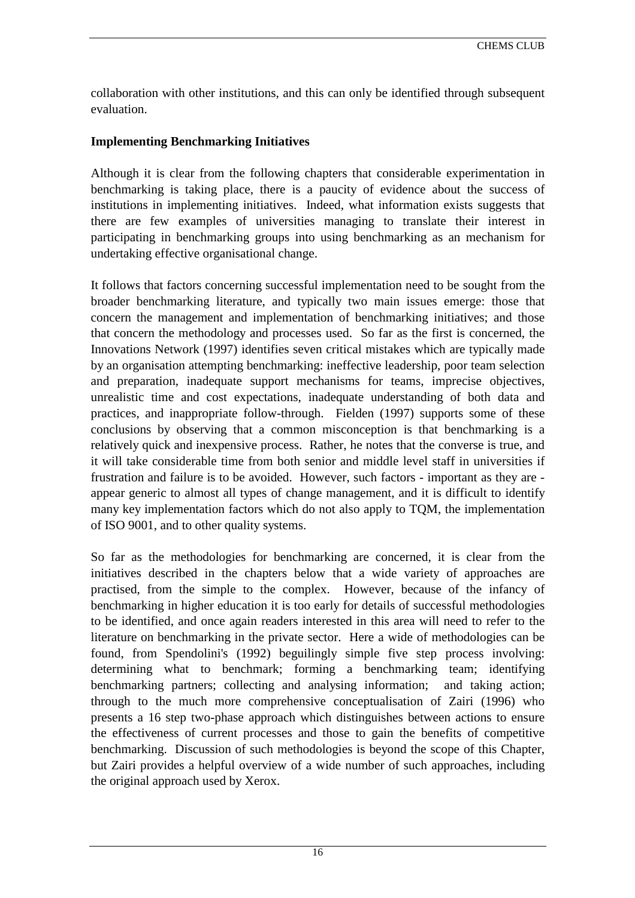collaboration with other institutions, and this can only be identified through subsequent evaluation.

**Implementing Benchmarking Initiatives**

Although it is clear from the following chapters that considerable experimentation in benchmarking is taking place, there is a paucity of evidence about the success of institutions in implementing initiatives. Indeed, what information exists suggests that there are few examples of universities managing to translate their interest in participating in benchmarking groups into using benchmarking as an mechanism for undertaking effective organisational change.

It follows that factors concerning successful implementation need to be sought from the broader benchmarking literature, and typically two main issues emerge: those that concern the management and implementation of benchmarking initiatives; and those that concern the methodology and processes used. So far as the first is concerned, the Innovations Network (1997) identifies seven critical mistakes which are typically made by an organisation attempting benchmarking: ineffective leadership, poor team selection and preparation, inadequate support mechanisms for teams, imprecise objectives, unrealistic time and cost expectations, inadequate understanding of both data and practices, and inappropriate follow-through. Fielden (1997) supports some of these conclusions by observing that a common misconception is that benchmarking is a relatively quick and inexpensive process. Rather, he notes that the converse is true, and it will take considerable time from both senior and middle level staff in universities if frustration and failure is to be avoided. However, such factors - important as they are - appear generic to almost all types of change management, and it is difficult to identify many key implementation factors which do not also apply to TQM, the implementation of ISO 9001, and to other quality systems.

So far as the methodologies for benchmarking are concerned, it is clear from the initiatives described in the chapters below that a wide variety of approaches are practised, from the simple to the complex. However, because of the infancy of benchmarking in higher education it is too early for details of successful methodologies to be identified, and once again readers interested in this area will need to refer to the literature on benchmarking in the private sector. Here a wide of methodologies can be found, from Spendolini's (1992) beguilingly simple five step process involving: determining what to benchmark; forming a benchmarking team; identifying benchmarking partners; collecting and analysing information; and taking action; through to the much more comprehensive conceptualisation of Zairi (1996) who presents a 16 step two-phase approach which distinguishes between actions to ensure the effectiveness of current processes and those to gain the benefits of competitive benchmarking. Discussion of such methodologies is beyond the scope of this Chapter, but Zairi provides a helpful overview of a wide number of such approaches, including the original approach used by Xerox.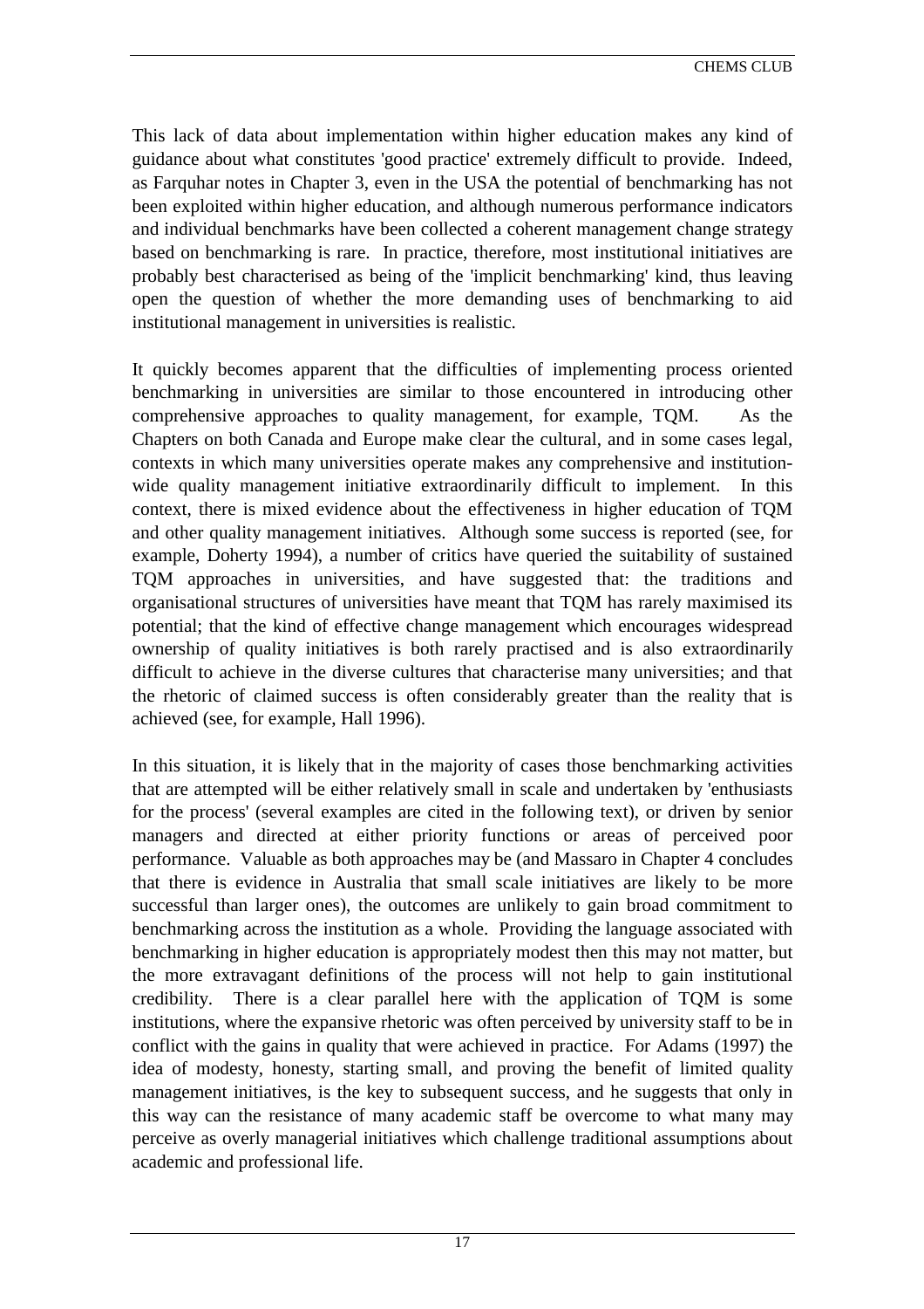This lack of data about implementation within higher education makes any kind of guidance about what constitutes 'good practice' extremely difficult to provide. Indeed, as Farquhar notes in Chapter 3, even in the USA the potential of benchmarking has not been exploited within higher education, and although numerous performance indicators and individual benchmarks have been collected a coherent management change strategy based on benchmarking is rare. In practice, therefore, most institutional initiatives are probably best characterised as being of the 'implicit benchmarking' kind, thus leaving open the question of whether the more demanding uses of benchmarking to aid institutional management in universities is realistic.

It quickly becomes apparent that the difficulties of implementing process oriented benchmarking in universities are similar to those encountered in introducing other comprehensive approaches to quality management, for example, TQM. As the Chapters on both Canada and Europe make clear the cultural, and in some cases legal, contexts in which many universities operate makes any comprehensive and institution-wide quality management initiative extraordinarily difficult to implement. In this context, there is mixed evidence about the effectiveness in higher education of TQM and other quality management initiatives. Although some success is reported (see, for example, Doherty 1994), a number of critics have queried the suitability of sustained TQM approaches in universities, and have suggested that: the traditions and organisational structures of universities have meant that TQM has rarely maximised its potential; that the kind of effective change management which encourages widespread ownership of quality initiatives is both rarely practised and is also extraordinarily difficult to achieve in the diverse cultures that characterise many universities; and that the rhetoric of claimed success is often considerably greater than the reality that is achieved (see, for example, Hall 1996).

In this situation, it is likely that in the majority of cases those benchmarking activities that are attempted will be either relatively small in scale and undertaken by 'enthusiasts for the process' (several examples are cited in the following text), or driven by senior managers and directed at either priority functions or areas of perceived poor performance. Valuable as both approaches may be (and Massaro in Chapter 4 concludes that there is evidence in Australia that small scale initiatives are likely to be more successful than larger ones), the outcomes are unlikely to gain broad commitment to benchmarking across the institution as a whole. Providing the language associated with benchmarking in higher education is appropriately modest then this may not matter, but the more extravagant definitions of the process will not help to gain institutional credibility. There is a clear parallel here with the application of TQM is some institutions, where the expansive rhetoric was often perceived by university staff to be in conflict with the gains in quality that were achieved in practice. For Adams (1997) the idea of modesty, honesty, starting small, and proving the benefit of limited quality management initiatives, is the key to subsequent success, and he suggests that only in this way can the resistance of many academic staff be overcome to what many may perceive as overly managerial initiatives which challenge traditional assumptions about academic and professional life.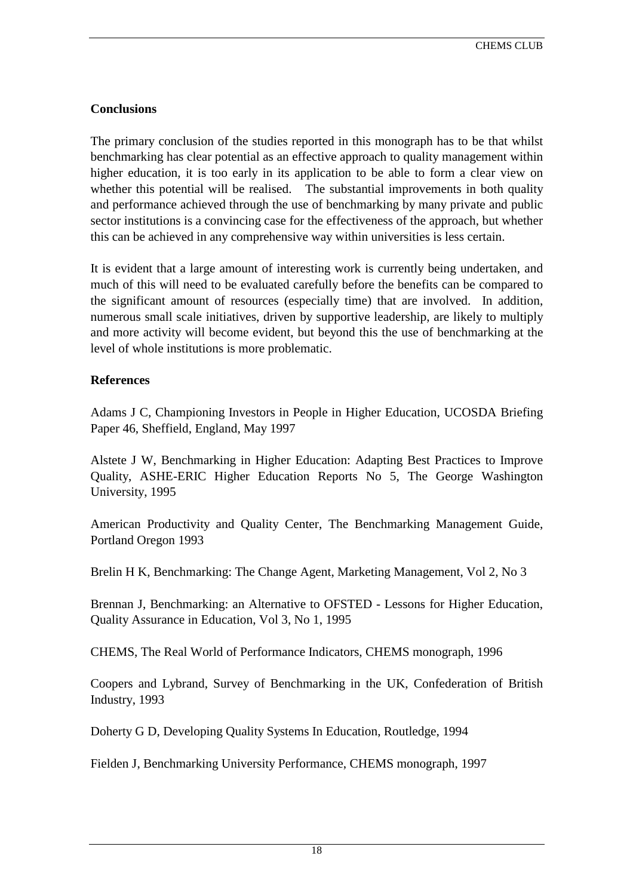**Conclusions**

The primary conclusion of the studies reported in this monograph has to be that whilst benchmarking has clear potential as an effective approach to quality management within higher education, it is too early in its application to be able to form a clear view on whether this potential will be realised. The substantial improvements in both quality and performance achieved through the use of benchmarking by many private and public sector institutions is a convincing case for the effectiveness of the approach, but whether this can be achieved in any comprehensive way within universities is less certain.

It is evident that a large amount of interesting work is currently being undertaken, and much of this will need to be evaluated carefully before the benefits can be compared to the significant amount of resources (especially time) that are involved. In addition, numerous small scale initiatives, driven by supportive leadership, are likely to multiply and more activity will become evident, but beyond this the use of benchmarking at the level of whole institutions is more problematic.

**References**

Adams J C, Championing Investors in People in Higher Education, UCOSDA Briefing Paper 46, Sheffield, England, May 1997

Alstete J W, Benchmarking in Higher Education: Adapting Best Practices to Improve Quality, ASHE-ERIC Higher Education Reports No 5, The George Washington University, 1995

American Productivity and Quality Center, The Benchmarking Management Guide, Portland Oregon 1993

Brelin H K, Benchmarking: The Change Agent, Marketing Management, Vol 2, No 3

Brennan J, Benchmarking: an Alternative to OFSTED - Lessons for Higher Education, Quality Assurance in Education, Vol 3, No 1, 1995

CHEMS, The Real World of Performance Indicators, CHEMS monograph, 1996

Coopers and Lybrand, Survey of Benchmarking in the UK, Confederation of British Industry, 1993

Doherty G D, Developing Quality Systems In Education, Routledge, 1994

Fielden J, Benchmarking University Performance, CHEMS monograph, 1997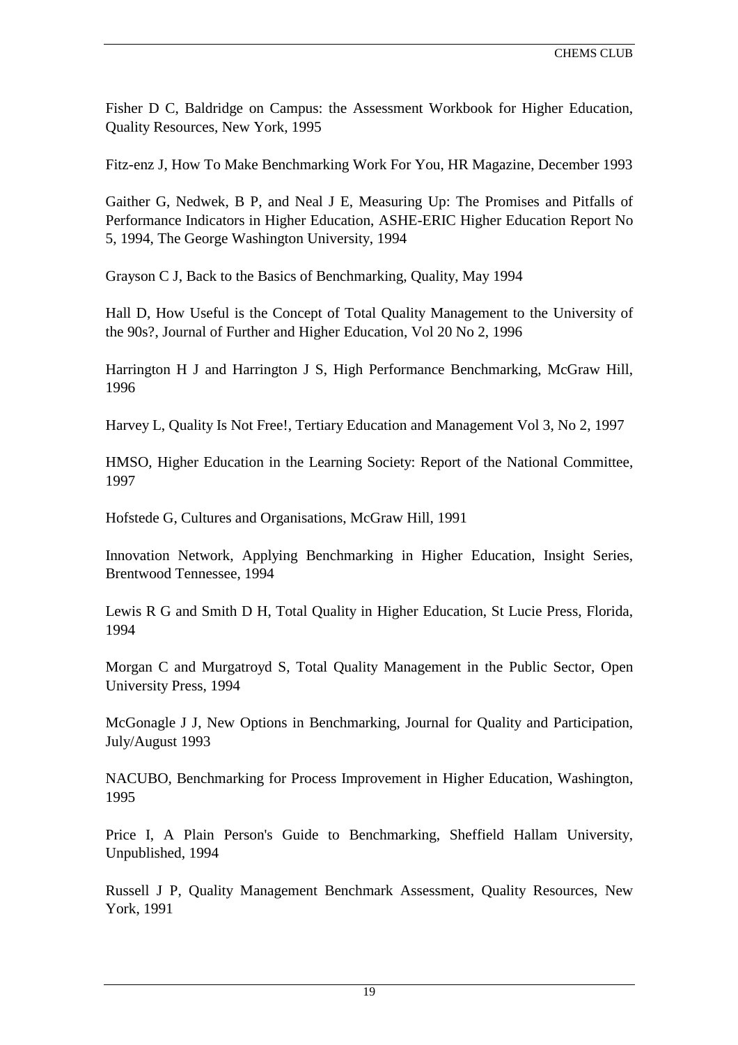Fisher D C, Baldridge on Campus: the Assessment Workbook for Higher Education, Quality Resources, New York, 1995

Fitz-enz J, How To Make Benchmarking Work For You, HR Magazine, December 1993

Gaither G, Nedwek, B P, and Neal J E, Measuring Up: The Promises and Pitfalls of Performance Indicators in Higher Education, ASHE-ERIC Higher Education Report No 5, 1994, The George Washington University, 1994

Grayson C J, Back to the Basics of Benchmarking, Quality, May 1994

Hall D, How Useful is the Concept of Total Quality Management to the University of the 90s?, Journal of Further and Higher Education, Vol 20 No 2, 1996

Harrington H J and Harrington J S, High Performance Benchmarking, McGraw Hill, 1996

Harvey L, Quality Is Not Free!, Tertiary Education and Management Vol 3, No 2, 1997

HMSO, Higher Education in the Learning Society: Report of the National Committee, 1997

Hofstede G, Cultures and Organisations, McGraw Hill, 1991

Innovation Network, Applying Benchmarking in Higher Education, Insight Series, Brentwood Tennessee, 1994

Lewis R G and Smith D H, Total Quality in Higher Education, St Lucie Press, Florida, 1994

Morgan C and Murgatroyd S, Total Quality Management in the Public Sector, Open University Press, 1994

McGonagle J J, New Options in Benchmarking, Journal for Quality and Participation, July/August 1993

NACUBO, Benchmarking for Process Improvement in Higher Education, Washington, 1995

Price I, A Plain Person's Guide to Benchmarking, Sheffield Hallam University, Unpublished, 1994

Russell J P, Quality Management Benchmark Assessment, Quality Resources, New York, 1991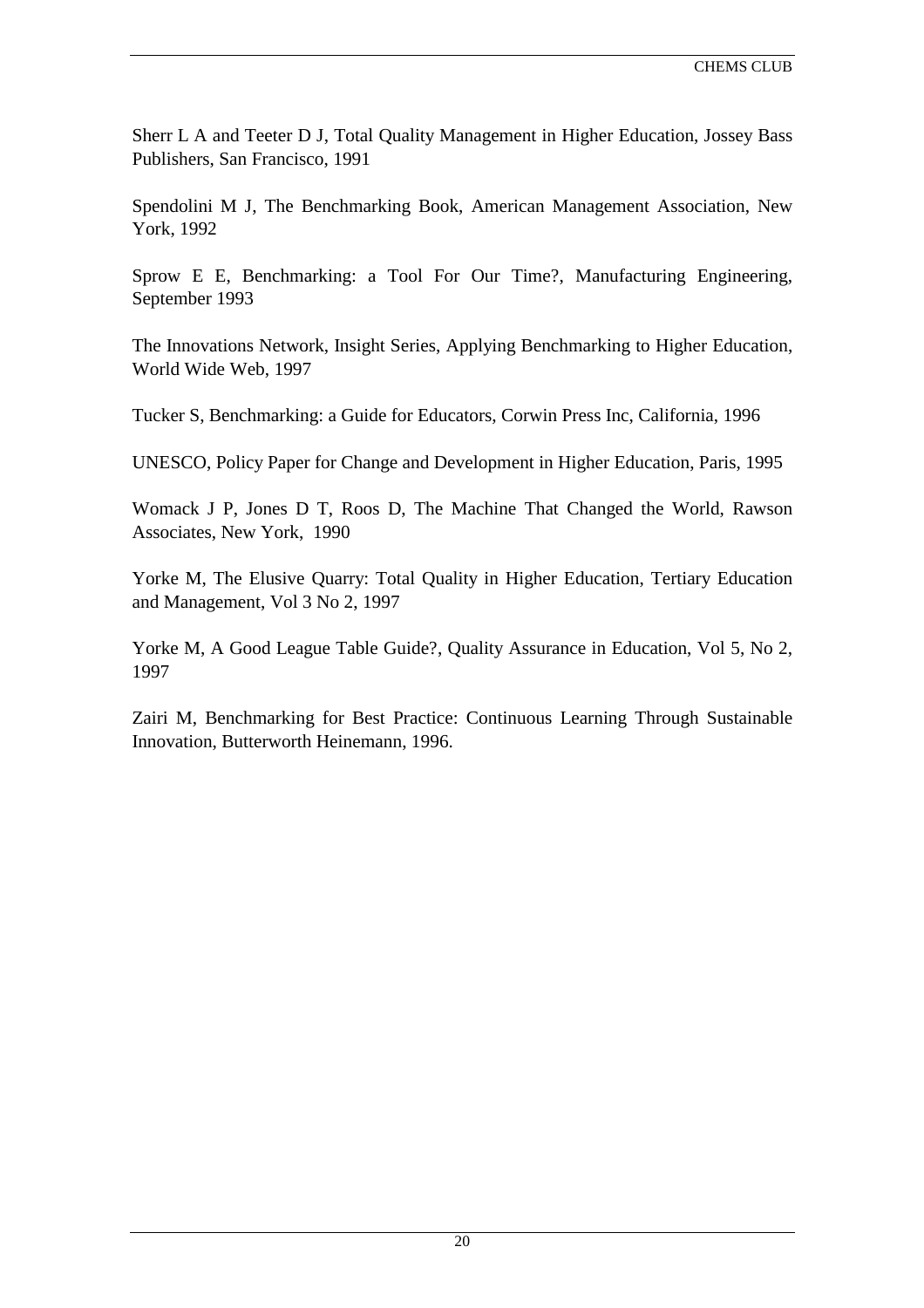Sherr L A and Teeter D J, Total Quality Management in Higher Education, Jossey Bass Publishers, San Francisco, 1991

Spendolini M J, The Benchmarking Book, American Management Association, New York, 1992

Sprow E E, Benchmarking: a Tool For Our Time?, Manufacturing Engineering, September 1993

The Innovations Network, Insight Series, Applying Benchmarking to Higher Education, World Wide Web, 1997

Tucker S, Benchmarking: a Guide for Educators, Corwin Press Inc, California, 1996

UNESCO, Policy Paper for Change and Development in Higher Education, Paris, 1995

Womack J P, Jones D T, Roos D, The Machine That Changed the World, Rawson Associates, New York, 1990

Yorke M, The Elusive Quarry: Total Quality in Higher Education, Tertiary Education and Management, Vol 3 No 2, 1997

Yorke M, A Good League Table Guide?, Quality Assurance in Education, Vol 5, No 2, 1997

Zairi M, Benchmarking for Best Practice: Continuous Learning Through Sustainable Innovation, Butterworth Heinemann, 1996.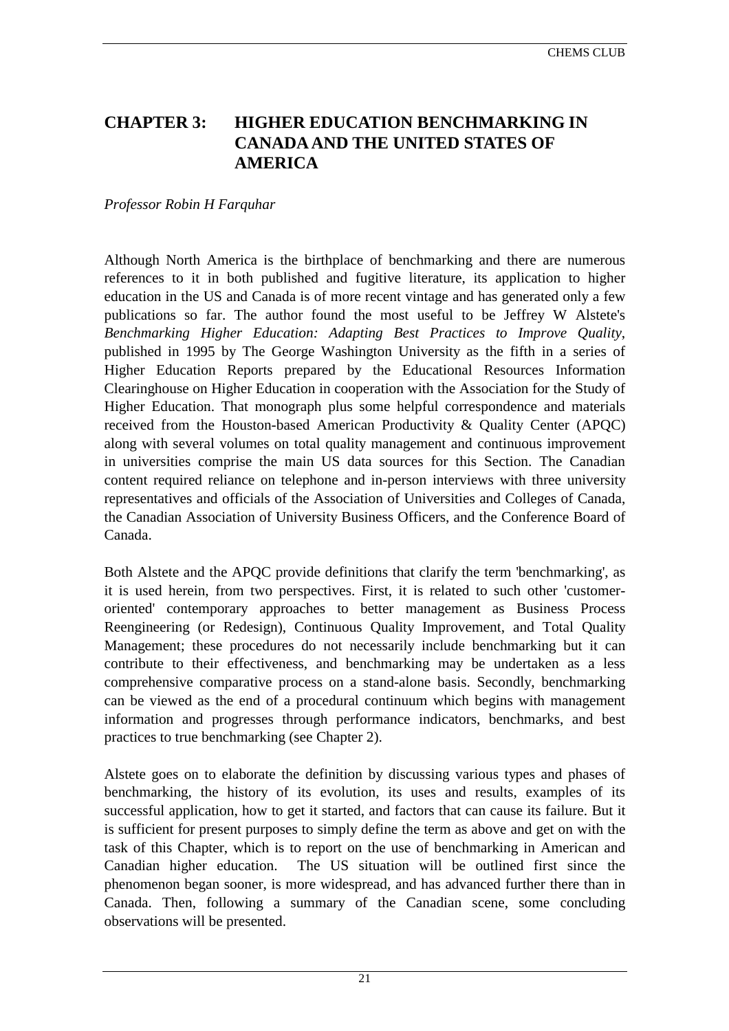# CHAPTER 3: HIGHER EDUCATION BENCHMARKING IN CANADA AND THE UNITED STATES OF AMERICA

*Professor Robin H Farquhar*

Although North America is the birthplace of benchmarking and there are numerous references to it in both published and fugitive literature, its application to higher education in the US and Canada is of more recent vintage and has generated only a few publications so far. The author found the most useful to be Jeffrey W Alstete's *Benchmarking Higher Education: Adapting Best Practices to Improve Quality*, published in 1995 by The George Washington University as the fifth in a series of Higher Education Reports prepared by the Educational Resources Information Clearinghouse on Higher Education in cooperation with the Association for the Study of Higher Education. That monograph plus some helpful correspondence and materials received from the Houston-based American Productivity & Quality Center (APQC) along with several volumes on total quality management and continuous improvement in universities comprise the main US data sources for this Section. The Canadian content required reliance on telephone and in-person interviews with three university representatives and officials of the Association of Universities and Colleges of Canada, the Canadian Association of University Business Officers, and the Conference Board of Canada.

Both Alstete and the APQC provide definitions that clarify the term 'benchmarking', as it is used herein, from two perspectives. First, it is related to such other 'customer-oriented' contemporary approaches to better management as Business Process Reengineering (or Redesign), Continuous Quality Improvement, and Total Quality Management; these procedures do not necessarily include benchmarking but it can contribute to their effectiveness, and benchmarking may be undertaken as a less comprehensive comparative process on a stand-alone basis. Secondly, benchmarking can be viewed as the end of a procedural continuum which begins with management information and progresses through performance indicators, benchmarks, and best practices to true benchmarking (see Chapter 2).

Alstete goes on to elaborate the definition by discussing various types and phases of benchmarking, the history of its evolution, its uses and results, examples of its successful application, how to get it started, and factors that can cause its failure. But it is sufficient for present purposes to simply define the term as above and get on with the task of this Chapter, which is to report on the use of benchmarking in American and Canadian higher education. The US situation will be outlined first since the phenomenon began sooner, is more widespread, and has advanced further there than in Canada. Then, following a summary of the Canadian scene, some concluding observations will be presented.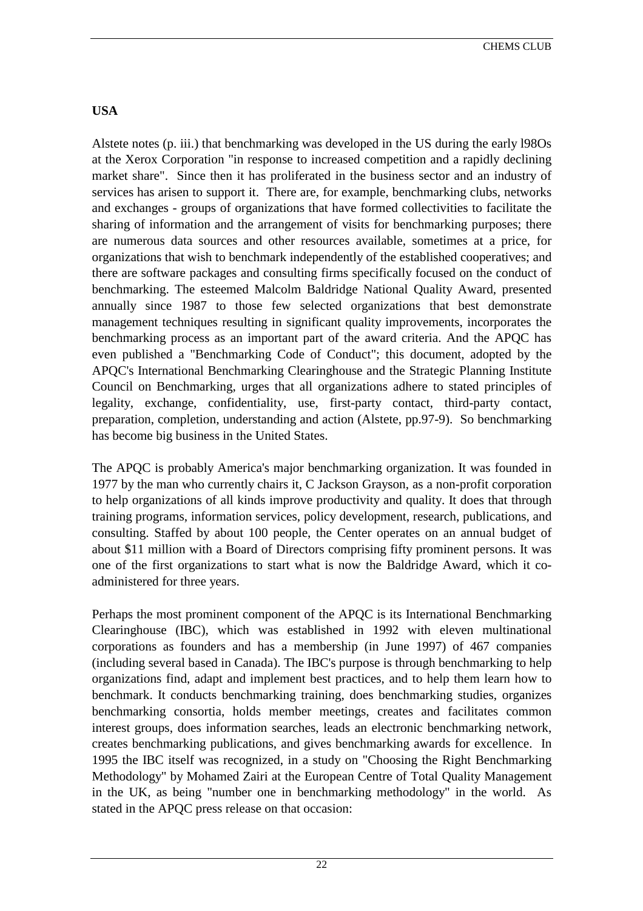**USA**

Alstete notes (p. iii.) that benchmarking was developed in the US during the early l98Os at the Xerox Corporation "in response to increased competition and a rapidly declining market share". Since then it has proliferated in the business sector and an industry of services has arisen to support it. There are, for example, benchmarking clubs, networks and exchanges - groups of organizations that have formed collectivities to facilitate the sharing of information and the arrangement of visits for benchmarking purposes; there are numerous data sources and other resources available, sometimes at a price, for organizations that wish to benchmark independently of the established cooperatives; and there are software packages and consulting firms specifically focused on the conduct of benchmarking. The esteemed Malcolm Baldridge National Quality Award, presented annually since 1987 to those few selected organizations that best demonstrate management techniques resulting in significant quality improvements, incorporates the benchmarking process as an important part of the award criteria. And the APQC has even published a "Benchmarking Code of Conduct"; this document, adopted by the APQC's International Benchmarking Clearinghouse and the Strategic Planning Institute Council on Benchmarking, urges that all organizations adhere to stated principles of legality, exchange, confidentiality, use, first-party contact, third-party contact, preparation, completion, understanding and action (Alstete, pp.97-9). So benchmarking has become big business in the United States.

The APQC is probably America's major benchmarking organization. It was founded in 1977 by the man who currently chairs it, C Jackson Grayson, as a non-profit corporation to help organizations of all kinds improve productivity and quality. It does that through training programs, information services, policy development, research, publications, and consulting. Staffed by about 100 people, the Center operates on an annual budget of about $11 million with a Board of Directors comprising fifty prominent persons. It was one of the first organizations to start what is now the Baldridge Award, which it co-administered for three years.

Perhaps the most prominent component of the APQC is its International Benchmarking Clearinghouse (IBC), which was established in 1992 with eleven multinational corporations as founders and has a membership (in June 1997) of 467 companies (including several based in Canada). The IBC's purpose is through benchmarking to help organizations find, adapt and implement best practices, and to help them learn how to benchmark. It conducts benchmarking training, does benchmarking studies, organizes benchmarking consortia, holds member meetings, creates and facilitates common interest groups, does information searches, leads an electronic benchmarking network, creates benchmarking publications, and gives benchmarking awards for excellence. In 1995 the IBC itself was recognized, in a study on "Choosing the Right Benchmarking Methodology" by Mohamed Zairi at the European Centre of Total Quality Management in the UK, as being "number one in benchmarking methodology" in the world. As stated in the APQC press release on that occasion: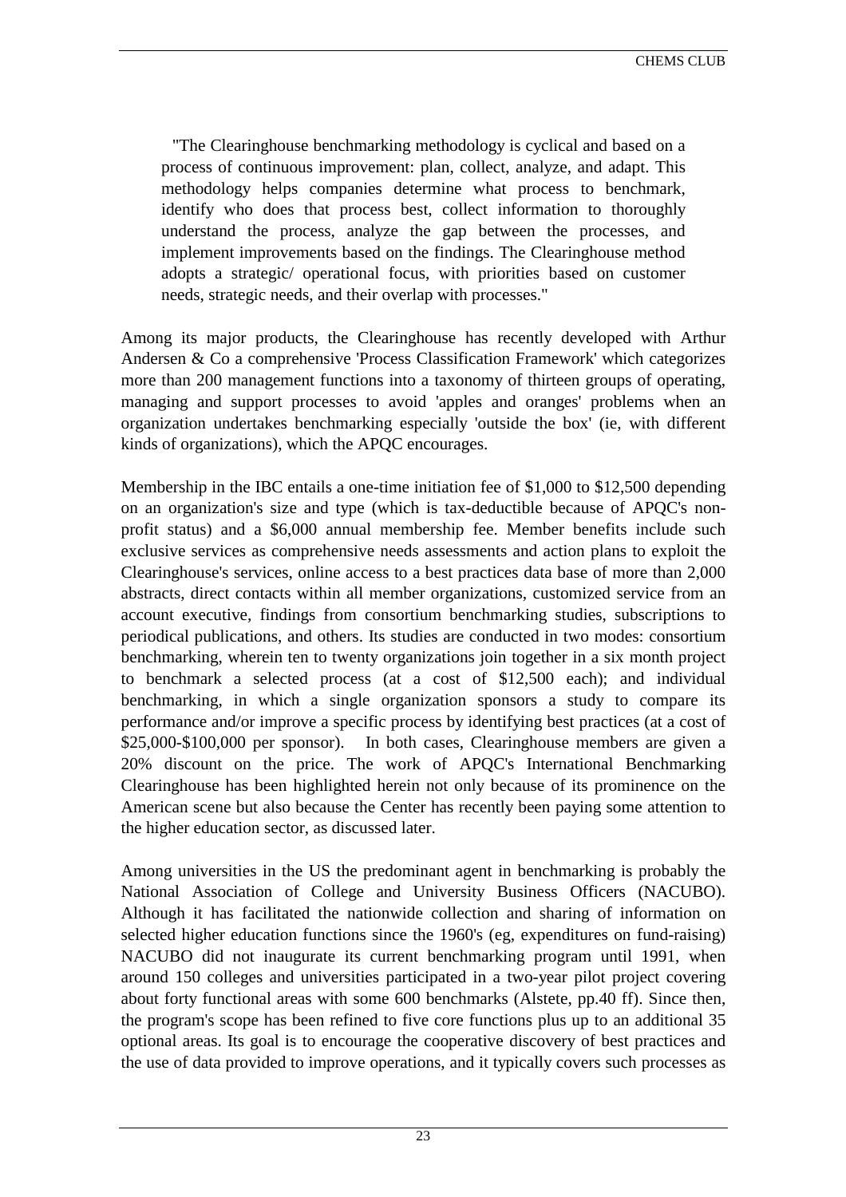> "The Clearinghouse benchmarking methodology is cyclical and based on a process of continuous improvement: plan, collect, analyze, and adapt. This methodology helps companies determine what process to benchmark, identify who does that process best, collect information to thoroughly understand the process, analyze the gap between the processes, and implement improvements based on the findings. The Clearinghouse method adopts a strategic/ operational focus, with priorities based on customer needs, strategic needs, and their overlap with processes."

Among its major products, the Clearinghouse has recently developed with Arthur Andersen & Co a comprehensive 'Process Classification Framework' which categorizes more than 200 management functions into a taxonomy of thirteen groups of operating, managing and support processes to avoid 'apples and oranges' problems when an organization undertakes benchmarking especially 'outside the box' (ie, with different kinds of organizations), which the APQC encourages.

Membership in the IBC entails a one-time initiation fee of $1,000 to $12,500 depending on an organization's size and type (which is tax-deductible because of APQC's non-profit status) and a $6,000 annual membership fee. Member benefits include such exclusive services as comprehensive needs assessments and action plans to exploit the Clearinghouse's services, online access to a best practices data base of more than 2,000 abstracts, direct contacts within all member organizations, customized service from an account executive, findings from consortium benchmarking studies, subscriptions to periodical publications, and others. Its studies are conducted in two modes: consortium benchmarking, wherein ten to twenty organizations join together in a six month project to benchmark a selected process (at a cost of $12,500 each); and individual benchmarking, in which a single organization sponsors a study to compare its performance and/or improve a specific process by identifying best practices (at a cost of $25,000-$100,000 per sponsor). In both cases, Clearinghouse members are given a 20% discount on the price. The work of APQC's International Benchmarking Clearinghouse has been highlighted herein not only because of its prominence on the American scene but also because the Center has recently been paying some attention to the higher education sector, as discussed later.

Among universities in the US the predominant agent in benchmarking is probably the National Association of College and University Business Officers (NACUBO). Although it has facilitated the nationwide collection and sharing of information on selected higher education functions since the 1960's (eg, expenditures on fund-raising) NACUBO did not inaugurate its current benchmarking program until 1991, when around 150 colleges and universities participated in a two-year pilot project covering about forty functional areas with some 600 benchmarks (Alstete, pp.40 ff). Since then, the program's scope has been refined to five core functions plus up to an additional 35 optional areas. Its goal is to encourage the cooperative discovery of best practices and the use of data provided to improve operations, and it typically covers such processes as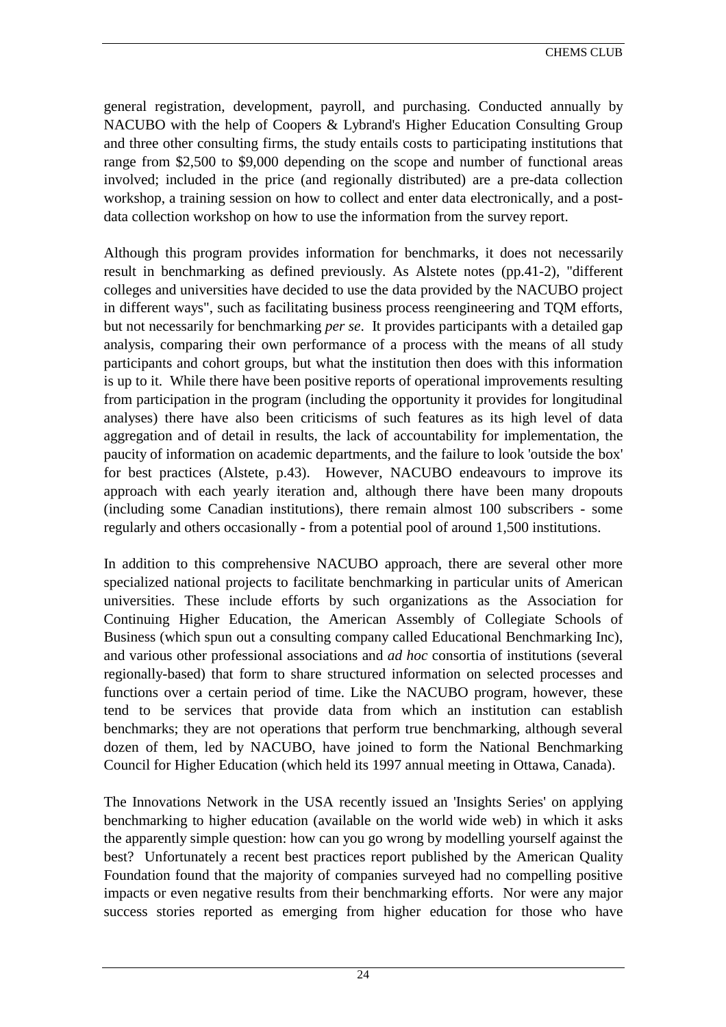general registration, development, payroll, and purchasing. Conducted annually by NACUBO with the help of Coopers & Lybrand's Higher Education Consulting Group and three other consulting firms, the study entails costs to participating institutions that range from $2,500 to $9,000 depending on the scope and number of functional areas involved; included in the price (and regionally distributed) are a pre-data collection workshop, a training session on how to collect and enter data electronically, and a post-data collection workshop on how to use the information from the survey report.

Although this program provides information for benchmarks, it does not necessarily result in benchmarking as defined previously. As Alstete notes (pp.41-2), "different colleges and universities have decided to use the data provided by the NACUBO project in different ways", such as facilitating business process reengineering and TQM efforts, but not necessarily for benchmarking *per se*. It provides participants with a detailed gap analysis, comparing their own performance of a process with the means of all study participants and cohort groups, but what the institution then does with this information is up to it. While there have been positive reports of operational improvements resulting from participation in the program (including the opportunity it provides for longitudinal analyses) there have also been criticisms of such features as its high level of data aggregation and of detail in results, the lack of accountability for implementation, the paucity of information on academic departments, and the failure to look 'outside the box' for best practices (Alstete, p.43). However, NACUBO endeavours to improve its approach with each yearly iteration and, although there have been many dropouts (including some Canadian institutions), there remain almost 100 subscribers - some regularly and others occasionally - from a potential pool of around 1,500 institutions.

In addition to this comprehensive NACUBO approach, there are several other more specialized national projects to facilitate benchmarking in particular units of American universities. These include efforts by such organizations as the Association for Continuing Higher Education, the American Assembly of Collegiate Schools of Business (which spun out a consulting company called Educational Benchmarking Inc), and various other professional associations and *ad hoc* consortia of institutions (several regionally-based) that form to share structured information on selected processes and functions over a certain period of time. Like the NACUBO program, however, these tend to be services that provide data from which an institution can establish benchmarks; they are not operations that perform true benchmarking, although several dozen of them, led by NACUBO, have joined to form the National Benchmarking Council for Higher Education (which held its 1997 annual meeting in Ottawa, Canada).

The Innovations Network in the USA recently issued an 'Insights Series' on applying benchmarking to higher education (available on the world wide web) in which it asks the apparently simple question: how can you go wrong by modelling yourself against the best? Unfortunately a recent best practices report published by the American Quality Foundation found that the majority of companies surveyed had no compelling positive impacts or even negative results from their benchmarking efforts. Nor were any major success stories reported as emerging from higher education for those who have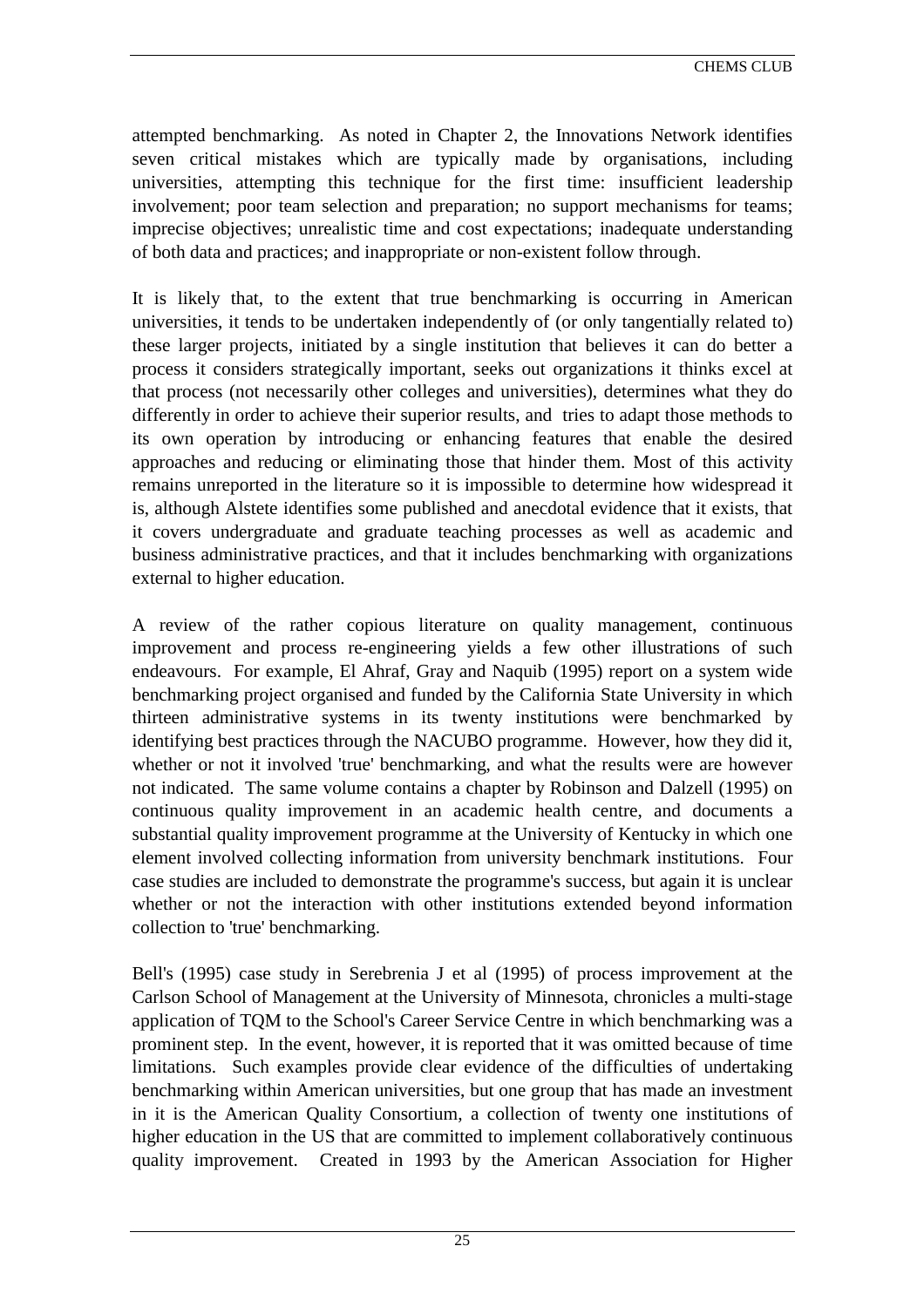attempted benchmarking. As noted in Chapter 2, the Innovations Network identifies seven critical mistakes which are typically made by organisations, including universities, attempting this technique for the first time: insufficient leadership involvement; poor team selection and preparation; no support mechanisms for teams; imprecise objectives; unrealistic time and cost expectations; inadequate understanding of both data and practices; and inappropriate or non-existent follow through.

It is likely that, to the extent that true benchmarking is occurring in American universities, it tends to be undertaken independently of (or only tangentially related to) these larger projects, initiated by a single institution that believes it can do better a process it considers strategically important, seeks out organizations it thinks excel at that process (not necessarily other colleges and universities), determines what they do differently in order to achieve their superior results, and tries to adapt those methods to its own operation by introducing or enhancing features that enable the desired approaches and reducing or eliminating those that hinder them. Most of this activity remains unreported in the literature so it is impossible to determine how widespread it is, although Alstete identifies some published and anecdotal evidence that it exists, that it covers undergraduate and graduate teaching processes as well as academic and business administrative practices, and that it includes benchmarking with organizations external to higher education.

A review of the rather copious literature on quality management, continuous improvement and process re-engineering yields a few other illustrations of such endeavours. For example, El Ahraf, Gray and Naquib (1995) report on a system wide benchmarking project organised and funded by the California State University in which thirteen administrative systems in its twenty institutions were benchmarked by identifying best practices through the NACUBO programme. However, how they did it, whether or not it involved 'true' benchmarking, and what the results were are however not indicated. The same volume contains a chapter by Robinson and Dalzell (1995) on continuous quality improvement in an academic health centre, and documents a substantial quality improvement programme at the University of Kentucky in which one element involved collecting information from university benchmark institutions. Four case studies are included to demonstrate the programme's success, but again it is unclear whether or not the interaction with other institutions extended beyond information collection to 'true' benchmarking.

Bell's (1995) case study in Serebrenia J et al (1995) of process improvement at the Carlson School of Management at the University of Minnesota, chronicles a multi-stage application of TQM to the School's Career Service Centre in which benchmarking was a prominent step. In the event, however, it is reported that it was omitted because of time limitations. Such examples provide clear evidence of the difficulties of undertaking benchmarking within American universities, but one group that has made an investment in it is the American Quality Consortium, a collection of twenty one institutions of higher education in the US that are committed to implement collaboratively continuous quality improvement. Created in 1993 by the American Association for Higher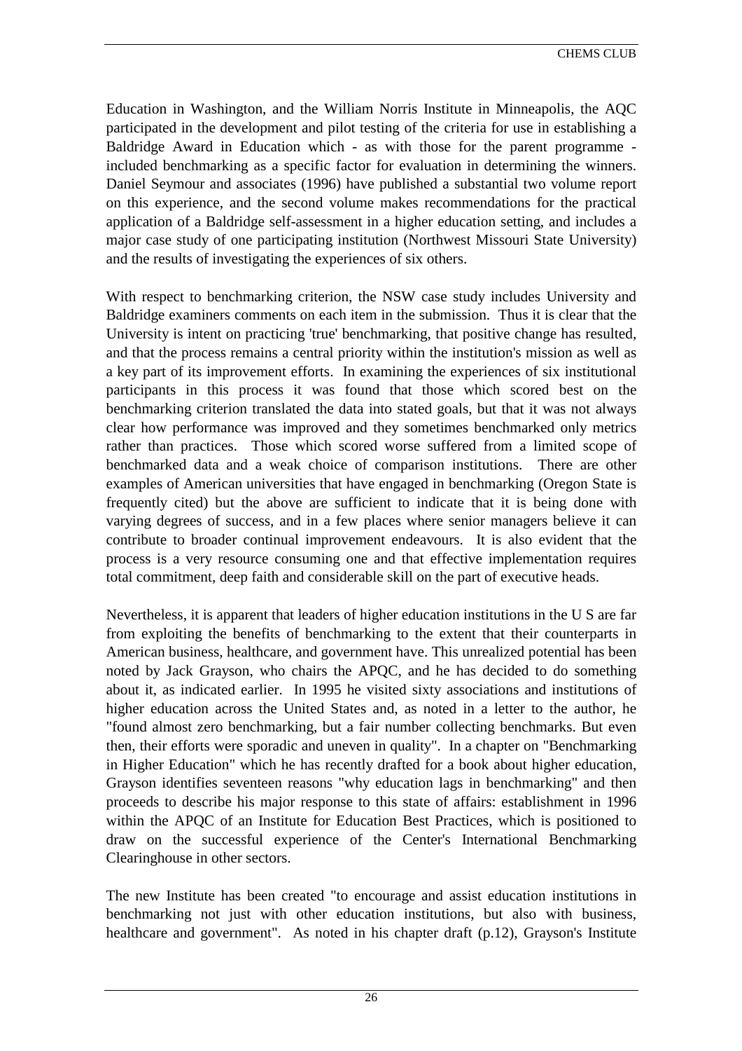Education in Washington, and the William Norris Institute in Minneapolis, the AQC participated in the development and pilot testing of the criteria for use in establishing a Baldridge Award in Education which - as with those for the parent programme - included benchmarking as a specific factor for evaluation in determining the winners. Daniel Seymour and associates (1996) have published a substantial two volume report on this experience, and the second volume makes recommendations for the practical application of a Baldridge self-assessment in a higher education setting, and includes a major case study of one participating institution (Northwest Missouri State University) and the results of investigating the experiences of six others.

With respect to benchmarking criterion, the NSW case study includes University and Baldridge examiners comments on each item in the submission. Thus it is clear that the University is intent on practicing 'true' benchmarking, that positive change has resulted, and that the process remains a central priority within the institution's mission as well as a key part of its improvement efforts. In examining the experiences of six institutional participants in this process it was found that those which scored best on the benchmarking criterion translated the data into stated goals, but that it was not always clear how performance was improved and they sometimes benchmarked only metrics rather than practices. Those which scored worse suffered from a limited scope of benchmarked data and a weak choice of comparison institutions. There are other examples of American universities that have engaged in benchmarking (Oregon State is frequently cited) but the above are sufficient to indicate that it is being done with varying degrees of success, and in a few places where senior managers believe it can contribute to broader continual improvement endeavours. It is also evident that the process is a very resource consuming one and that effective implementation requires total commitment, deep faith and considerable skill on the part of executive heads.

Nevertheless, it is apparent that leaders of higher education institutions in the U S are far from exploiting the benefits of benchmarking to the extent that their counterparts in American business, healthcare, and government have. This unrealized potential has been noted by Jack Grayson, who chairs the APQC, and he has decided to do something about it, as indicated earlier. In 1995 he visited sixty associations and institutions of higher education across the United States and, as noted in a letter to the author, he "found almost zero benchmarking, but a fair number collecting benchmarks. But even then, their efforts were sporadic and uneven in quality". In a chapter on "Benchmarking in Higher Education" which he has recently drafted for a book about higher education, Grayson identifies seventeen reasons "why education lags in benchmarking" and then proceeds to describe his major response to this state of affairs: establishment in 1996 within the APQC of an Institute for Education Best Practices, which is positioned to draw on the successful experience of the Center's International Benchmarking Clearinghouse in other sectors.

The new Institute has been created "to encourage and assist education institutions in benchmarking not just with other education institutions, but also with business, healthcare and government". As noted in his chapter draft (p.12), Grayson's Institute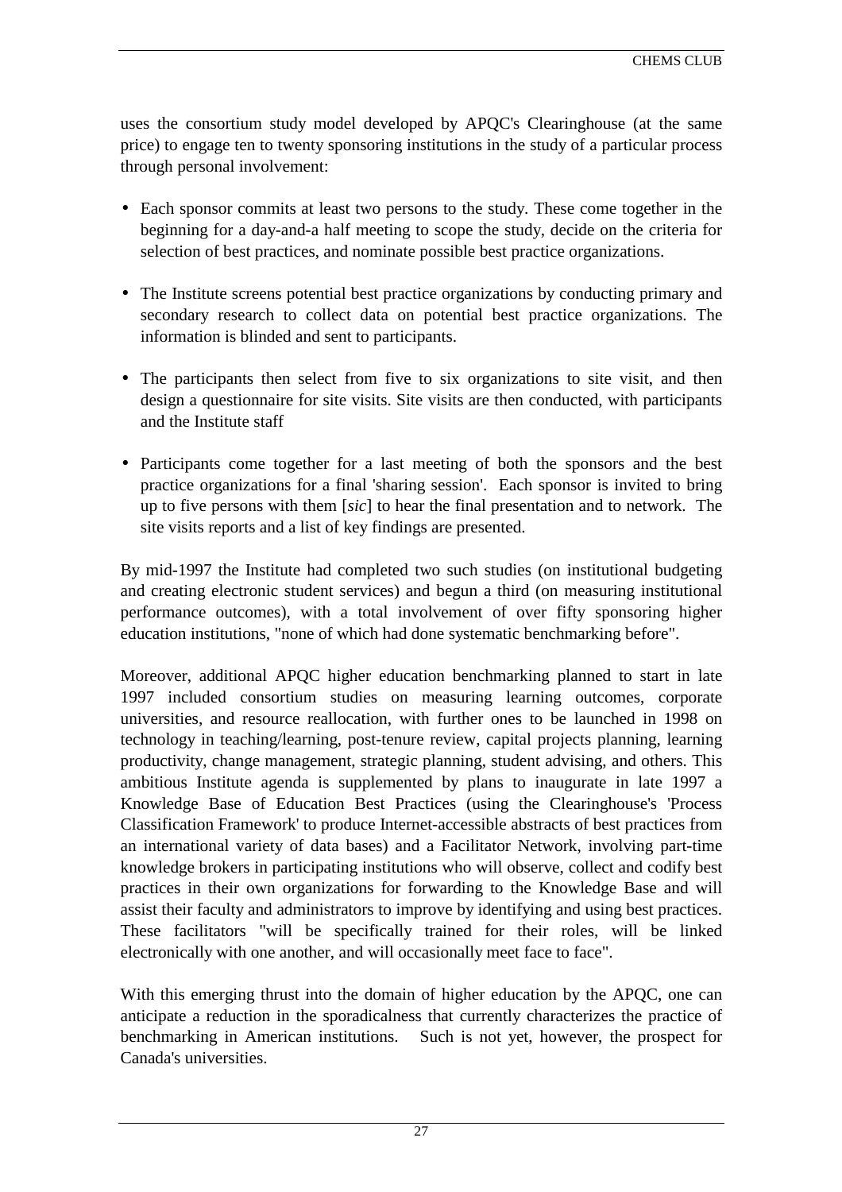uses the consortium study model developed by APQC's Clearinghouse (at the same price) to engage ten to twenty sponsoring institutions in the study of a particular process through personal involvement:

- Each sponsor commits at least two persons to the study. These come together in the beginning for a day-and-a half meeting to scope the study, decide on the criteria for selection of best practices, and nominate possible best practice organizations.
- The Institute screens potential best practice organizations by conducting primary and secondary research to collect data on potential best practice organizations. The information is blinded and sent to participants.
- The participants then select from five to six organizations to site visit, and then design a questionnaire for site visits. Site visits are then conducted, with participants and the Institute staff
- Participants come together for a last meeting of both the sponsors and the best practice organizations for a final 'sharing session'. Each sponsor is invited to bring up to five persons with them [*sic*] to hear the final presentation and to network. The site visits reports and a list of key findings are presented.

By mid-1997 the Institute had completed two such studies (on institutional budgeting and creating electronic student services) and begun a third (on measuring institutional performance outcomes), with a total involvement of over fifty sponsoring higher education institutions, "none of which had done systematic benchmarking before".

Moreover, additional APQC higher education benchmarking planned to start in late 1997 included consortium studies on measuring learning outcomes, corporate universities, and resource reallocation, with further ones to be launched in 1998 on technology in teaching/learning, post-tenure review, capital projects planning, learning productivity, change management, strategic planning, student advising, and others. This ambitious Institute agenda is supplemented by plans to inaugurate in late 1997 a Knowledge Base of Education Best Practices (using the Clearinghouse's 'Process Classification Framework' to produce Internet-accessible abstracts of best practices from an international variety of data bases) and a Facilitator Network, involving part-time knowledge brokers in participating institutions who will observe, collect and codify best practices in their own organizations for forwarding to the Knowledge Base and will assist their faculty and administrators to improve by identifying and using best practices. These facilitators "will be specifically trained for their roles, will be linked electronically with one another, and will occasionally meet face to face".

With this emerging thrust into the domain of higher education by the APQC, one can anticipate a reduction in the sporadicalness that currently characterizes the practice of benchmarking in American institutions. Such is not yet, however, the prospect for Canada's universities.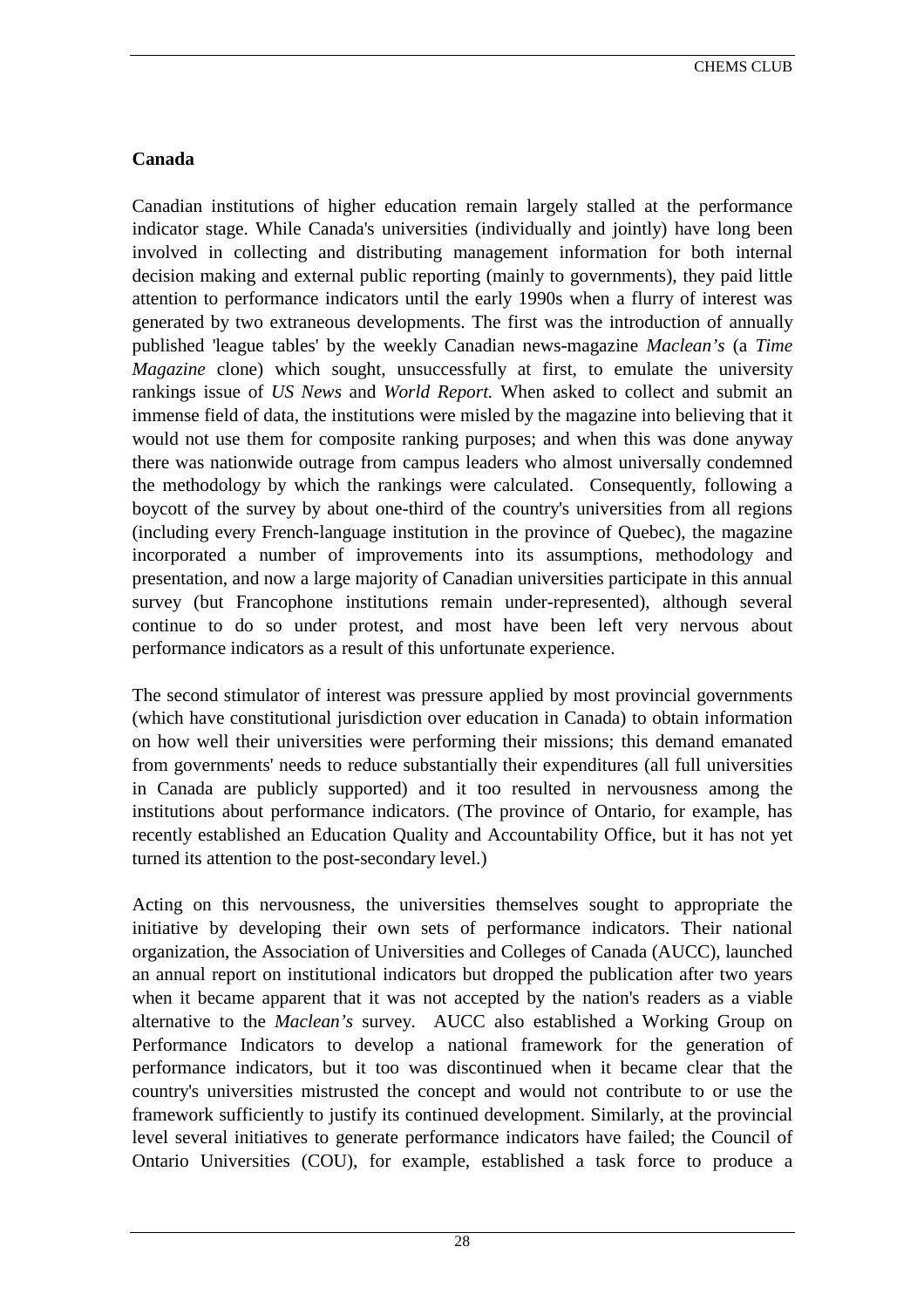**Canada**

Canadian institutions of higher education remain largely stalled at the performance indicator stage. While Canada's universities (individually and jointly) have long been involved in collecting and distributing management information for both internal decision making and external public reporting (mainly to governments), they paid little attention to performance indicators until the early 1990s when a flurry of interest was generated by two extraneous developments. The first was the introduction of annually published 'league tables' by the weekly Canadian news-magazine *Maclean's* (a *Time Magazine* clone) which sought, unsuccessfully at first, to emulate the university rankings issue of *US News* and *World Report.* When asked to collect and submit an immense field of data, the institutions were misled by the magazine into believing that it would not use them for composite ranking purposes; and when this was done anyway there was nationwide outrage from campus leaders who almost universally condemned the methodology by which the rankings were calculated. Consequently, following a boycott of the survey by about one-third of the country's universities from all regions (including every French-language institution in the province of Quebec), the magazine incorporated a number of improvements into its assumptions, methodology and presentation, and now a large majority of Canadian universities participate in this annual survey (but Francophone institutions remain under-represented), although several continue to do so under protest, and most have been left very nervous about performance indicators as a result of this unfortunate experience.

The second stimulator of interest was pressure applied by most provincial governments (which have constitutional jurisdiction over education in Canada) to obtain information on how well their universities were performing their missions; this demand emanated from governments' needs to reduce substantially their expenditures (all full universities in Canada are publicly supported) and it too resulted in nervousness among the institutions about performance indicators. (The province of Ontario, for example, has recently established an Education Quality and Accountability Office, but it has not yet turned its attention to the post-secondary level.)

Acting on this nervousness, the universities themselves sought to appropriate the initiative by developing their own sets of performance indicators. Their national organization, the Association of Universities and Colleges of Canada (AUCC), launched an annual report on institutional indicators but dropped the publication after two years when it became apparent that it was not accepted by the nation's readers as a viable alternative to the *Maclean's* survey. AUCC also established a Working Group on Performance Indicators to develop a national framework for the generation of performance indicators, but it too was discontinued when it became clear that the country's universities mistrusted the concept and would not contribute to or use the framework sufficiently to justify its continued development. Similarly, at the provincial level several initiatives to generate performance indicators have failed; the Council of Ontario Universities (COU), for example, established a task force to produce a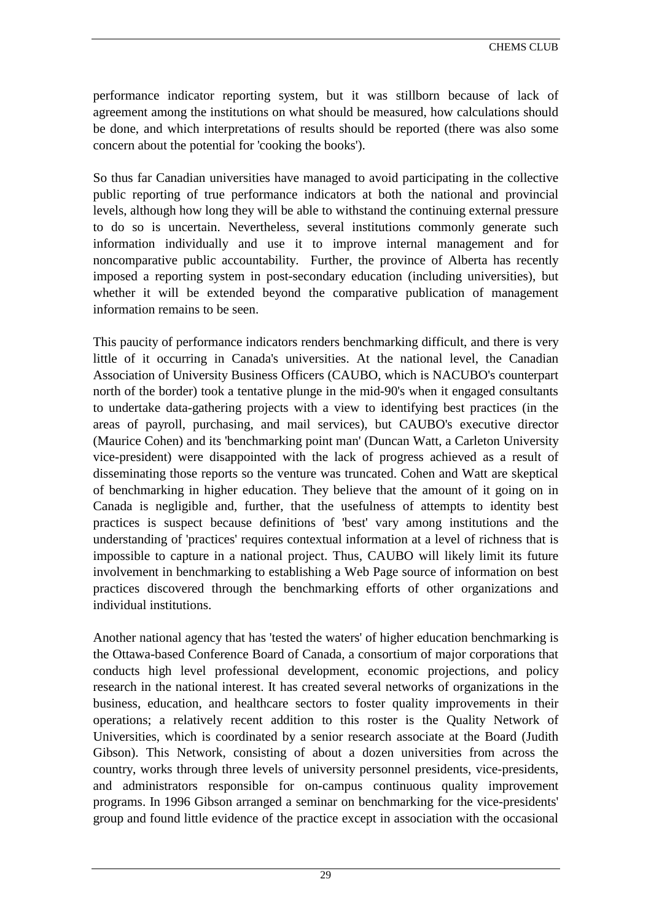performance indicator reporting system, but it was stillborn because of lack of agreement among the institutions on what should be measured, how calculations should be done, and which interpretations of results should be reported (there was also some concern about the potential for 'cooking the books').

So thus far Canadian universities have managed to avoid participating in the collective public reporting of true performance indicators at both the national and provincial levels, although how long they will be able to withstand the continuing external pressure to do so is uncertain. Nevertheless, several institutions commonly generate such information individually and use it to improve internal management and for noncomparative public accountability. Further, the province of Alberta has recently imposed a reporting system in post-secondary education (including universities), but whether it will be extended beyond the comparative publication of management information remains to be seen.

This paucity of performance indicators renders benchmarking difficult, and there is very little of it occurring in Canada's universities. At the national level, the Canadian Association of University Business Officers (CAUBO, which is NACUBO's counterpart north of the border) took a tentative plunge in the mid-90's when it engaged consultants to undertake data-gathering projects with a view to identifying best practices (in the areas of payroll, purchasing, and mail services), but CAUBO's executive director (Maurice Cohen) and its 'benchmarking point man' (Duncan Watt, a Carleton University vice-president) were disappointed with the lack of progress achieved as a result of disseminating those reports so the venture was truncated. Cohen and Watt are skeptical of benchmarking in higher education. They believe that the amount of it going on in Canada is negligible and, further, that the usefulness of attempts to identity best practices is suspect because definitions of 'best' vary among institutions and the understanding of 'practices' requires contextual information at a level of richness that is impossible to capture in a national project. Thus, CAUBO will likely limit its future involvement in benchmarking to establishing a Web Page source of information on best practices discovered through the benchmarking efforts of other organizations and individual institutions.

Another national agency that has 'tested the waters' of higher education benchmarking is the Ottawa-based Conference Board of Canada, a consortium of major corporations that conducts high level professional development, economic projections, and policy research in the national interest. It has created several networks of organizations in the business, education, and healthcare sectors to foster quality improvements in their operations; a relatively recent addition to this roster is the Quality Network of Universities, which is coordinated by a senior research associate at the Board (Judith Gibson). This Network, consisting of about a dozen universities from across the country, works through three levels of university personnel presidents, vice-presidents, and administrators responsible for on-campus continuous quality improvement programs. In 1996 Gibson arranged a seminar on benchmarking for the vice-presidents' group and found little evidence of the practice except in association with the occasional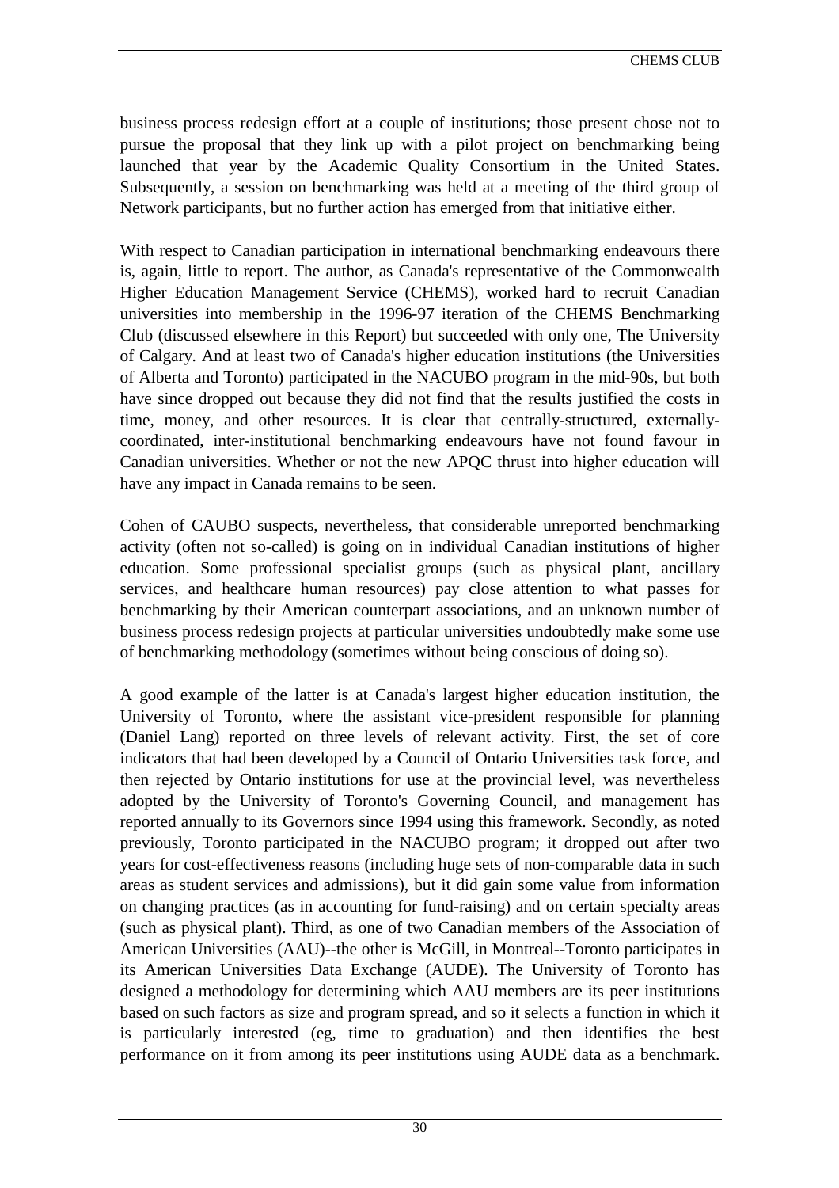business process redesign effort at a couple of institutions; those present chose not to pursue the proposal that they link up with a pilot project on benchmarking being launched that year by the Academic Quality Consortium in the United States. Subsequently, a session on benchmarking was held at a meeting of the third group of Network participants, but no further action has emerged from that initiative either.

With respect to Canadian participation in international benchmarking endeavours there is, again, little to report. The author, as Canada's representative of the Commonwealth Higher Education Management Service (CHEMS), worked hard to recruit Canadian universities into membership in the 1996-97 iteration of the CHEMS Benchmarking Club (discussed elsewhere in this Report) but succeeded with only one, The University of Calgary. And at least two of Canada's higher education institutions (the Universities of Alberta and Toronto) participated in the NACUBO program in the mid-90s, but both have since dropped out because they did not find that the results justified the costs in time, money, and other resources. It is clear that centrally-structured, externally-coordinated, inter-institutional benchmarking endeavours have not found favour in Canadian universities. Whether or not the new APQC thrust into higher education will have any impact in Canada remains to be seen.

Cohen of CAUBO suspects, nevertheless, that considerable unreported benchmarking activity (often not so-called) is going on in individual Canadian institutions of higher education. Some professional specialist groups (such as physical plant, ancillary services, and healthcare human resources) pay close attention to what passes for benchmarking by their American counterpart associations, and an unknown number of business process redesign projects at particular universities undoubtedly make some use of benchmarking methodology (sometimes without being conscious of doing so).

A good example of the latter is at Canada's largest higher education institution, the University of Toronto, where the assistant vice-president responsible for planning (Daniel Lang) reported on three levels of relevant activity. First, the set of core indicators that had been developed by a Council of Ontario Universities task force, and then rejected by Ontario institutions for use at the provincial level, was nevertheless adopted by the University of Toronto's Governing Council, and management has reported annually to its Governors since 1994 using this framework. Secondly, as noted previously, Toronto participated in the NACUBO program; it dropped out after two years for cost-effectiveness reasons (including huge sets of non-comparable data in such areas as student services and admissions), but it did gain some value from information on changing practices (as in accounting for fund-raising) and on certain specialty areas (such as physical plant). Third, as one of two Canadian members of the Association of American Universities (AAU)--the other is McGill, in Montreal--Toronto participates in its American Universities Data Exchange (AUDE). The University of Toronto has designed a methodology for determining which AAU members are its peer institutions based on such factors as size and program spread, and so it selects a function in which it is particularly interested (eg, time to graduation) and then identifies the best performance on it from among its peer institutions using AUDE data as a benchmark.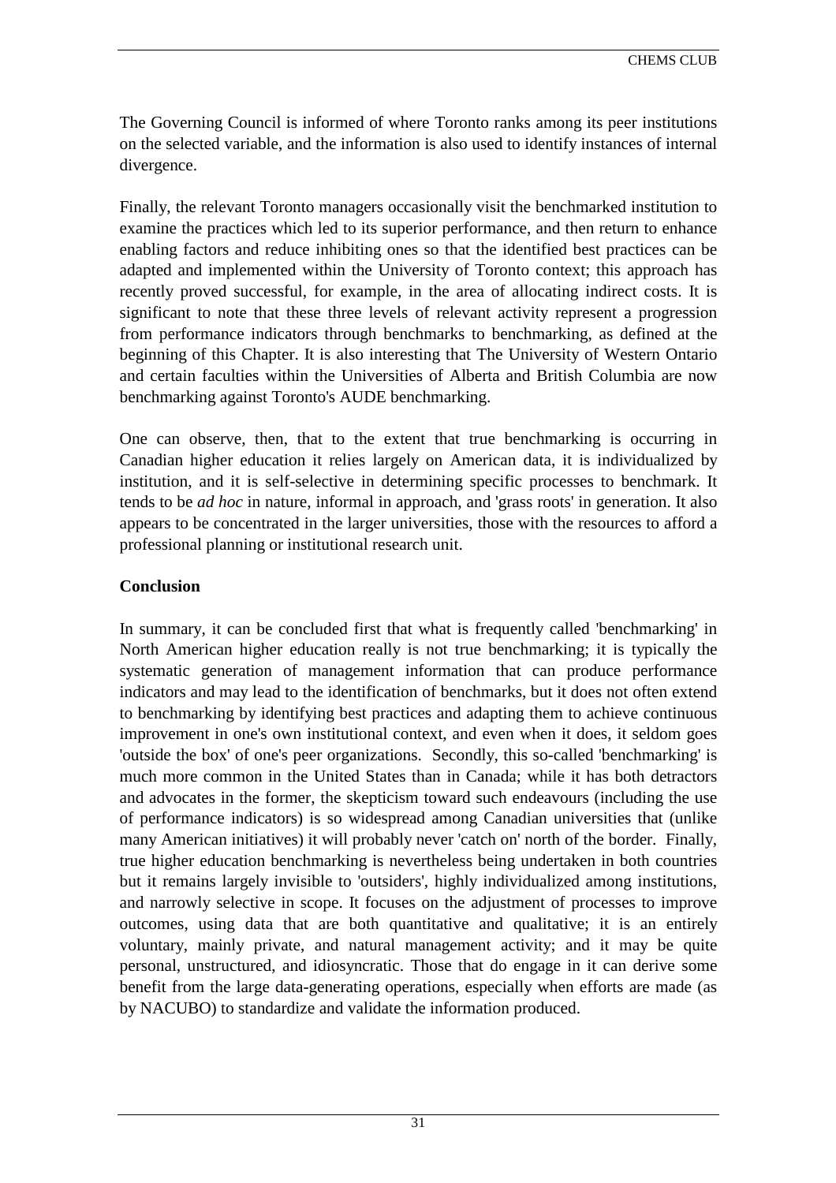The Governing Council is informed of where Toronto ranks among its peer institutions on the selected variable, and the information is also used to identify instances of internal divergence.

Finally, the relevant Toronto managers occasionally visit the benchmarked institution to examine the practices which led to its superior performance, and then return to enhance enabling factors and reduce inhibiting ones so that the identified best practices can be adapted and implemented within the University of Toronto context; this approach has recently proved successful, for example, in the area of allocating indirect costs. It is significant to note that these three levels of relevant activity represent a progression from performance indicators through benchmarks to benchmarking, as defined at the beginning of this Chapter. It is also interesting that The University of Western Ontario and certain faculties within the Universities of Alberta and British Columbia are now benchmarking against Toronto's AUDE benchmarking.

One can observe, then, that to the extent that true benchmarking is occurring in Canadian higher education it relies largely on American data, it is individualized by institution, and it is self-selective in determining specific processes to benchmark. It tends to be *ad hoc* in nature, informal in approach, and 'grass roots' in generation. It also appears to be concentrated in the larger universities, those with the resources to afford a professional planning or institutional research unit.

**Conclusion**

In summary, it can be concluded first that what is frequently called 'benchmarking' in North American higher education really is not true benchmarking; it is typically the systematic generation of management information that can produce performance indicators and may lead to the identification of benchmarks, but it does not often extend to benchmarking by identifying best practices and adapting them to achieve continuous improvement in one's own institutional context, and even when it does, it seldom goes 'outside the box' of one's peer organizations. Secondly, this so-called 'benchmarking' is much more common in the United States than in Canada; while it has both detractors and advocates in the former, the skepticism toward such endeavours (including the use of performance indicators) is so widespread among Canadian universities that (unlike many American initiatives) it will probably never 'catch on' north of the border. Finally, true higher education benchmarking is nevertheless being undertaken in both countries but it remains largely invisible to 'outsiders', highly individualized among institutions, and narrowly selective in scope. It focuses on the adjustment of processes to improve outcomes, using data that are both quantitative and qualitative; it is an entirely voluntary, mainly private, and natural management activity; and it may be quite personal, unstructured, and idiosyncratic. Those that do engage in it can derive some benefit from the large data-generating operations, especially when efforts are made (as by NACUBO) to standardize and validate the information produced.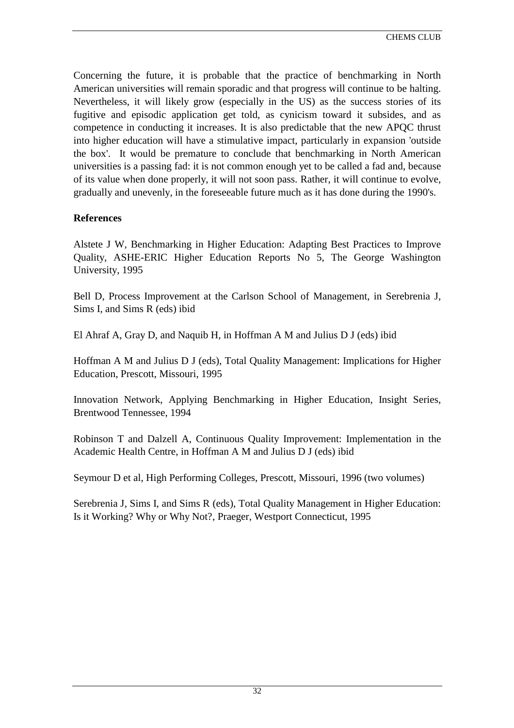Concerning the future, it is probable that the practice of benchmarking in North American universities will remain sporadic and that progress will continue to be halting. Nevertheless, it will likely grow (especially in the US) as the success stories of its fugitive and episodic application get told, as cynicism toward it subsides, and as competence in conducting it increases. It is also predictable that the new APQC thrust into higher education will have a stimulative impact, particularly in expansion 'outside the box'. It would be premature to conclude that benchmarking in North American universities is a passing fad: it is not common enough yet to be called a fad and, because of its value when done properly, it will not soon pass. Rather, it will continue to evolve, gradually and unevenly, in the foreseeable future much as it has done during the 1990's.

**References**

Alstete J W, Benchmarking in Higher Education: Adapting Best Practices to Improve Quality, ASHE-ERIC Higher Education Reports No 5, The George Washington University, 1995

Bell D, Process Improvement at the Carlson School of Management, in Serebrenia J, Sims I, and Sims R (eds) ibid

El Ahraf A, Gray D, and Naquib H, in Hoffman A M and Julius D J (eds) ibid

Hoffman A M and Julius D J (eds), Total Quality Management: Implications for Higher Education, Prescott, Missouri, 1995

Innovation Network, Applying Benchmarking in Higher Education, Insight Series, Brentwood Tennessee, 1994

Robinson T and Dalzell A, Continuous Quality Improvement: Implementation in the Academic Health Centre, in Hoffman A M and Julius D J (eds) ibid

Seymour D et al, High Performing Colleges, Prescott, Missouri, 1996 (two volumes)

Serebrenia J, Sims I, and Sims R (eds), Total Quality Management in Higher Education: Is it Working? Why or Why Not?, Praeger, Westport Connecticut, 1995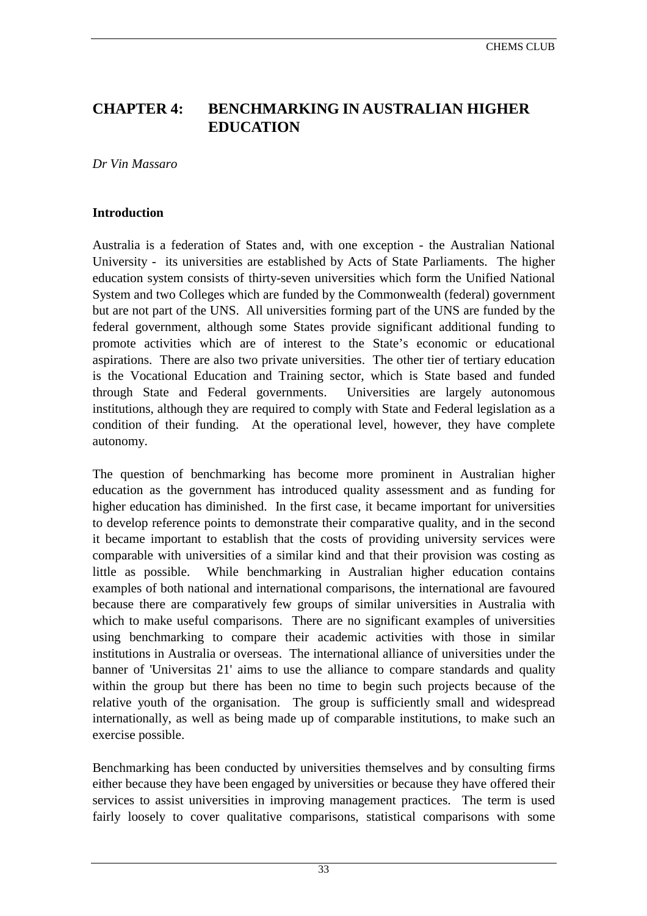# CHAPTER 4: BENCHMARKING IN AUSTRALIAN HIGHER EDUCATION

*Dr Vin Massaro*

## Introduction

Australia is a federation of States and, with one exception - the Australian National University - its universities are established by Acts of State Parliaments. The higher education system consists of thirty-seven universities which form the Unified National System and two Colleges which are funded by the Commonwealth (federal) government but are not part of the UNS. All universities forming part of the UNS are funded by the federal government, although some States provide significant additional funding to promote activities which are of interest to the State's economic or educational aspirations. There are also two private universities. The other tier of tertiary education is the Vocational Education and Training sector, which is State based and funded through State and Federal governments. Universities are largely autonomous institutions, although they are required to comply with State and Federal legislation as a condition of their funding. At the operational level, however, they have complete autonomy.

The question of benchmarking has become more prominent in Australian higher education as the government has introduced quality assessment and as funding for higher education has diminished. In the first case, it became important for universities to develop reference points to demonstrate their comparative quality, and in the second it became important to establish that the costs of providing university services were comparable with universities of a similar kind and that their provision was costing as little as possible. While benchmarking in Australian higher education contains examples of both national and international comparisons, the international are favoured because there are comparatively few groups of similar universities in Australia with which to make useful comparisons. There are no significant examples of universities using benchmarking to compare their academic activities with those in similar institutions in Australia or overseas. The international alliance of universities under the banner of 'Universitas 21' aims to use the alliance to compare standards and quality within the group but there has been no time to begin such projects because of the relative youth of the organisation. The group is sufficiently small and widespread internationally, as well as being made up of comparable institutions, to make such an exercise possible.

Benchmarking has been conducted by universities themselves and by consulting firms either because they have been engaged by universities or because they have offered their services to assist universities in improving management practices. The term is used fairly loosely to cover qualitative comparisons, statistical comparisons with some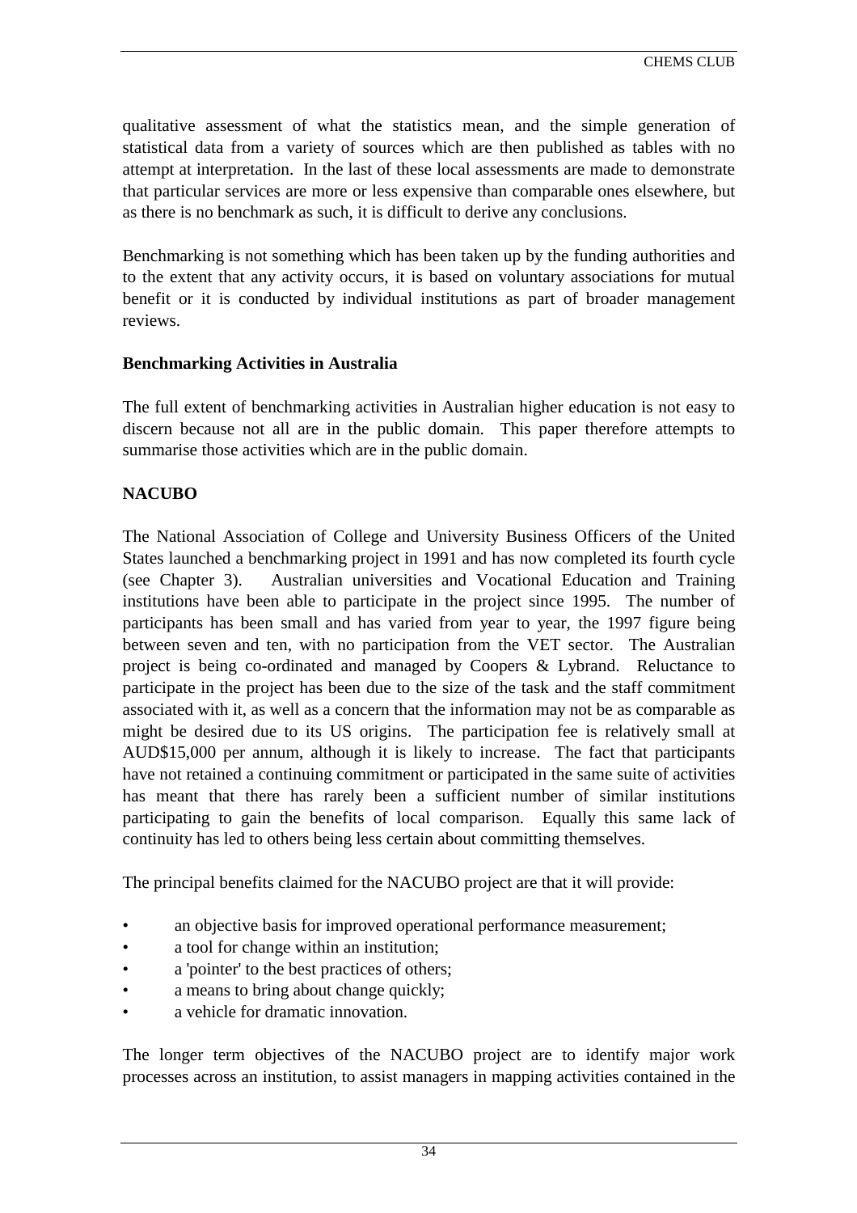qualitative assessment of what the statistics mean, and the simple generation of statistical data from a variety of sources which are then published as tables with no attempt at interpretation. In the last of these local assessments are made to demonstrate that particular services are more or less expensive than comparable ones elsewhere, but as there is no benchmark as such, it is difficult to derive any conclusions.

Benchmarking is not something which has been taken up by the funding authorities and to the extent that any activity occurs, it is based on voluntary associations for mutual benefit or it is conducted by individual institutions as part of broader management reviews.

**Benchmarking Activities in Australia**

The full extent of benchmarking activities in Australian higher education is not easy to discern because not all are in the public domain. This paper therefore attempts to summarise those activities which are in the public domain.

**NACUBO**

The National Association of College and University Business Officers of the United States launched a benchmarking project in 1991 and has now completed its fourth cycle (see Chapter 3). Australian universities and Vocational Education and Training institutions have been able to participate in the project since 1995. The number of participants has been small and has varied from year to year, the 1997 figure being between seven and ten, with no participation from the VET sector. The Australian project is being co-ordinated and managed by Coopers & Lybrand. Reluctance to participate in the project has been due to the size of the task and the staff commitment associated with it, as well as a concern that the information may not be as comparable as might be desired due to its US origins. The participation fee is relatively small at AUD$15,000 per annum, although it is likely to increase. The fact that participants have not retained a continuing commitment or participated in the same suite of activities has meant that there has rarely been a sufficient number of similar institutions participating to gain the benefits of local comparison. Equally this same lack of continuity has led to others being less certain about committing themselves.

The principal benefits claimed for the NACUBO project are that it will provide:

- an objective basis for improved operational performance measurement;
- a tool for change within an institution;
- a 'pointer' to the best practices of others;
- a means to bring about change quickly;
- a vehicle for dramatic innovation.

The longer term objectives of the NACUBO project are to identify major work processes across an institution, to assist managers in mapping activities contained in the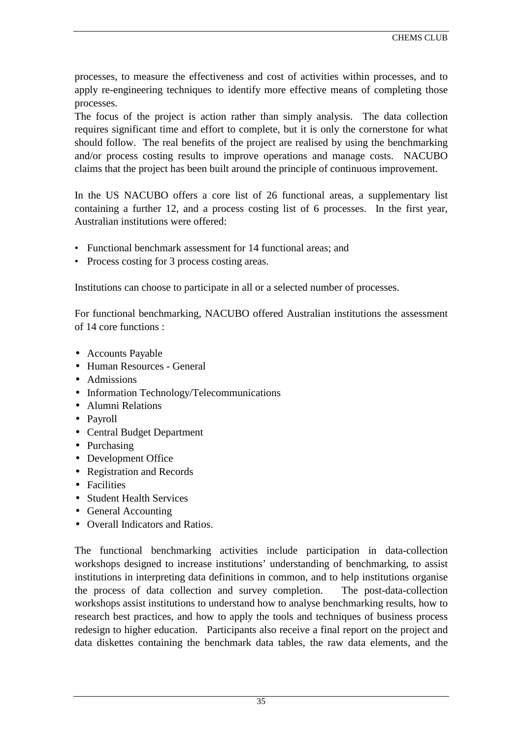processes, to measure the effectiveness and cost of activities within processes, and to apply re-engineering techniques to identify more effective means of completing those processes.

The focus of the project is action rather than simply analysis. The data collection requires significant time and effort to complete, but it is only the cornerstone for what should follow. The real benefits of the project are realised by using the benchmarking and/or process costing results to improve operations and manage costs. NACUBO claims that the project has been built around the principle of continuous improvement.

In the US NACUBO offers a core list of 26 functional areas, a supplementary list containing a further 12, and a process costing list of 6 processes. In the first year, Australian institutions were offered:

- Functional benchmark assessment for 14 functional areas; and
- Process costing for 3 process costing areas.

Institutions can choose to participate in all or a selected number of processes.

For functional benchmarking, NACUBO offered Australian institutions the assessment of 14 core functions :

- Accounts Payable
- Human Resources - General
- Admissions
- Information Technology/Telecommunications
- Alumni Relations
- Payroll
- Central Budget Department
- Purchasing
- Development Office
- Registration and Records
- Facilities
- Student Health Services
- General Accounting
- Overall Indicators and Ratios.

The functional benchmarking activities include participation in data-collection workshops designed to increase institutions' understanding of benchmarking, to assist institutions in interpreting data definitions in common, and to help institutions organise the process of data collection and survey completion. The post-data-collection workshops assist institutions to understand how to analyse benchmarking results, how to research best practices, and how to apply the tools and techniques of business process redesign to higher education. Participants also receive a final report on the project and data diskettes containing the benchmark data tables, the raw data elements, and the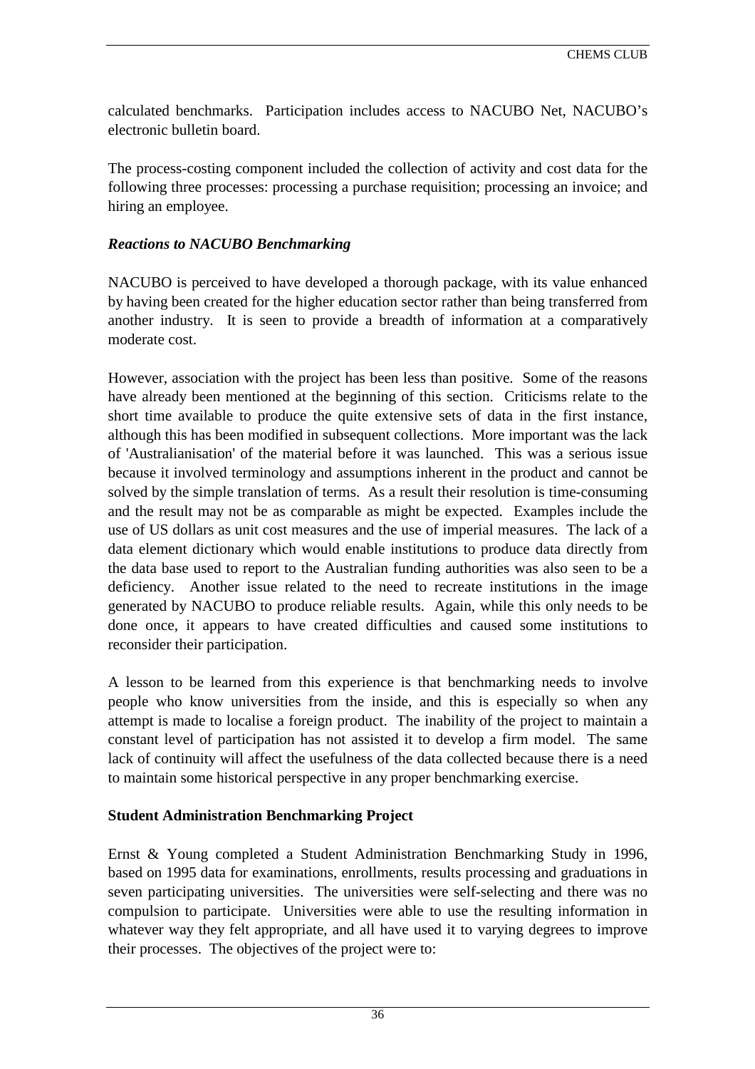calculated benchmarks. Participation includes access to NACUBO Net, NACUBO's electronic bulletin board.

The process-costing component included the collection of activity and cost data for the following three processes: processing a purchase requisition; processing an invoice; and hiring an employee.

***Reactions to NACUBO Benchmarking***

NACUBO is perceived to have developed a thorough package, with its value enhanced by having been created for the higher education sector rather than being transferred from another industry. It is seen to provide a breadth of information at a comparatively moderate cost.

However, association with the project has been less than positive. Some of the reasons have already been mentioned at the beginning of this section. Criticisms relate to the short time available to produce the quite extensive sets of data in the first instance, although this has been modified in subsequent collections. More important was the lack of 'Australianisation' of the material before it was launched. This was a serious issue because it involved terminology and assumptions inherent in the product and cannot be solved by the simple translation of terms. As a result their resolution is time-consuming and the result may not be as comparable as might be expected. Examples include the use of US dollars as unit cost measures and the use of imperial measures. The lack of a data element dictionary which would enable institutions to produce data directly from the data base used to report to the Australian funding authorities was also seen to be a deficiency. Another issue related to the need to recreate institutions in the image generated by NACUBO to produce reliable results. Again, while this only needs to be done once, it appears to have created difficulties and caused some institutions to reconsider their participation.

A lesson to be learned from this experience is that benchmarking needs to involve people who know universities from the inside, and this is especially so when any attempt is made to localise a foreign product. The inability of the project to maintain a constant level of participation has not assisted it to develop a firm model. The same lack of continuity will affect the usefulness of the data collected because there is a need to maintain some historical perspective in any proper benchmarking exercise.

**Student Administration Benchmarking Project**

Ernst & Young completed a Student Administration Benchmarking Study in 1996, based on 1995 data for examinations, enrollments, results processing and graduations in seven participating universities. The universities were self-selecting and there was no compulsion to participate. Universities were able to use the resulting information in whatever way they felt appropriate, and all have used it to varying degrees to improve their processes. The objectives of the project were to: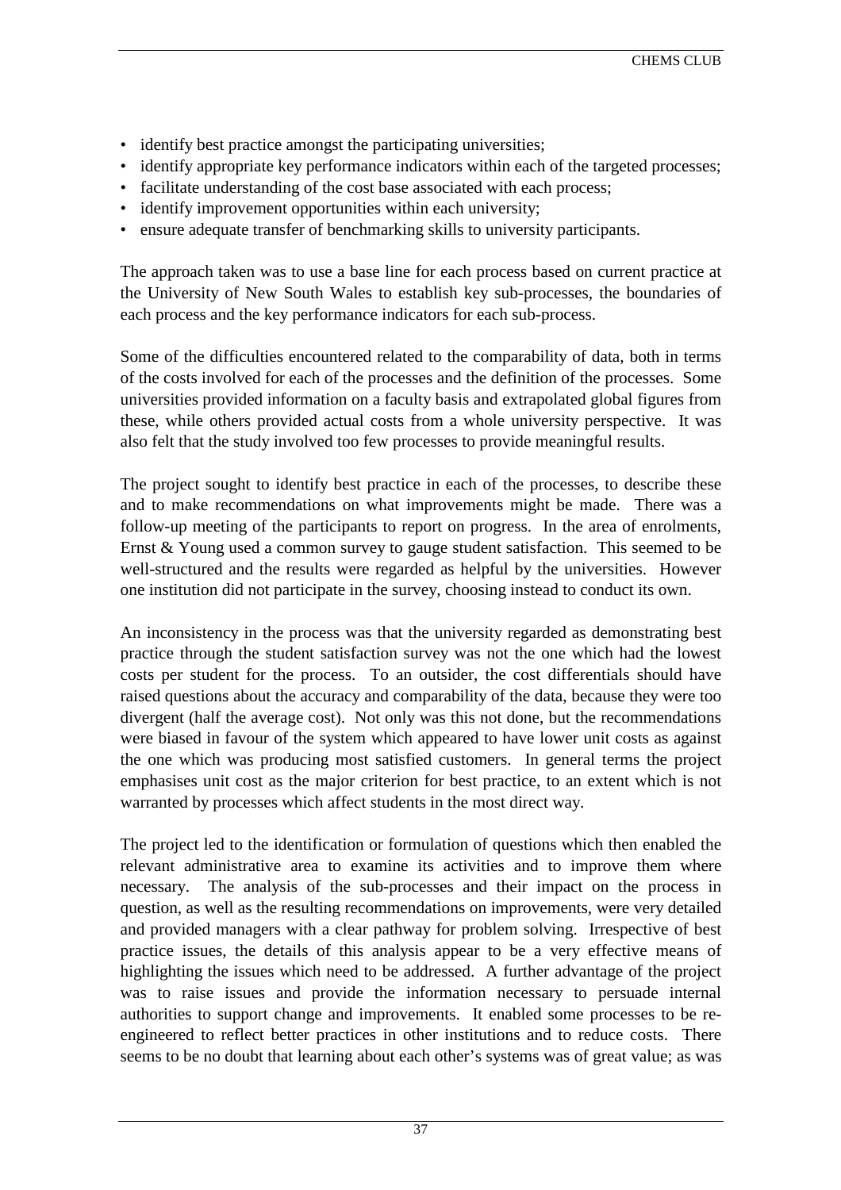- identify best practice amongst the participating universities;
- identify appropriate key performance indicators within each of the targeted processes;
- facilitate understanding of the cost base associated with each process;
- identify improvement opportunities within each university;
- ensure adequate transfer of benchmarking skills to university participants.

The approach taken was to use a base line for each process based on current practice at the University of New South Wales to establish key sub-processes, the boundaries of each process and the key performance indicators for each sub-process.

Some of the difficulties encountered related to the comparability of data, both in terms of the costs involved for each of the processes and the definition of the processes. Some universities provided information on a faculty basis and extrapolated global figures from these, while others provided actual costs from a whole university perspective. It was also felt that the study involved too few processes to provide meaningful results.

The project sought to identify best practice in each of the processes, to describe these and to make recommendations on what improvements might be made. There was a follow-up meeting of the participants to report on progress. In the area of enrolments, Ernst & Young used a common survey to gauge student satisfaction. This seemed to be well-structured and the results were regarded as helpful by the universities. However one institution did not participate in the survey, choosing instead to conduct its own.

An inconsistency in the process was that the university regarded as demonstrating best practice through the student satisfaction survey was not the one which had the lowest costs per student for the process. To an outsider, the cost differentials should have raised questions about the accuracy and comparability of the data, because they were too divergent (half the average cost). Not only was this not done, but the recommendations were biased in favour of the system which appeared to have lower unit costs as against the one which was producing most satisfied customers. In general terms the project emphasises unit cost as the major criterion for best practice, to an extent which is not warranted by processes which affect students in the most direct way.

The project led to the identification or formulation of questions which then enabled the relevant administrative area to examine its activities and to improve them where necessary. The analysis of the sub-processes and their impact on the process in question, as well as the resulting recommendations on improvements, were very detailed and provided managers with a clear pathway for problem solving. Irrespective of best practice issues, the details of this analysis appear to be a very effective means of highlighting the issues which need to be addressed. A further advantage of the project was to raise issues and provide the information necessary to persuade internal authorities to support change and improvements. It enabled some processes to be re-engineered to reflect better practices in other institutions and to reduce costs. There seems to be no doubt that learning about each other's systems was of great value; as was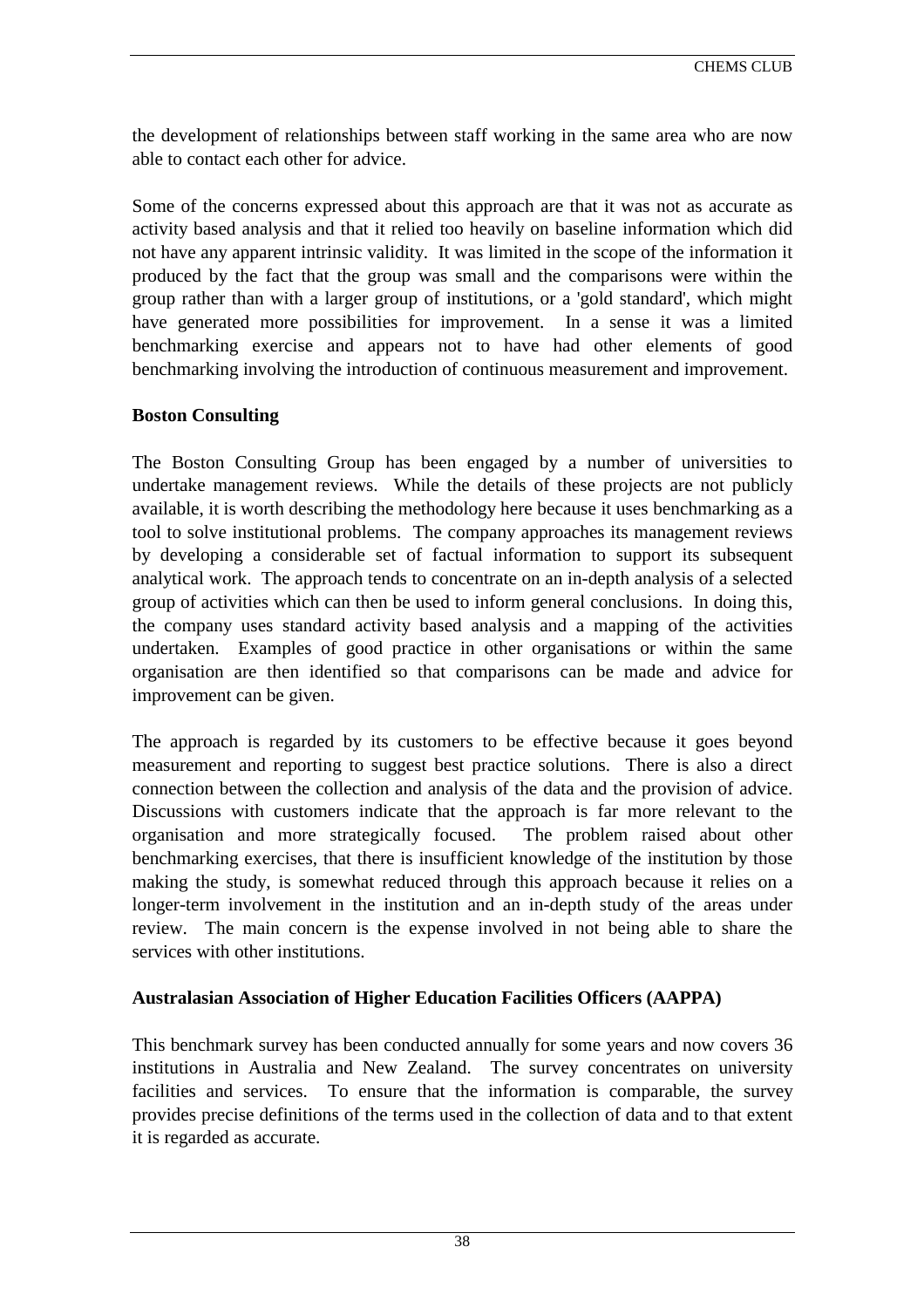the development of relationships between staff working in the same area who are now able to contact each other for advice.

Some of the concerns expressed about this approach are that it was not as accurate as activity based analysis and that it relied too heavily on baseline information which did not have any apparent intrinsic validity. It was limited in the scope of the information it produced by the fact that the group was small and the comparisons were within the group rather than with a larger group of institutions, or a 'gold standard', which might have generated more possibilities for improvement. In a sense it was a limited benchmarking exercise and appears not to have had other elements of good benchmarking involving the introduction of continuous measurement and improvement.

**Boston Consulting**

The Boston Consulting Group has been engaged by a number of universities to undertake management reviews. While the details of these projects are not publicly available, it is worth describing the methodology here because it uses benchmarking as a tool to solve institutional problems. The company approaches its management reviews by developing a considerable set of factual information to support its subsequent analytical work. The approach tends to concentrate on an in-depth analysis of a selected group of activities which can then be used to inform general conclusions. In doing this, the company uses standard activity based analysis and a mapping of the activities undertaken. Examples of good practice in other organisations or within the same organisation are then identified so that comparisons can be made and advice for improvement can be given.

The approach is regarded by its customers to be effective because it goes beyond measurement and reporting to suggest best practice solutions. There is also a direct connection between the collection and analysis of the data and the provision of advice. Discussions with customers indicate that the approach is far more relevant to the organisation and more strategically focused. The problem raised about other benchmarking exercises, that there is insufficient knowledge of the institution by those making the study, is somewhat reduced through this approach because it relies on a longer-term involvement in the institution and an in-depth study of the areas under review. The main concern is the expense involved in not being able to share the services with other institutions.

**Australasian Association of Higher Education Facilities Officers (AAPPA)**

This benchmark survey has been conducted annually for some years and now covers 36 institutions in Australia and New Zealand. The survey concentrates on university facilities and services. To ensure that the information is comparable, the survey provides precise definitions of the terms used in the collection of data and to that extent it is regarded as accurate.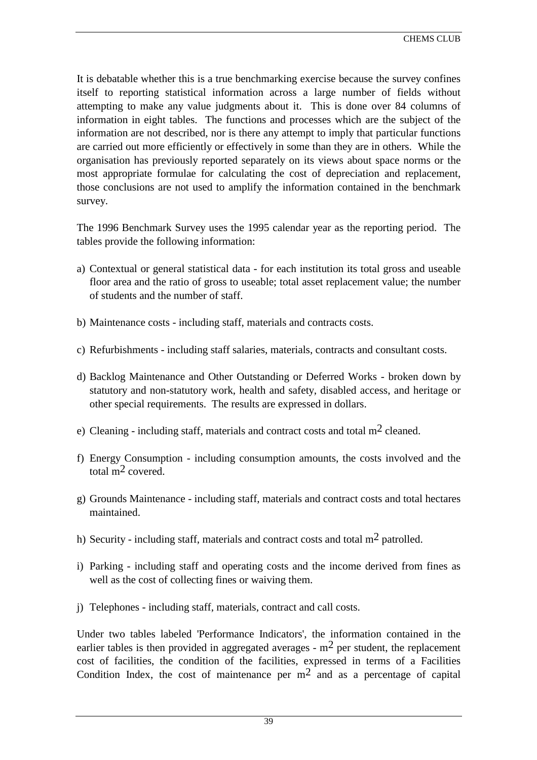It is debatable whether this is a true benchmarking exercise because the survey confines itself to reporting statistical information across a large number of fields without attempting to make any value judgments about it. This is done over 84 columns of information in eight tables. The functions and processes which are the subject of the information are not described, nor is there any attempt to imply that particular functions are carried out more efficiently or effectively in some than they are in others. While the organisation has previously reported separately on its views about space norms or the most appropriate formulae for calculating the cost of depreciation and replacement, those conclusions are not used to amplify the information contained in the benchmark survey.

The 1996 Benchmark Survey uses the 1995 calendar year as the reporting period. The tables provide the following information:

a) Contextual or general statistical data - for each institution its total gross and useable floor area and the ratio of gross to useable; total asset replacement value; the number of students and the number of staff.

b) Maintenance costs - including staff, materials and contracts costs.

c) Refurbishments - including staff salaries, materials, contracts and consultant costs.

d) Backlog Maintenance and Other Outstanding or Deferred Works - broken down by statutory and non-statutory work, health and safety, disabled access, and heritage or other special requirements. The results are expressed in dollars.

e) Cleaning - including staff, materials and contract costs and total $m^2$ cleaned.

f) Energy Consumption - including consumption amounts, the costs involved and the total $m^2$ covered.

g) Grounds Maintenance - including staff, materials and contract costs and total hectares maintained.

h) Security - including staff, materials and contract costs and total $m^2$ patrolled.

i) Parking - including staff and operating costs and the income derived from fines as well as the cost of collecting fines or waiving them.

j) Telephones - including staff, materials, contract and call costs.

Under two tables labeled 'Performance Indicators', the information contained in the earlier tables is then provided in aggregated averages - $m^2$ per student, the replacement cost of facilities, the condition of the facilities, expressed in terms of a Facilities Condition Index, the cost of maintenance per $m^2$ and as a percentage of capital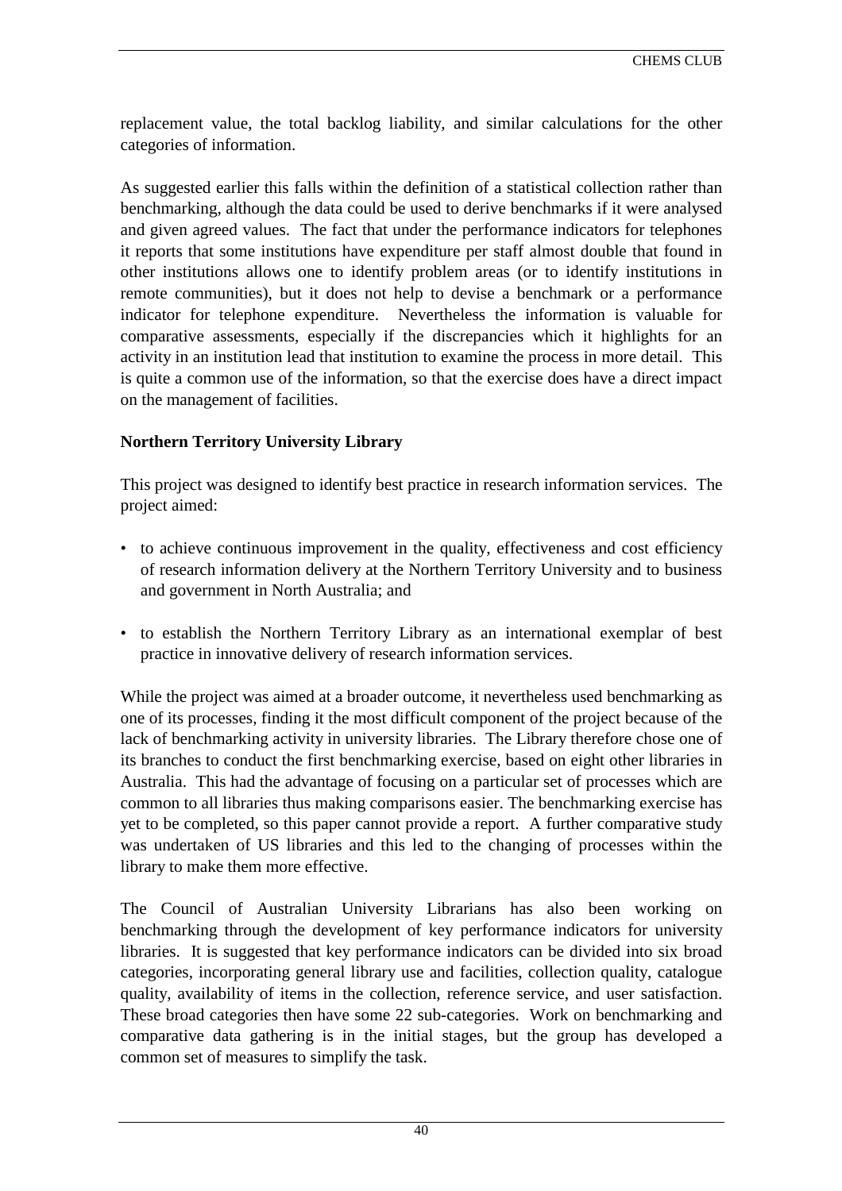replacement value, the total backlog liability, and similar calculations for the other categories of information.

As suggested earlier this falls within the definition of a statistical collection rather than benchmarking, although the data could be used to derive benchmarks if it were analysed and given agreed values. The fact that under the performance indicators for telephones it reports that some institutions have expenditure per staff almost double that found in other institutions allows one to identify problem areas (or to identify institutions in remote communities), but it does not help to devise a benchmark or a performance indicator for telephone expenditure. Nevertheless the information is valuable for comparative assessments, especially if the discrepancies which it highlights for an activity in an institution lead that institution to examine the process in more detail. This is quite a common use of the information, so that the exercise does have a direct impact on the management of facilities.

**Northern Territory University Library**

This project was designed to identify best practice in research information services. The project aimed:

- to achieve continuous improvement in the quality, effectiveness and cost efficiency of research information delivery at the Northern Territory University and to business and government in North Australia; and
- to establish the Northern Territory Library as an international exemplar of best practice in innovative delivery of research information services.

While the project was aimed at a broader outcome, it nevertheless used benchmarking as one of its processes, finding it the most difficult component of the project because of the lack of benchmarking activity in university libraries. The Library therefore chose one of its branches to conduct the first benchmarking exercise, based on eight other libraries in Australia. This had the advantage of focusing on a particular set of processes which are common to all libraries thus making comparisons easier. The benchmarking exercise has yet to be completed, so this paper cannot provide a report. A further comparative study was undertaken of US libraries and this led to the changing of processes within the library to make them more effective.

The Council of Australian University Librarians has also been working on benchmarking through the development of key performance indicators for university libraries. It is suggested that key performance indicators can be divided into six broad categories, incorporating general library use and facilities, collection quality, catalogue quality, availability of items in the collection, reference service, and user satisfaction. These broad categories then have some 22 sub-categories. Work on benchmarking and comparative data gathering is in the initial stages, but the group has developed a common set of measures to simplify the task.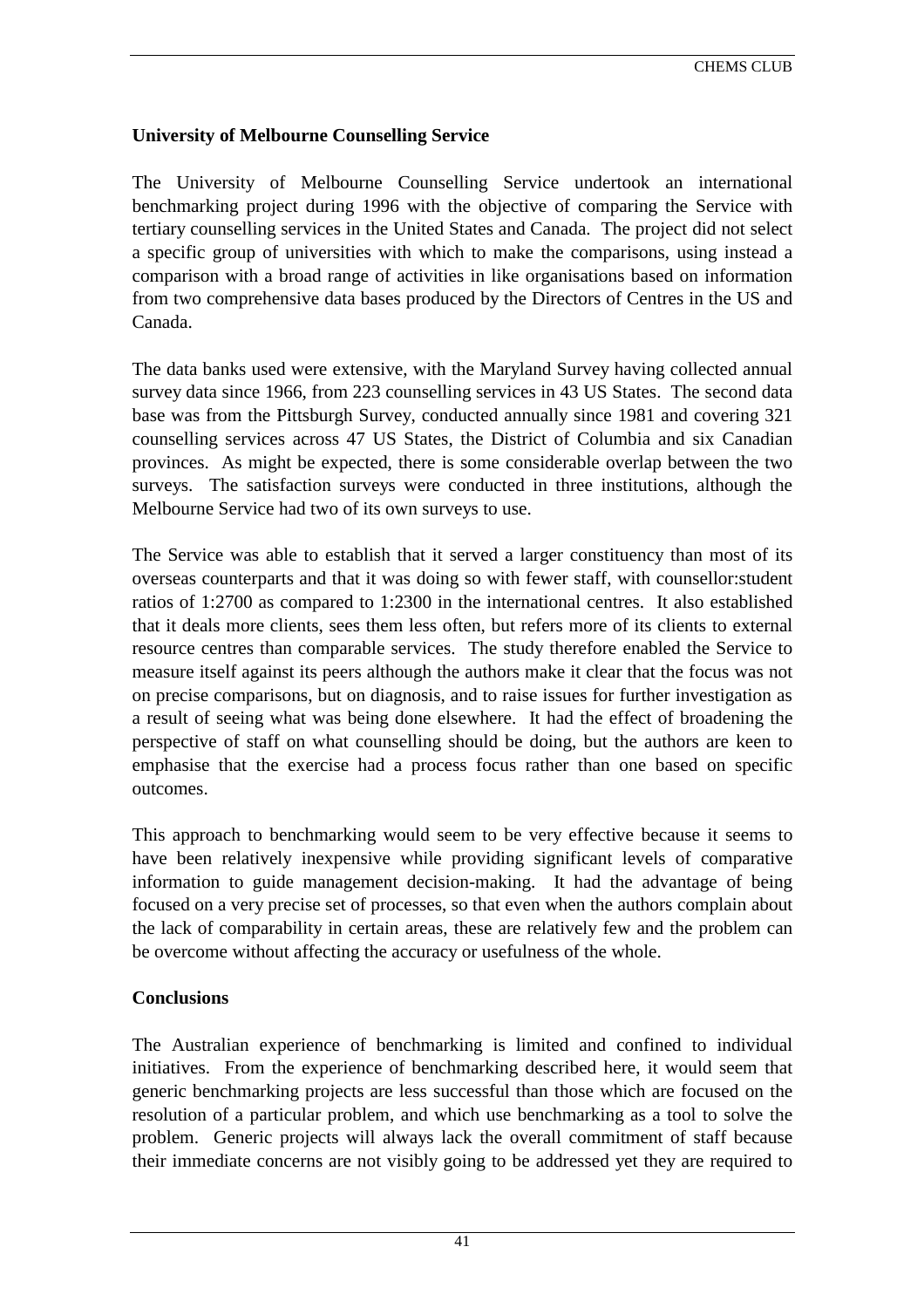**University of Melbourne Counselling Service**

The University of Melbourne Counselling Service undertook an international benchmarking project during 1996 with the objective of comparing the Service with tertiary counselling services in the United States and Canada. The project did not select a specific group of universities with which to make the comparisons, using instead a comparison with a broad range of activities in like organisations based on information from two comprehensive data bases produced by the Directors of Centres in the US and Canada.

The data banks used were extensive, with the Maryland Survey having collected annual survey data since 1966, from 223 counselling services in 43 US States. The second data base was from the Pittsburgh Survey, conducted annually since 1981 and covering 321 counselling services across 47 US States, the District of Columbia and six Canadian provinces. As might be expected, there is some considerable overlap between the two surveys. The satisfaction surveys were conducted in three institutions, although the Melbourne Service had two of its own surveys to use.

The Service was able to establish that it served a larger constituency than most of its overseas counterparts and that it was doing so with fewer staff, with counsellor:student ratios of 1:2700 as compared to 1:2300 in the international centres. It also established that it deals more clients, sees them less often, but refers more of its clients to external resource centres than comparable services. The study therefore enabled the Service to measure itself against its peers although the authors make it clear that the focus was not on precise comparisons, but on diagnosis, and to raise issues for further investigation as a result of seeing what was being done elsewhere. It had the effect of broadening the perspective of staff on what counselling should be doing, but the authors are keen to emphasise that the exercise had a process focus rather than one based on specific outcomes.

This approach to benchmarking would seem to be very effective because it seems to have been relatively inexpensive while providing significant levels of comparative information to guide management decision-making. It had the advantage of being focused on a very precise set of processes, so that even when the authors complain about the lack of comparability in certain areas, these are relatively few and the problem can be overcome without affecting the accuracy or usefulness of the whole.

**Conclusions**

The Australian experience of benchmarking is limited and confined to individual initiatives. From the experience of benchmarking described here, it would seem that generic benchmarking projects are less successful than those which are focused on the resolution of a particular problem, and which use benchmarking as a tool to solve the problem. Generic projects will always lack the overall commitment of staff because their immediate concerns are not visibly going to be addressed yet they are required to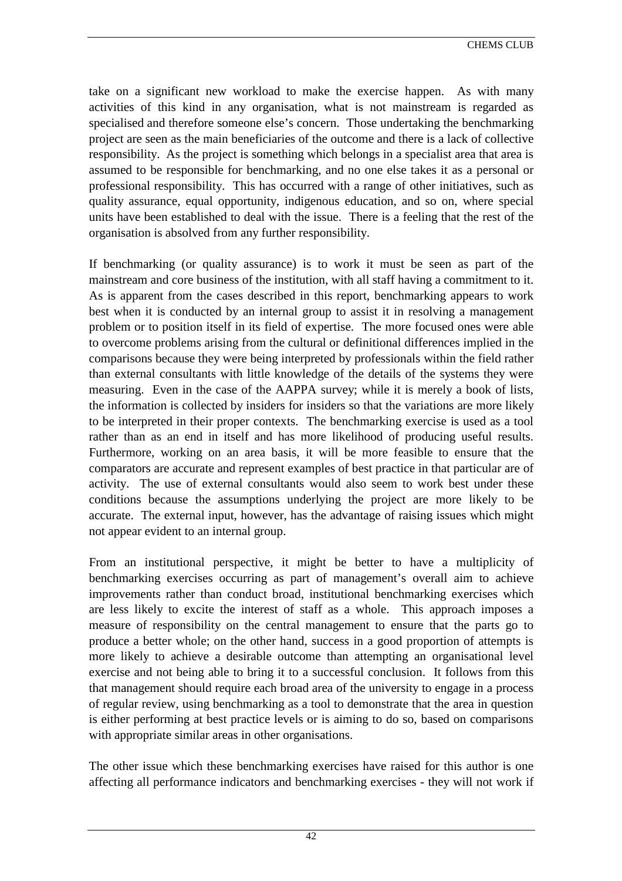take on a significant new workload to make the exercise happen. As with many activities of this kind in any organisation, what is not mainstream is regarded as specialised and therefore someone else's concern. Those undertaking the benchmarking project are seen as the main beneficiaries of the outcome and there is a lack of collective responsibility. As the project is something which belongs in a specialist area that area is assumed to be responsible for benchmarking, and no one else takes it as a personal or professional responsibility. This has occurred with a range of other initiatives, such as quality assurance, equal opportunity, indigenous education, and so on, where special units have been established to deal with the issue. There is a feeling that the rest of the organisation is absolved from any further responsibility.

If benchmarking (or quality assurance) is to work it must be seen as part of the mainstream and core business of the institution, with all staff having a commitment to it. As is apparent from the cases described in this report, benchmarking appears to work best when it is conducted by an internal group to assist it in resolving a management problem or to position itself in its field of expertise. The more focused ones were able to overcome problems arising from the cultural or definitional differences implied in the comparisons because they were being interpreted by professionals within the field rather than external consultants with little knowledge of the details of the systems they were measuring. Even in the case of the AAPPA survey; while it is merely a book of lists, the information is collected by insiders for insiders so that the variations are more likely to be interpreted in their proper contexts. The benchmarking exercise is used as a tool rather than as an end in itself and has more likelihood of producing useful results. Furthermore, working on an area basis, it will be more feasible to ensure that the comparators are accurate and represent examples of best practice in that particular are of activity. The use of external consultants would also seem to work best under these conditions because the assumptions underlying the project are more likely to be accurate. The external input, however, has the advantage of raising issues which might not appear evident to an internal group.

From an institutional perspective, it might be better to have a multiplicity of benchmarking exercises occurring as part of management's overall aim to achieve improvements rather than conduct broad, institutional benchmarking exercises which are less likely to excite the interest of staff as a whole. This approach imposes a measure of responsibility on the central management to ensure that the parts go to produce a better whole; on the other hand, success in a good proportion of attempts is more likely to achieve a desirable outcome than attempting an organisational level exercise and not being able to bring it to a successful conclusion. It follows from this that management should require each broad area of the university to engage in a process of regular review, using benchmarking as a tool to demonstrate that the area in question is either performing at best practice levels or is aiming to do so, based on comparisons with appropriate similar areas in other organisations.

The other issue which these benchmarking exercises have raised for this author is one affecting all performance indicators and benchmarking exercises - they will not work if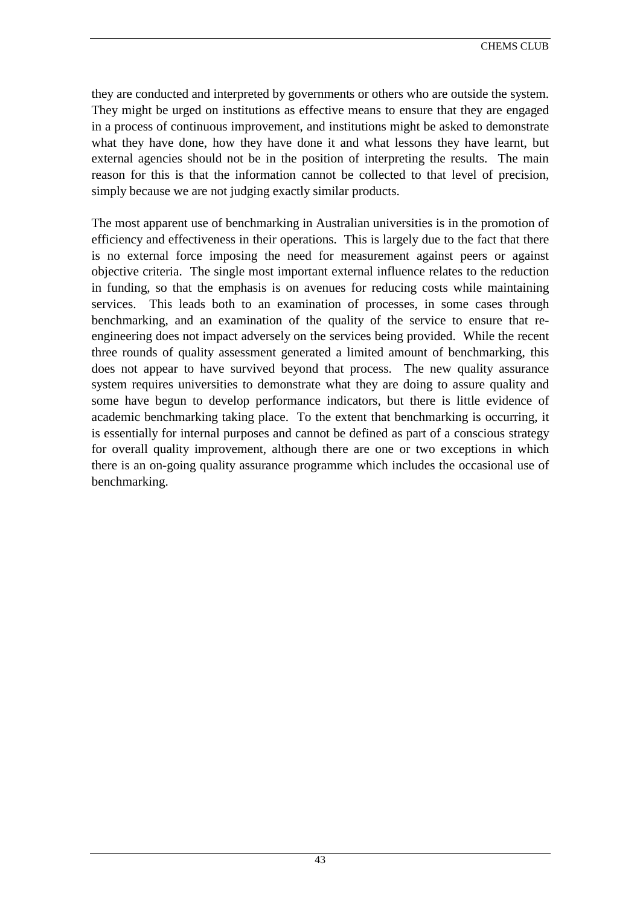they are conducted and interpreted by governments or others who are outside the system. They might be urged on institutions as effective means to ensure that they are engaged in a process of continuous improvement, and institutions might be asked to demonstrate what they have done, how they have done it and what lessons they have learnt, but external agencies should not be in the position of interpreting the results. The main reason for this is that the information cannot be collected to that level of precision, simply because we are not judging exactly similar products.

The most apparent use of benchmarking in Australian universities is in the promotion of efficiency and effectiveness in their operations. This is largely due to the fact that there is no external force imposing the need for measurement against peers or against objective criteria. The single most important external influence relates to the reduction in funding, so that the emphasis is on avenues for reducing costs while maintaining services. This leads both to an examination of processes, in some cases through benchmarking, and an examination of the quality of the service to ensure that re-engineering does not impact adversely on the services being provided. While the recent three rounds of quality assessment generated a limited amount of benchmarking, this does not appear to have survived beyond that process. The new quality assurance system requires universities to demonstrate what they are doing to assure quality and some have begun to develop performance indicators, but there is little evidence of academic benchmarking taking place. To the extent that benchmarking is occurring, it is essentially for internal purposes and cannot be defined as part of a conscious strategy for overall quality improvement, although there are one or two exceptions in which there is an on-going quality assurance programme which includes the occasional use of benchmarking.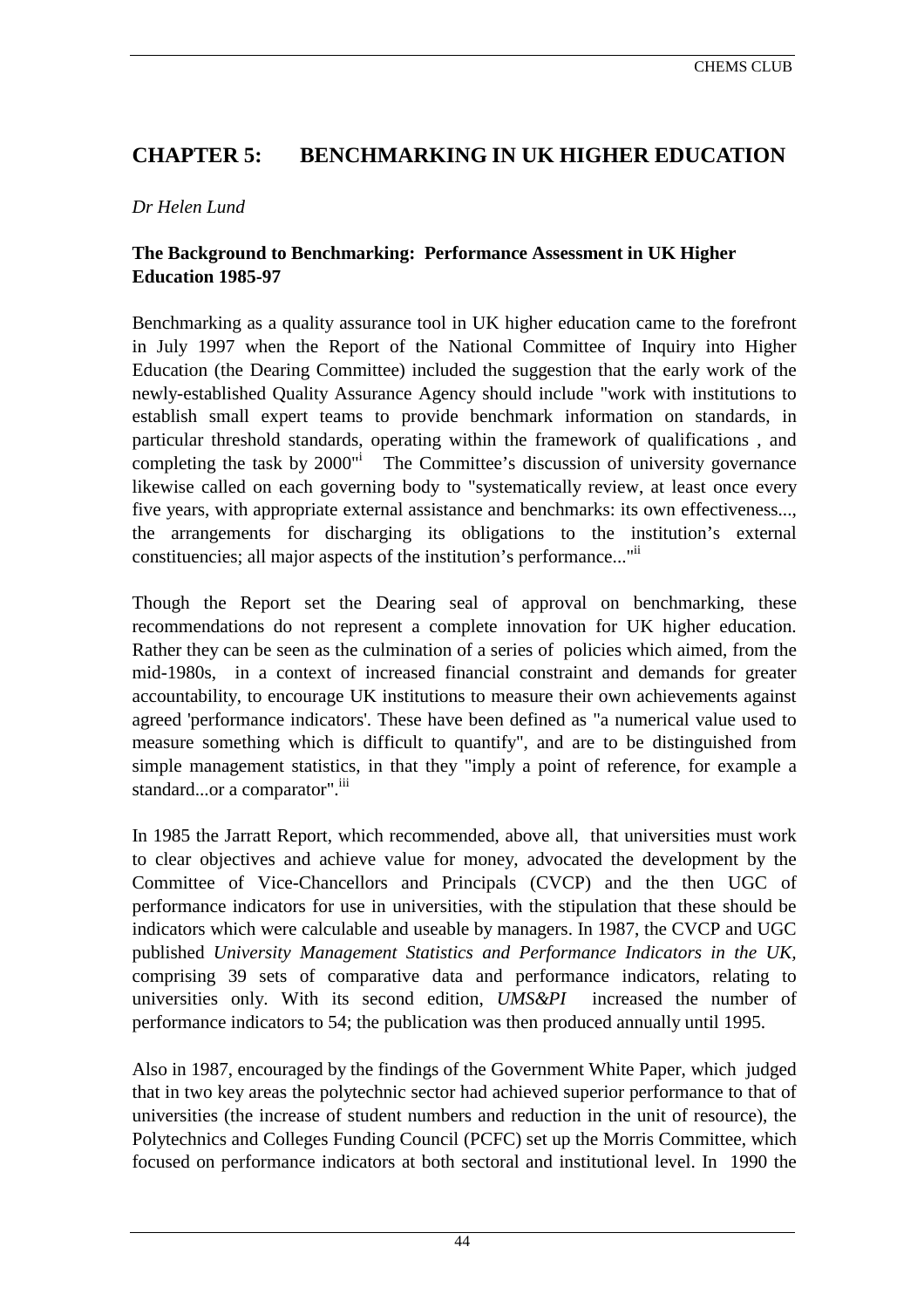## CHAPTER 5: BENCHMARKING IN UK HIGHER EDUCATION

*Dr Helen Lund*

### The Background to Benchmarking: Performance Assessment in UK Higher Education 1985-97

Benchmarking as a quality assurance tool in UK higher education came to the forefront in July 1997 when the Report of the National Committee of Inquiry into Higher Education (the Dearing Committee) included the suggestion that the early work of the newly-established Quality Assurance Agency should include "work with institutions to establish small expert teams to provide benchmark information on standards, in particular threshold standards, operating within the framework of qualifications , and completing the task by 2000"[i] The Committee's discussion of university governance likewise called on each governing body to "systematically review, at least once every five years, with appropriate external assistance and benchmarks: its own effectiveness..., the arrangements for discharging its obligations to the institution's external constituencies; all major aspects of the institution's performance..."[ii]

Though the Report set the Dearing seal of approval on benchmarking, these recommendations do not represent a complete innovation for UK higher education. Rather they can be seen as the culmination of a series of policies which aimed, from the mid-1980s, in a context of increased financial constraint and demands for greater accountability, to encourage UK institutions to measure their own achievements against agreed 'performance indicators'. These have been defined as "a numerical value used to measure something which is difficult to quantify", and are to be distinguished from simple management statistics, in that they "imply a point of reference, for example a standard...or a comparator".[iii]

In 1985 the Jarratt Report, which recommended, above all, that universities must work to clear objectives and achieve value for money, advocated the development by the Committee of Vice-Chancellors and Principals (CVCP) and the then UGC of performance indicators for use in universities, with the stipulation that these should be indicators which were calculable and useable by managers. In 1987, the CVCP and UGC published *University Management Statistics and Performance Indicators in the UK,* comprising 39 sets of comparative data and performance indicators, relating to universities only. With its second edition, *UMS&PI* increased the number of performance indicators to 54; the publication was then produced annually until 1995.

Also in 1987, encouraged by the findings of the Government White Paper, which judged that in two key areas the polytechnic sector had achieved superior performance to that of universities (the increase of student numbers and reduction in the unit of resource), the Polytechnics and Colleges Funding Council (PCFC) set up the Morris Committee, which focused on performance indicators at both sectoral and institutional level. In 1990 the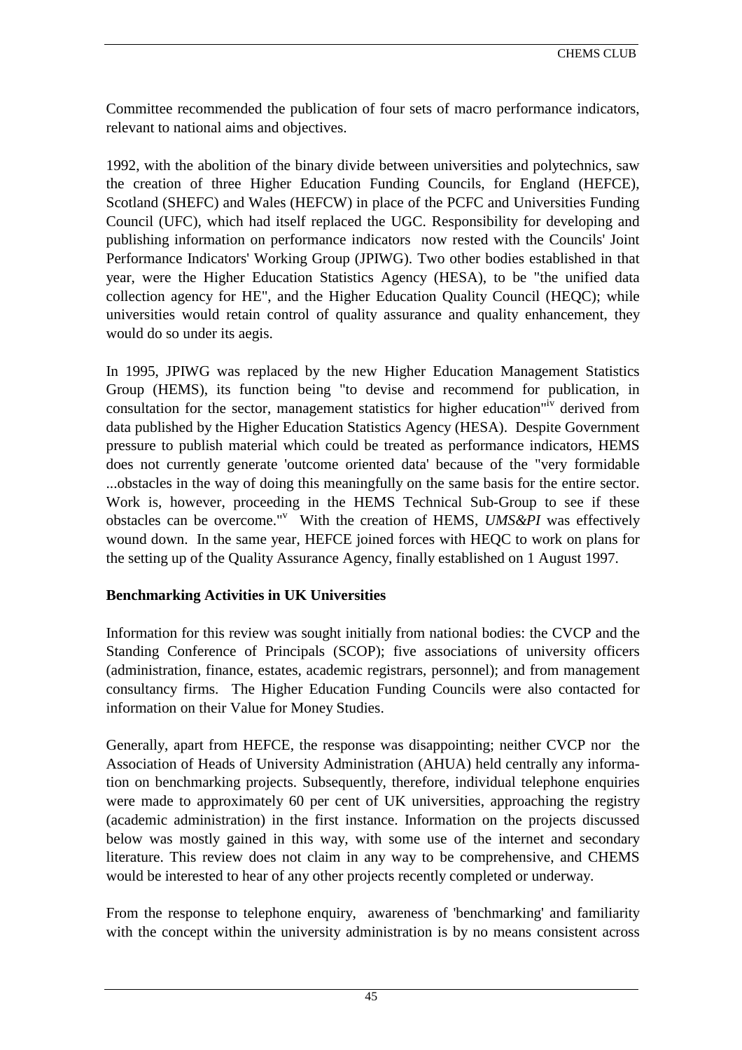Committee recommended the publication of four sets of macro performance indicators, relevant to national aims and objectives.

1992, with the abolition of the binary divide between universities and polytechnics, saw the creation of three Higher Education Funding Councils, for England (HEFCE), Scotland (SHEFC) and Wales (HEFCW) in place of the PCFC and Universities Funding Council (UFC), which had itself replaced the UGC. Responsibility for developing and publishing information on performance indicators now rested with the Councils' Joint Performance Indicators' Working Group (JPIWG). Two other bodies established in that year, were the Higher Education Statistics Agency (HESA), to be "the unified data collection agency for HE", and the Higher Education Quality Council (HEQC); while universities would retain control of quality assurance and quality enhancement, they would do so under its aegis.

In 1995, JPIWG was replaced by the new Higher Education Management Statistics Group (HEMS), its function being "to devise and recommend for publication, in consultation for the sector, management statistics for higher education"[iv] derived from data published by the Higher Education Statistics Agency (HESA). Despite Government pressure to publish material which could be treated as performance indicators, HEMS does not currently generate 'outcome oriented data' because of the "very formidable ...obstacles in the way of doing this meaningfully on the same basis for the entire sector. Work is, however, proceeding in the HEMS Technical Sub-Group to see if these obstacles can be overcome."[v] With the creation of HEMS, *UMS&PI* was effectively wound down. In the same year, HEFCE joined forces with HEQC to work on plans for the setting up of the Quality Assurance Agency, finally established on 1 August 1997.

## Benchmarking Activities in UK Universities

Information for this review was sought initially from national bodies: the CVCP and the Standing Conference of Principals (SCOP); five associations of university officers (administration, finance, estates, academic registrars, personnel); and from management consultancy firms. The Higher Education Funding Councils were also contacted for information on their Value for Money Studies.

Generally, apart from HEFCE, the response was disappointing; neither CVCP nor the Association of Heads of University Administration (AHUA) held centrally any information on benchmarking projects. Subsequently, therefore, individual telephone enquiries were made to approximately 60 per cent of UK universities, approaching the registry (academic administration) in the first instance. Information on the projects discussed below was mostly gained in this way, with some use of the internet and secondary literature. This review does not claim in any way to be comprehensive, and CHEMS would be interested to hear of any other projects recently completed or underway.

From the response to telephone enquiry, awareness of 'benchmarking' and familiarity with the concept within the university administration is by no means consistent across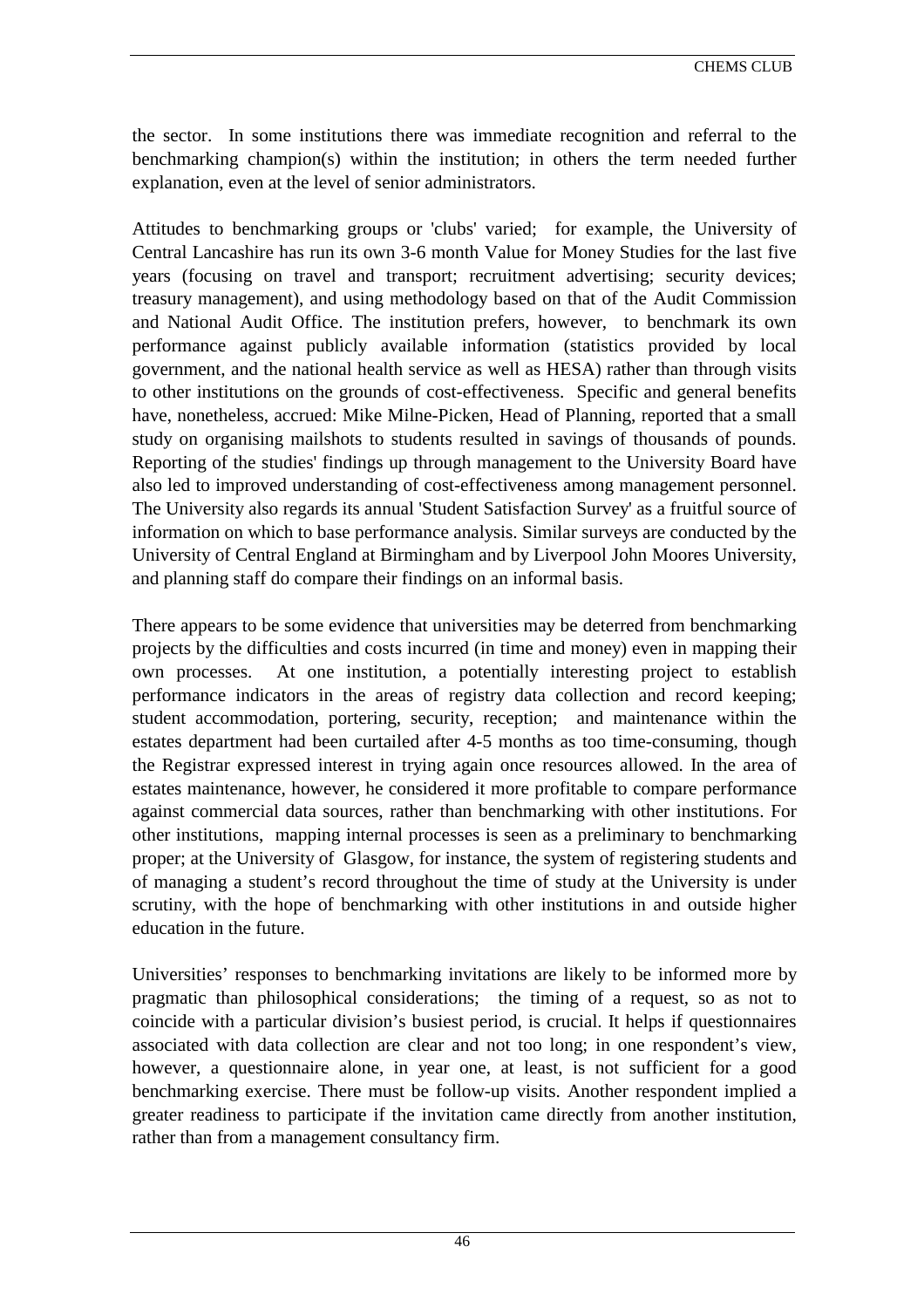the sector. In some institutions there was immediate recognition and referral to the benchmarking champion(s) within the institution; in others the term needed further explanation, even at the level of senior administrators.

Attitudes to benchmarking groups or 'clubs' varied; for example, the University of Central Lancashire has run its own 3-6 month Value for Money Studies for the last five years (focusing on travel and transport; recruitment advertising; security devices; treasury management), and using methodology based on that of the Audit Commission and National Audit Office. The institution prefers, however, to benchmark its own performance against publicly available information (statistics provided by local government, and the national health service as well as HESA) rather than through visits to other institutions on the grounds of cost-effectiveness. Specific and general benefits have, nonetheless, accrued: Mike Milne-Picken, Head of Planning, reported that a small study on organising mailshots to students resulted in savings of thousands of pounds. Reporting of the studies' findings up through management to the University Board have also led to improved understanding of cost-effectiveness among management personnel. The University also regards its annual 'Student Satisfaction Survey' as a fruitful source of information on which to base performance analysis. Similar surveys are conducted by the University of Central England at Birmingham and by Liverpool John Moores University, and planning staff do compare their findings on an informal basis.

There appears to be some evidence that universities may be deterred from benchmarking projects by the difficulties and costs incurred (in time and money) even in mapping their own processes. At one institution, a potentially interesting project to establish performance indicators in the areas of registry data collection and record keeping; student accommodation, portering, security, reception; and maintenance within the estates department had been curtailed after 4-5 months as too time-consuming, though the Registrar expressed interest in trying again once resources allowed. In the area of estates maintenance, however, he considered it more profitable to compare performance against commercial data sources, rather than benchmarking with other institutions. For other institutions, mapping internal processes is seen as a preliminary to benchmarking proper; at the University of Glasgow, for instance, the system of registering students and of managing a student's record throughout the time of study at the University is under scrutiny, with the hope of benchmarking with other institutions in and outside higher education in the future.

Universities' responses to benchmarking invitations are likely to be informed more by pragmatic than philosophical considerations; the timing of a request, so as not to coincide with a particular division's busiest period, is crucial. It helps if questionnaires associated with data collection are clear and not too long; in one respondent's view, however, a questionnaire alone, in year one, at least, is not sufficient for a good benchmarking exercise. There must be follow-up visits. Another respondent implied a greater readiness to participate if the invitation came directly from another institution, rather than from a management consultancy firm.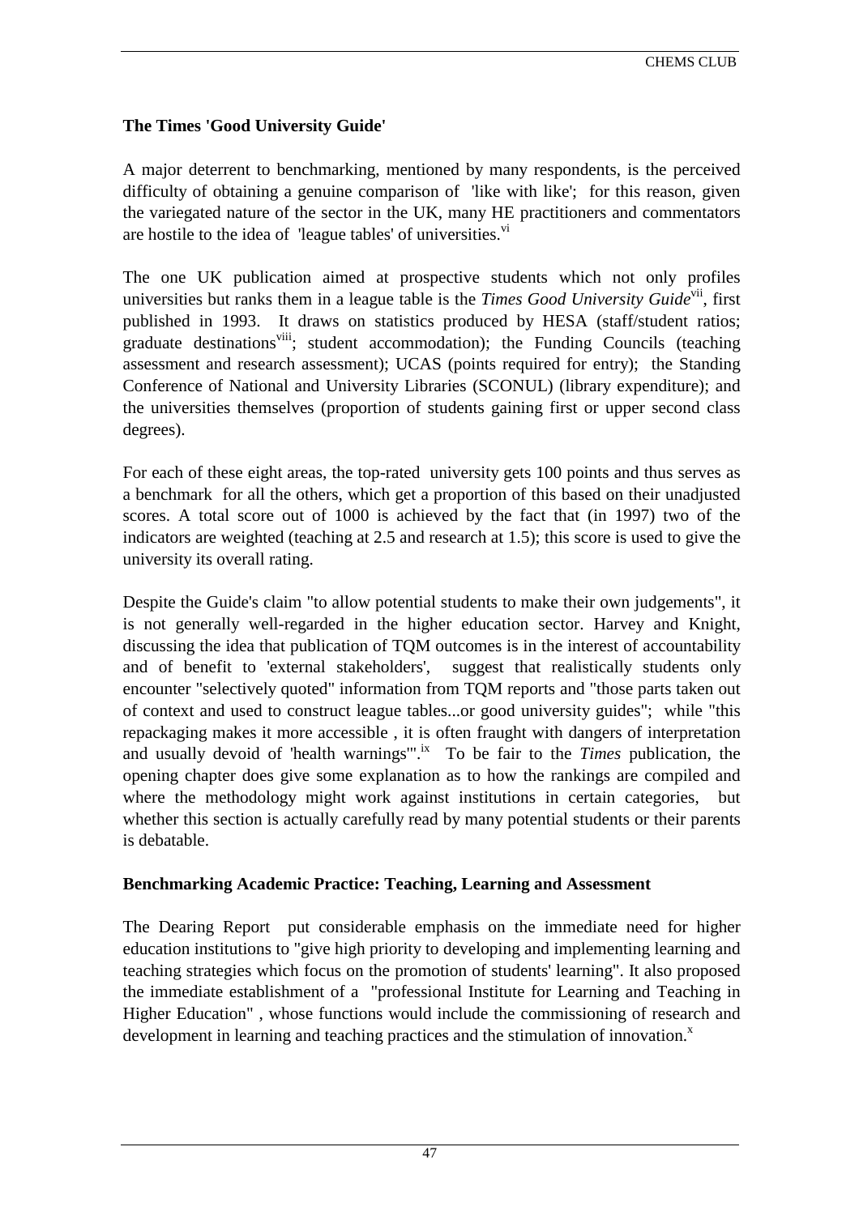**The Times 'Good University Guide'**

A major deterrent to benchmarking, mentioned by many respondents, is the perceived difficulty of obtaining a genuine comparison of 'like with like'; for this reason, given the variegated nature of the sector in the UK, many HE practitioners and commentators are hostile to the idea of 'league tables' of universities.[vi]

The one UK publication aimed at prospective students which not only profiles universities but ranks them in a league table is the *Times Good University Guide*[vii], first published in 1993. It draws on statistics produced by HESA (staff/student ratios; graduate destinations[viii]; student accommodation); the Funding Councils (teaching assessment and research assessment); UCAS (points required for entry); the Standing Conference of National and University Libraries (SCONUL) (library expenditure); and the universities themselves (proportion of students gaining first or upper second class degrees).

For each of these eight areas, the top-rated university gets 100 points and thus serves as a benchmark for all the others, which get a proportion of this based on their unadjusted scores. A total score out of 1000 is achieved by the fact that (in 1997) two of the indicators are weighted (teaching at 2.5 and research at 1.5); this score is used to give the university its overall rating.

Despite the Guide's claim "to allow potential students to make their own judgements", it is not generally well-regarded in the higher education sector. Harvey and Knight, discussing the idea that publication of TQM outcomes is in the interest of accountability and of benefit to 'external stakeholders', suggest that realistically students only encounter "selectively quoted" information from TQM reports and "those parts taken out of context and used to construct league tables...or good university guides"; while "this repackaging makes it more accessible , it is often fraught with dangers of interpretation and usually devoid of 'health warnings'".[ix] To be fair to the *Times* publication, the opening chapter does give some explanation as to how the rankings are compiled and where the methodology might work against institutions in certain categories, but whether this section is actually carefully read by many potential students or their parents is debatable.

**Benchmarking Academic Practice: Teaching, Learning and Assessment**

The Dearing Report put considerable emphasis on the immediate need for higher education institutions to "give high priority to developing and implementing learning and teaching strategies which focus on the promotion of students' learning". It also proposed the immediate establishment of a "professional Institute for Learning and Teaching in Higher Education" , whose functions would include the commissioning of research and development in learning and teaching practices and the stimulation of innovation.[x]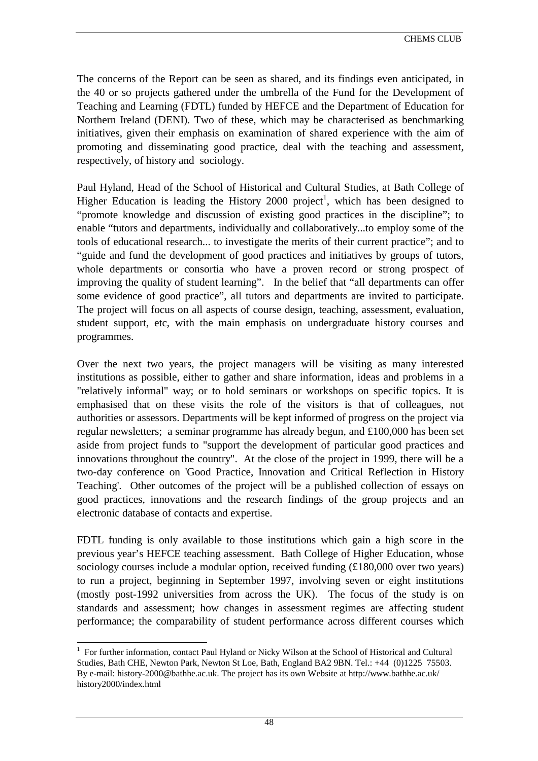The concerns of the Report can be seen as shared, and its findings even anticipated, in the 40 or so projects gathered under the umbrella of the Fund for the Development of Teaching and Learning (FDTL) funded by HEFCE and the Department of Education for Northern Ireland (DENI). Two of these, which may be characterised as benchmarking initiatives, given their emphasis on examination of shared experience with the aim of promoting and disseminating good practice, deal with the teaching and assessment, respectively, of history and sociology.

Paul Hyland, Head of the School of Historical and Cultural Studies, at Bath College of Higher Education is leading the History 2000 project[1], which has been designed to "promote knowledge and discussion of existing good practices in the discipline"; to enable "tutors and departments, individually and collaboratively...to employ some of the tools of educational research... to investigate the merits of their current practice"; and to "guide and fund the development of good practices and initiatives by groups of tutors, whole departments or consortia who have a proven record or strong prospect of improving the quality of student learning". In the belief that "all departments can offer some evidence of good practice", all tutors and departments are invited to participate. The project will focus on all aspects of course design, teaching, assessment, evaluation, student support, etc, with the main emphasis on undergraduate history courses and programmes.

Over the next two years, the project managers will be visiting as many interested institutions as possible, either to gather and share information, ideas and problems in a "relatively informal" way; or to hold seminars or workshops on specific topics. It is emphasised that on these visits the role of the visitors is that of colleagues, not authorities or assessors. Departments will be kept informed of progress on the project via regular newsletters; a seminar programme has already begun, and £100,000 has been set aside from project funds to "support the development of particular good practices and innovations throughout the country". At the close of the project in 1999, there will be a two-day conference on 'Good Practice, Innovation and Critical Reflection in History Teaching'. Other outcomes of the project will be a published collection of essays on good practices, innovations and the research findings of the group projects and an electronic database of contacts and expertise.

FDTL funding is only available to those institutions which gain a high score in the previous year's HEFCE teaching assessment. Bath College of Higher Education, whose sociology courses include a modular option, received funding (£180,000 over two years) to run a project, beginning in September 1997, involving seven or eight institutions (mostly post-1992 universities from across the UK). The focus of the study is on standards and assessment; how changes in assessment regimes are affecting student performance; the comparability of student performance across different courses which

[1] For further information, contact Paul Hyland or Nicky Wilson at the School of Historical and Cultural Studies, Bath CHE, Newton Park, Newton St Loe, Bath, England BA2 9BN. Tel.: +44 (0)1225 75503. By e-mail: history-2000@bathhe.ac.uk. The project has its own Website at http://www.bathhe.ac.uk/history2000/index.html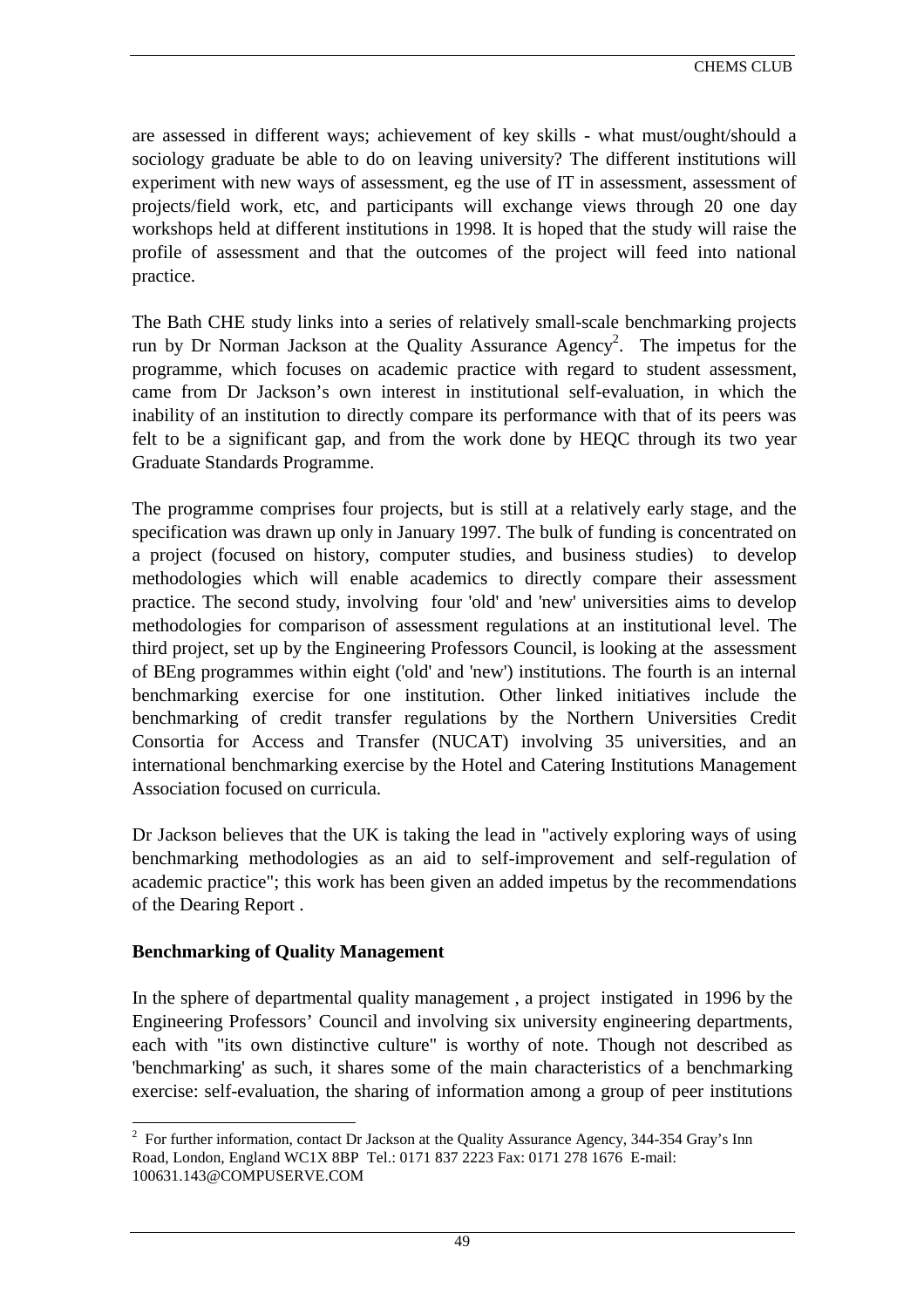are assessed in different ways; achievement of key skills - what must/ought/should a sociology graduate be able to do on leaving university? The different institutions will experiment with new ways of assessment, eg the use of IT in assessment, assessment of projects/field work, etc, and participants will exchange views through 20 one day workshops held at different institutions in 1998. It is hoped that the study will raise the profile of assessment and that the outcomes of the project will feed into national practice.

The Bath CHE study links into a series of relatively small-scale benchmarking projects run by Dr Norman Jackson at the Quality Assurance Agency[2]. The impetus for the programme, which focuses on academic practice with regard to student assessment, came from Dr Jackson's own interest in institutional self-evaluation, in which the inability of an institution to directly compare its performance with that of its peers was felt to be a significant gap, and from the work done by HEQC through its two year Graduate Standards Programme.

The programme comprises four projects, but is still at a relatively early stage, and the specification was drawn up only in January 1997. The bulk of funding is concentrated on a project (focused on history, computer studies, and business studies) to develop methodologies which will enable academics to directly compare their assessment practice. The second study, involving four 'old' and 'new' universities aims to develop methodologies for comparison of assessment regulations at an institutional level. The third project, set up by the Engineering Professors Council, is looking at the assessment of BEng programmes within eight ('old' and 'new') institutions. The fourth is an internal benchmarking exercise for one institution. Other linked initiatives include the benchmarking of credit transfer regulations by the Northern Universities Credit Consortia for Access and Transfer (NUCAT) involving 35 universities, and an international benchmarking exercise by the Hotel and Catering Institutions Management Association focused on curricula.

Dr Jackson believes that the UK is taking the lead in "actively exploring ways of using benchmarking methodologies as an aid to self-improvement and self-regulation of academic practice"; this work has been given an added impetus by the recommendations of the Dearing Report .

**Benchmarking of Quality Management**

In the sphere of departmental quality management , a project instigated in 1996 by the Engineering Professors' Council and involving six university engineering departments, each with "its own distinctive culture" is worthy of note. Though not described as 'benchmarking' as such, it shares some of the main characteristics of a benchmarking exercise: self-evaluation, the sharing of information among a group of peer institutions

---

[2] For further information, contact Dr Jackson at the Quality Assurance Agency, 344-354 Gray's Inn Road, London, England WC1X 8BP Tel.: 0171 837 2223 Fax: 0171 278 1676 E-mail: 100631.143@COMPUSERVE.COM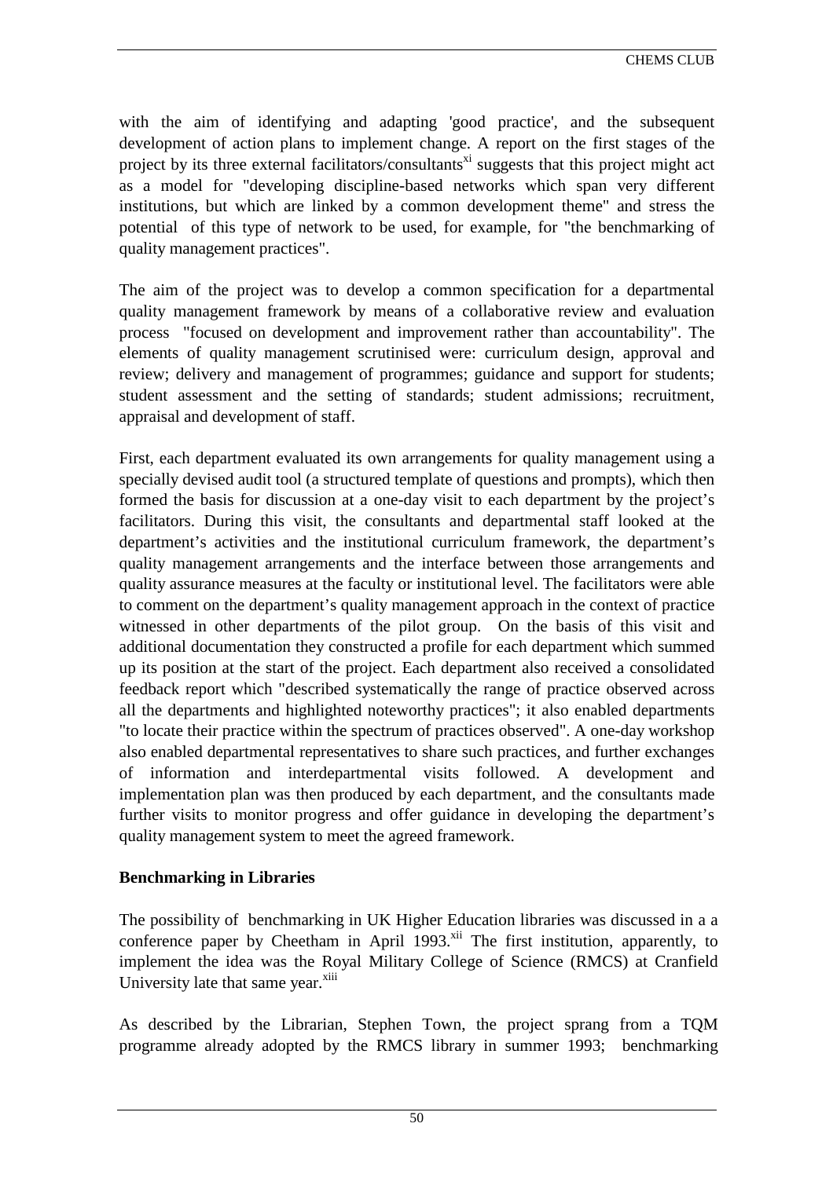with the aim of identifying and adapting 'good practice', and the subsequent development of action plans to implement change. A report on the first stages of the project by its three external facilitators/consultants[xi] suggests that this project might act as a model for "developing discipline-based networks which span very different institutions, but which are linked by a common development theme" and stress the potential of this type of network to be used, for example, for "the benchmarking of quality management practices".

The aim of the project was to develop a common specification for a departmental quality management framework by means of a collaborative review and evaluation process "focused on development and improvement rather than accountability". The elements of quality management scrutinised were: curriculum design, approval and review; delivery and management of programmes; guidance and support for students; student assessment and the setting of standards; student admissions; recruitment, appraisal and development of staff.

First, each department evaluated its own arrangements for quality management using a specially devised audit tool (a structured template of questions and prompts), which then formed the basis for discussion at a one-day visit to each department by the project's facilitators. During this visit, the consultants and departmental staff looked at the department's activities and the institutional curriculum framework, the department's quality management arrangements and the interface between those arrangements and quality assurance measures at the faculty or institutional level. The facilitators were able to comment on the department's quality management approach in the context of practice witnessed in other departments of the pilot group. On the basis of this visit and additional documentation they constructed a profile for each department which summed up its position at the start of the project. Each department also received a consolidated feedback report which "described systematically the range of practice observed across all the departments and highlighted noteworthy practices"; it also enabled departments "to locate their practice within the spectrum of practices observed". A one-day workshop also enabled departmental representatives to share such practices, and further exchanges of information and interdepartmental visits followed. A development and implementation plan was then produced by each department, and the consultants made further visits to monitor progress and offer guidance in developing the department's quality management system to meet the agreed framework.

**Benchmarking in Libraries**

The possibility of benchmarking in UK Higher Education libraries was discussed in a a conference paper by Cheetham in April 1993.[xii] The first institution, apparently, to implement the idea was the Royal Military College of Science (RMCS) at Cranfield University late that same year.[xiii]

As described by the Librarian, Stephen Town, the project sprang from a TQM programme already adopted by the RMCS library in summer 1993; benchmarking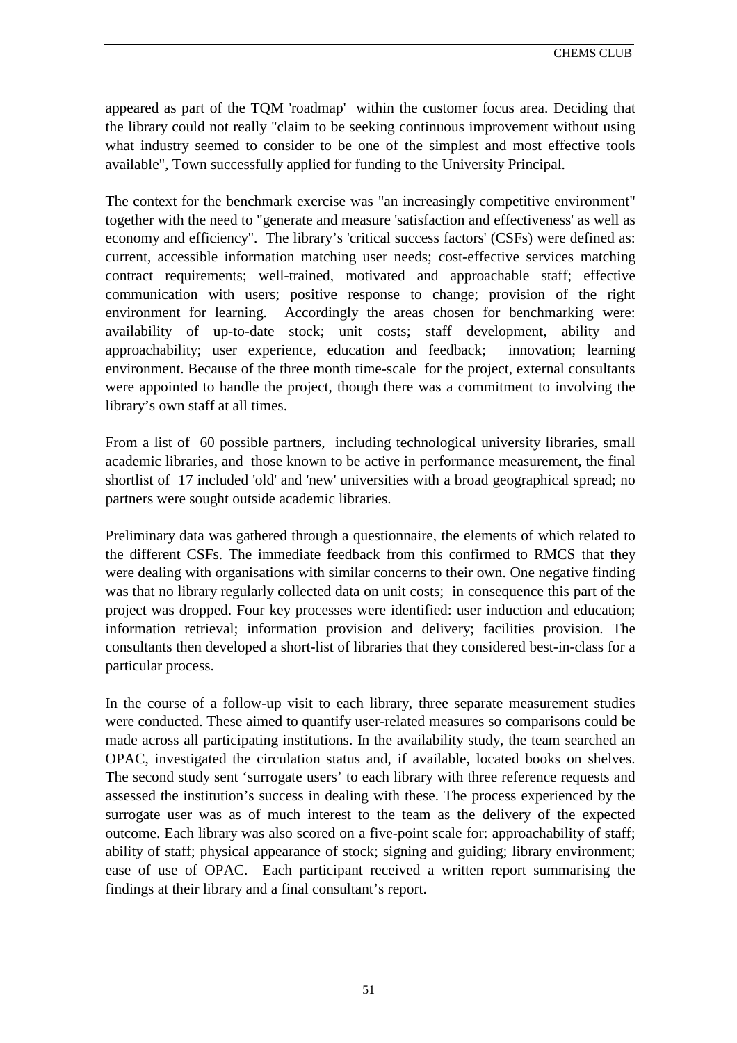appeared as part of the TQM 'roadmap' within the customer focus area. Deciding that the library could not really "claim to be seeking continuous improvement without using what industry seemed to consider to be one of the simplest and most effective tools available", Town successfully applied for funding to the University Principal.

The context for the benchmark exercise was "an increasingly competitive environment" together with the need to "generate and measure 'satisfaction and effectiveness' as well as economy and efficiency". The library's 'critical success factors' (CSFs) were defined as: current, accessible information matching user needs; cost-effective services matching contract requirements; well-trained, motivated and approachable staff; effective communication with users; positive response to change; provision of the right environment for learning. Accordingly the areas chosen for benchmarking were: availability of up-to-date stock; unit costs; staff development, ability and approachability; user experience, education and feedback; innovation; learning environment. Because of the three month time-scale for the project, external consultants were appointed to handle the project, though there was a commitment to involving the library's own staff at all times.

From a list of 60 possible partners, including technological university libraries, small academic libraries, and those known to be active in performance measurement, the final shortlist of 17 included 'old' and 'new' universities with a broad geographical spread; no partners were sought outside academic libraries.

Preliminary data was gathered through a questionnaire, the elements of which related to the different CSFs. The immediate feedback from this confirmed to RMCS that they were dealing with organisations with similar concerns to their own. One negative finding was that no library regularly collected data on unit costs; in consequence this part of the project was dropped. Four key processes were identified: user induction and education; information retrieval; information provision and delivery; facilities provision. The consultants then developed a short-list of libraries that they considered best-in-class for a particular process.

In the course of a follow-up visit to each library, three separate measurement studies were conducted. These aimed to quantify user-related measures so comparisons could be made across all participating institutions. In the availability study, the team searched an OPAC, investigated the circulation status and, if available, located books on shelves. The second study sent 'surrogate users' to each library with three reference requests and assessed the institution's success in dealing with these. The process experienced by the surrogate user was as of much interest to the team as the delivery of the expected outcome. Each library was also scored on a five-point scale for: approachability of staff; ability of staff; physical appearance of stock; signing and guiding; library environment; ease of use of OPAC. Each participant received a written report summarising the findings at their library and a final consultant's report.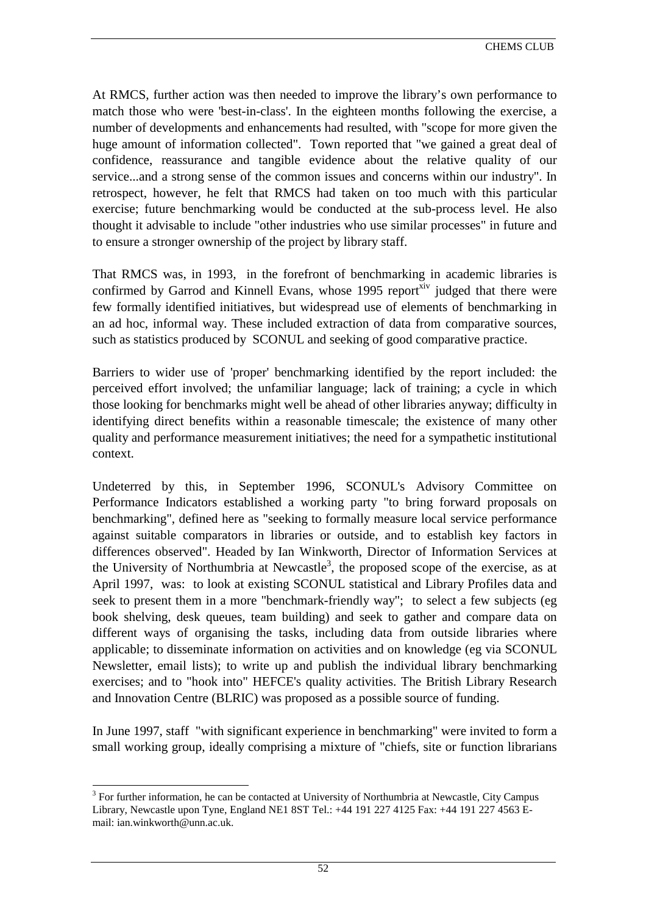At RMCS, further action was then needed to improve the library's own performance to match those who were 'best-in-class'. In the eighteen months following the exercise, a number of developments and enhancements had resulted, with "scope for more given the huge amount of information collected". Town reported that "we gained a great deal of confidence, reassurance and tangible evidence about the relative quality of our service...and a strong sense of the common issues and concerns within our industry". In retrospect, however, he felt that RMCS had taken on too much with this particular exercise; future benchmarking would be conducted at the sub-process level. He also thought it advisable to include "other industries who use similar processes" in future and to ensure a stronger ownership of the project by library staff.

That RMCS was, in 1993, in the forefront of benchmarking in academic libraries is confirmed by Garrod and Kinnell Evans, whose 1995 report[xiv] judged that there were few formally identified initiatives, but widespread use of elements of benchmarking in an ad hoc, informal way. These included extraction of data from comparative sources, such as statistics produced by SCONUL and seeking of good comparative practice.

Barriers to wider use of 'proper' benchmarking identified by the report included: the perceived effort involved; the unfamiliar language; lack of training; a cycle in which those looking for benchmarks might well be ahead of other libraries anyway; difficulty in identifying direct benefits within a reasonable timescale; the existence of many other quality and performance measurement initiatives; the need for a sympathetic institutional context.

Undeterred by this, in September 1996, SCONUL's Advisory Committee on Performance Indicators established a working party "to bring forward proposals on benchmarking", defined here as "seeking to formally measure local service performance against suitable comparators in libraries or outside, and to establish key factors in differences observed". Headed by Ian Winkworth, Director of Information Services at the University of Northumbria at Newcastle[3], the proposed scope of the exercise, as at April 1997, was: to look at existing SCONUL statistical and Library Profiles data and seek to present them in a more "benchmark-friendly way"; to select a few subjects (eg book shelving, desk queues, team building) and seek to gather and compare data on different ways of organising the tasks, including data from outside libraries where applicable; to disseminate information on activities and on knowledge (eg via SCONUL Newsletter, email lists); to write up and publish the individual library benchmarking exercises; and to "hook into" HEFCE's quality activities. The British Library Research and Innovation Centre (BLRIC) was proposed as a possible source of funding.

In June 1997, staff "with significant experience in benchmarking" were invited to form a small working group, ideally comprising a mixture of "chiefs, site or function librarians

---

[3] For further information, he can be contacted at University of Northumbria at Newcastle, City Campus Library, Newcastle upon Tyne, England NE1 8ST Tel.: +44 191 227 4125 Fax: +44 191 227 4563 E-mail: ian.winkworth@unn.ac.uk.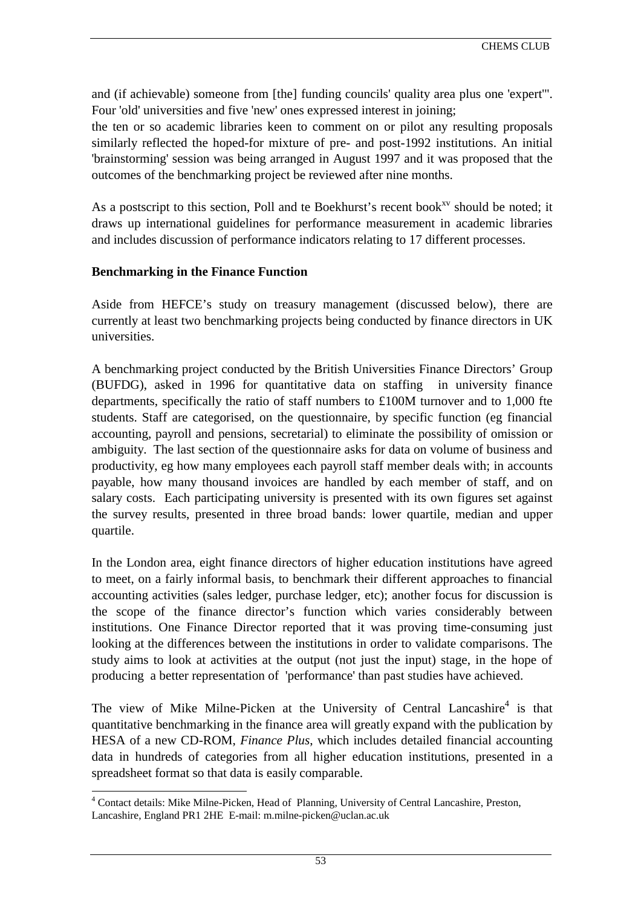and (if achievable) someone from [the] funding councils' quality area plus one 'expert'". Four 'old' universities and five 'new' ones expressed interest in joining;
the ten or so academic libraries keen to comment on or pilot any resulting proposals similarly reflected the hoped-for mixture of pre- and post-1992 institutions. An initial 'brainstorming' session was being arranged in August 1997 and it was proposed that the outcomes of the benchmarking project be reviewed after nine months.

As a postscript to this section, Poll and te Boekhurst's recent book[xv] should be noted; it draws up international guidelines for performance measurement in academic libraries and includes discussion of performance indicators relating to 17 different processes.

**Benchmarking in the Finance Function**

Aside from HEFCE's study on treasury management (discussed below), there are currently at least two benchmarking projects being conducted by finance directors in UK universities.

A benchmarking project conducted by the British Universities Finance Directors' Group (BUFDG), asked in 1996 for quantitative data on staffing in university finance departments, specifically the ratio of staff numbers to £100M turnover and to 1,000 fte students. Staff are categorised, on the questionnaire, by specific function (eg financial accounting, payroll and pensions, secretarial) to eliminate the possibility of omission or ambiguity. The last section of the questionnaire asks for data on volume of business and productivity, eg how many employees each payroll staff member deals with; in accounts payable, how many thousand invoices are handled by each member of staff, and on salary costs. Each participating university is presented with its own figures set against the survey results, presented in three broad bands: lower quartile, median and upper quartile.

In the London area, eight finance directors of higher education institutions have agreed to meet, on a fairly informal basis, to benchmark their different approaches to financial accounting activities (sales ledger, purchase ledger, etc); another focus for discussion is the scope of the finance director's function which varies considerably between institutions. One Finance Director reported that it was proving time-consuming just looking at the differences between the institutions in order to validate comparisons. The study aims to look at activities at the output (not just the input) stage, in the hope of producing a better representation of 'performance' than past studies have achieved.

The view of Mike Milne-Picken at the University of Central Lancashire[4] is that quantitative benchmarking in the finance area will greatly expand with the publication by HESA of a new CD-ROM, *Finance Plus*, which includes detailed financial accounting data in hundreds of categories from all higher education institutions, presented in a spreadsheet format so that data is easily comparable.

[4] Contact details: Mike Milne-Picken, Head of Planning, University of Central Lancashire, Preston, Lancashire, England PR1 2HE E-mail: m.milne-picken@uclan.ac.uk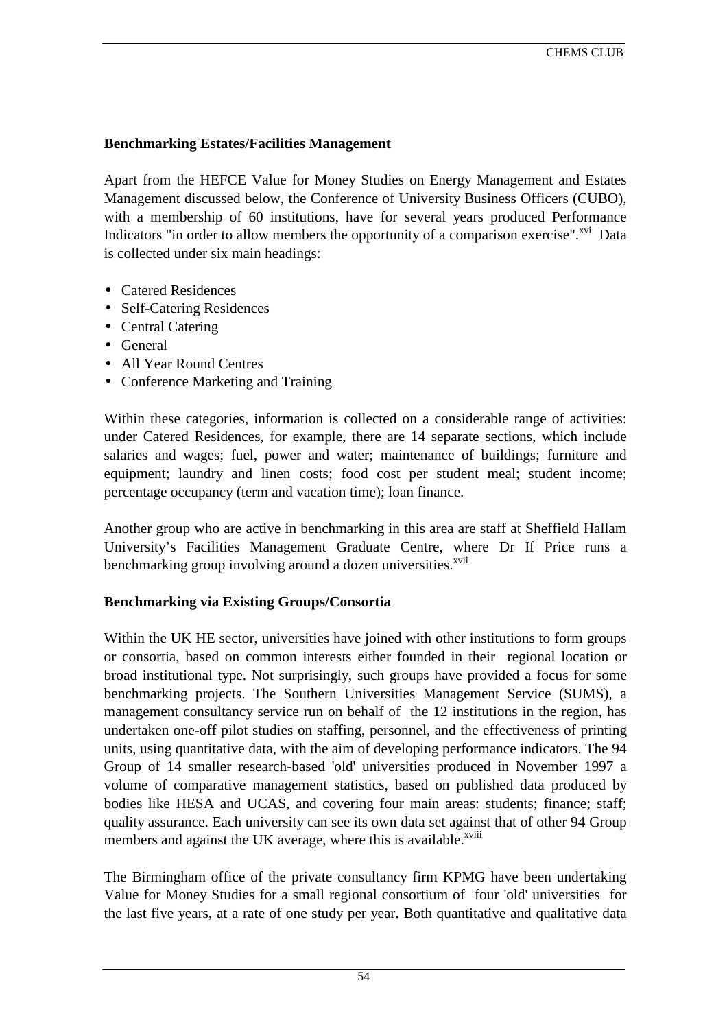**Benchmarking Estates/Facilities Management**

Apart from the HEFCE Value for Money Studies on Energy Management and Estates Management discussed below, the Conference of University Business Officers (CUBO), with a membership of 60 institutions, have for several years produced Performance Indicators "in order to allow members the opportunity of a comparison exercise".[xvi] Data is collected under six main headings:

- Catered Residences
- Self-Catering Residences
- Central Catering
- General
- All Year Round Centres
- Conference Marketing and Training

Within these categories, information is collected on a considerable range of activities: under Catered Residences, for example, there are 14 separate sections, which include salaries and wages; fuel, power and water; maintenance of buildings; furniture and equipment; laundry and linen costs; food cost per student meal; student income; percentage occupancy (term and vacation time); loan finance.

Another group who are active in benchmarking in this area are staff at Sheffield Hallam University's Facilities Management Graduate Centre, where Dr If Price runs a benchmarking group involving around a dozen universities.[xvii]

**Benchmarking via Existing Groups/Consortia**

Within the UK HE sector, universities have joined with other institutions to form groups or consortia, based on common interests either founded in their regional location or broad institutional type. Not surprisingly, such groups have provided a focus for some benchmarking projects. The Southern Universities Management Service (SUMS), a management consultancy service run on behalf of the 12 institutions in the region, has undertaken one-off pilot studies on staffing, personnel, and the effectiveness of printing units, using quantitative data, with the aim of developing performance indicators. The 94 Group of 14 smaller research-based 'old' universities produced in November 1997 a volume of comparative management statistics, based on published data produced by bodies like HESA and UCAS, and covering four main areas: students; finance; staff; quality assurance. Each university can see its own data set against that of other 94 Group members and against the UK average, where this is available.[xviii]

The Birmingham office of the private consultancy firm KPMG have been undertaking Value for Money Studies for a small regional consortium of four 'old' universities for the last five years, at a rate of one study per year. Both quantitative and qualitative data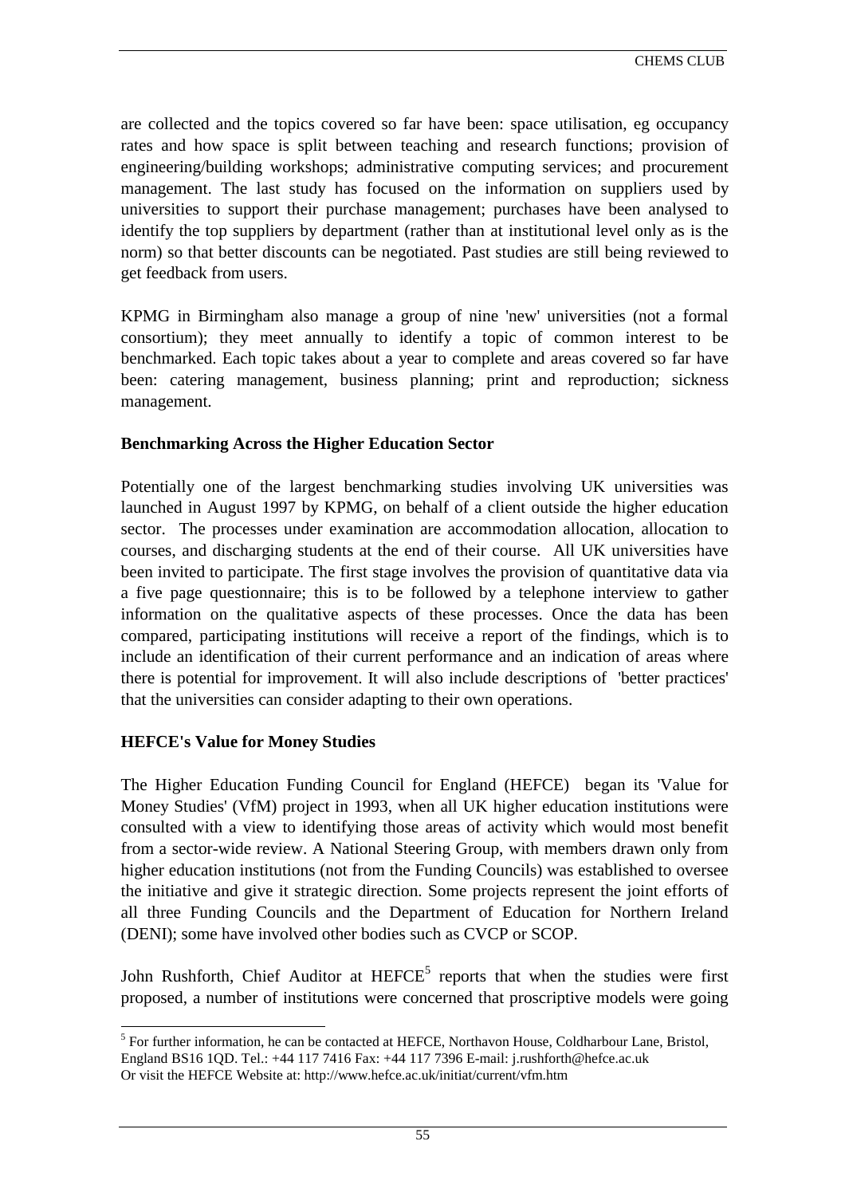are collected and the topics covered so far have been: space utilisation, eg occupancy rates and how space is split between teaching and research functions; provision of engineering/building workshops; administrative computing services; and procurement management. The last study has focused on the information on suppliers used by universities to support their purchase management; purchases have been analysed to identify the top suppliers by department (rather than at institutional level only as is the norm) so that better discounts can be negotiated. Past studies are still being reviewed to get feedback from users.

KPMG in Birmingham also manage a group of nine 'new' universities (not a formal consortium); they meet annually to identify a topic of common interest to be benchmarked. Each topic takes about a year to complete and areas covered so far have been: catering management, business planning; print and reproduction; sickness management.

**Benchmarking Across the Higher Education Sector**

Potentially one of the largest benchmarking studies involving UK universities was launched in August 1997 by KPMG, on behalf of a client outside the higher education sector. The processes under examination are accommodation allocation, allocation to courses, and discharging students at the end of their course. All UK universities have been invited to participate. The first stage involves the provision of quantitative data via a five page questionnaire; this is to be followed by a telephone interview to gather information on the qualitative aspects of these processes. Once the data has been compared, participating institutions will receive a report of the findings, which is to include an identification of their current performance and an indication of areas where there is potential for improvement. It will also include descriptions of 'better practices' that the universities can consider adapting to their own operations.

**HEFCE's Value for Money Studies**

The Higher Education Funding Council for England (HEFCE) began its 'Value for Money Studies' (VfM) project in 1993, when all UK higher education institutions were consulted with a view to identifying those areas of activity which would most benefit from a sector-wide review. A National Steering Group, with members drawn only from higher education institutions (not from the Funding Councils) was established to oversee the initiative and give it strategic direction. Some projects represent the joint efforts of all three Funding Councils and the Department of Education for Northern Ireland (DENI); some have involved other bodies such as CVCP or SCOP.

John Rushforth, Chief Auditor at HEFCE[5] reports that when the studies were first proposed, a number of institutions were concerned that proscriptive models were going

---

[5] For further information, he can be contacted at HEFCE, Northavon House, Coldharbour Lane, Bristol, England BS16 1QD. Tel.: +44 117 7416 Fax: +44 117 7396 E-mail: j.rushforth@hefce.ac.uk
Or visit the HEFCE Website at: http://www.hefce.ac.uk/initiat/current/vfm.htm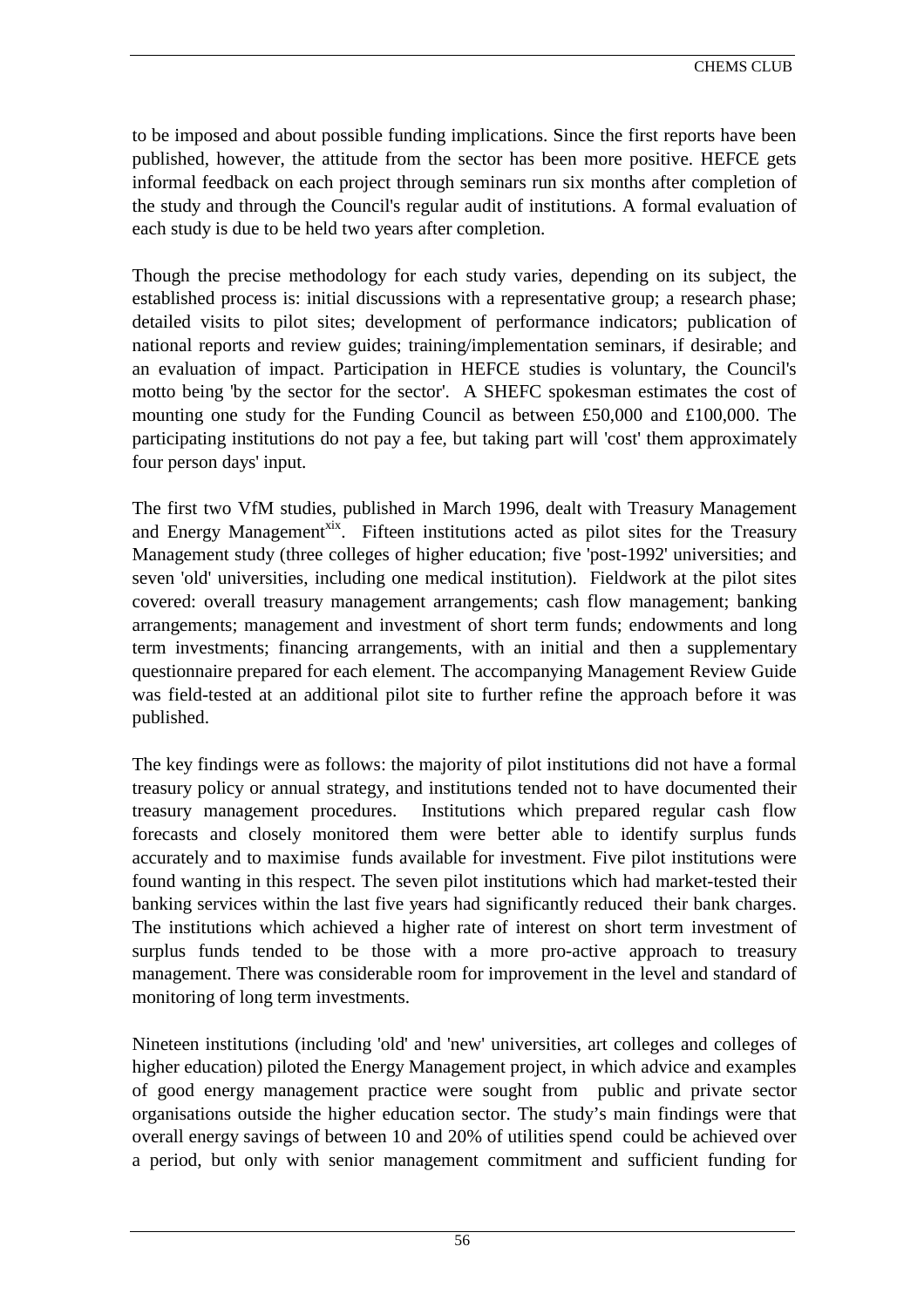to be imposed and about possible funding implications. Since the first reports have been published, however, the attitude from the sector has been more positive. HEFCE gets informal feedback on each project through seminars run six months after completion of the study and through the Council's regular audit of institutions. A formal evaluation of each study is due to be held two years after completion.

Though the precise methodology for each study varies, depending on its subject, the established process is: initial discussions with a representative group; a research phase; detailed visits to pilot sites; development of performance indicators; publication of national reports and review guides; training/implementation seminars, if desirable; and an evaluation of impact. Participation in HEFCE studies is voluntary, the Council's motto being 'by the sector for the sector'. A SHEFC spokesman estimates the cost of mounting one study for the Funding Council as between £50,000 and £100,000. The participating institutions do not pay a fee, but taking part will 'cost' them approximately four person days' input.

The first two VfM studies, published in March 1996, dealt with Treasury Management and Energy Management[xix]. Fifteen institutions acted as pilot sites for the Treasury Management study (three colleges of higher education; five 'post-1992' universities; and seven 'old' universities, including one medical institution). Fieldwork at the pilot sites covered: overall treasury management arrangements; cash flow management; banking arrangements; management and investment of short term funds; endowments and long term investments; financing arrangements, with an initial and then a supplementary questionnaire prepared for each element. The accompanying Management Review Guide was field-tested at an additional pilot site to further refine the approach before it was published.

The key findings were as follows: the majority of pilot institutions did not have a formal treasury policy or annual strategy, and institutions tended not to have documented their treasury management procedures. Institutions which prepared regular cash flow forecasts and closely monitored them were better able to identify surplus funds accurately and to maximise funds available for investment. Five pilot institutions were found wanting in this respect. The seven pilot institutions which had market-tested their banking services within the last five years had significantly reduced their bank charges. The institutions which achieved a higher rate of interest on short term investment of surplus funds tended to be those with a more pro-active approach to treasury management. There was considerable room for improvement in the level and standard of monitoring of long term investments.

Nineteen institutions (including 'old' and 'new' universities, art colleges and colleges of higher education) piloted the Energy Management project, in which advice and examples of good energy management practice were sought from public and private sector organisations outside the higher education sector. The study's main findings were that overall energy savings of between 10 and 20% of utilities spend could be achieved over a period, but only with senior management commitment and sufficient funding for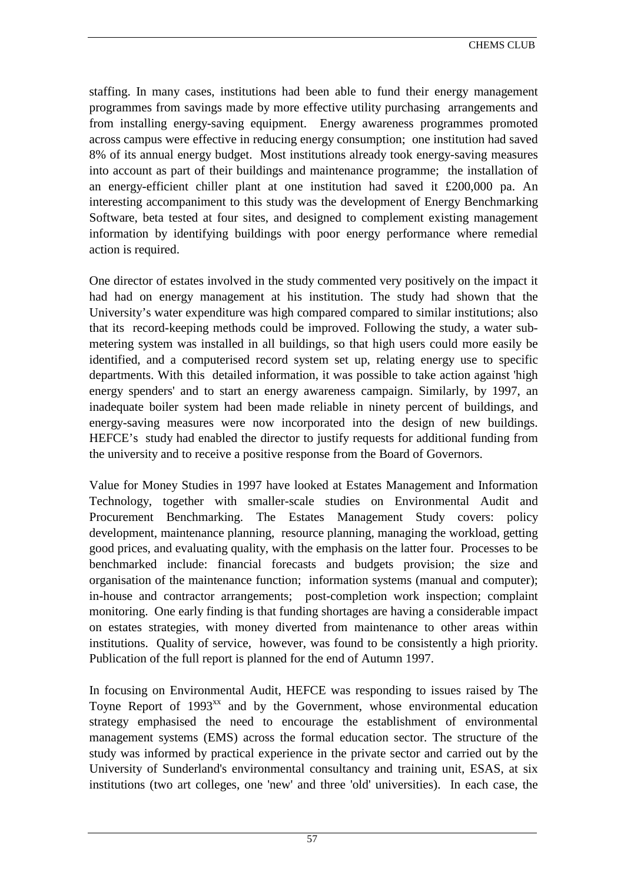staffing. In many cases, institutions had been able to fund their energy management programmes from savings made by more effective utility purchasing arrangements and from installing energy-saving equipment. Energy awareness programmes promoted across campus were effective in reducing energy consumption; one institution had saved 8% of its annual energy budget. Most institutions already took energy-saving measures into account as part of their buildings and maintenance programme; the installation of an energy-efficient chiller plant at one institution had saved it £200,000 pa. An interesting accompaniment to this study was the development of Energy Benchmarking Software, beta tested at four sites, and designed to complement existing management information by identifying buildings with poor energy performance where remedial action is required.

One director of estates involved in the study commented very positively on the impact it had had on energy management at his institution. The study had shown that the University's water expenditure was high compared compared to similar institutions; also that its record-keeping methods could be improved. Following the study, a water sub-metering system was installed in all buildings, so that high users could more easily be identified, and a computerised record system set up, relating energy use to specific departments. With this detailed information, it was possible to take action against 'high energy spenders' and to start an energy awareness campaign. Similarly, by 1997, an inadequate boiler system had been made reliable in ninety percent of buildings, and energy-saving measures were now incorporated into the design of new buildings. HEFCE's study had enabled the director to justify requests for additional funding from the university and to receive a positive response from the Board of Governors.

Value for Money Studies in 1997 have looked at Estates Management and Information Technology, together with smaller-scale studies on Environmental Audit and Procurement Benchmarking. The Estates Management Study covers: policy development, maintenance planning, resource planning, managing the workload, getting good prices, and evaluating quality, with the emphasis on the latter four. Processes to be benchmarked include: financial forecasts and budgets provision; the size and organisation of the maintenance function; information systems (manual and computer); in-house and contractor arrangements; post-completion work inspection; complaint monitoring. One early finding is that funding shortages are having a considerable impact on estates strategies, with money diverted from maintenance to other areas within institutions. Quality of service, however, was found to be consistently a high priority. Publication of the full report is planned for the end of Autumn 1997.

In focusing on Environmental Audit, HEFCE was responding to issues raised by The Toyne Report of 1993[xx] and by the Government, whose environmental education strategy emphasised the need to encourage the establishment of environmental management systems (EMS) across the formal education sector. The structure of the study was informed by practical experience in the private sector and carried out by the University of Sunderland's environmental consultancy and training unit, ESAS, at six institutions (two art colleges, one 'new' and three 'old' universities). In each case, the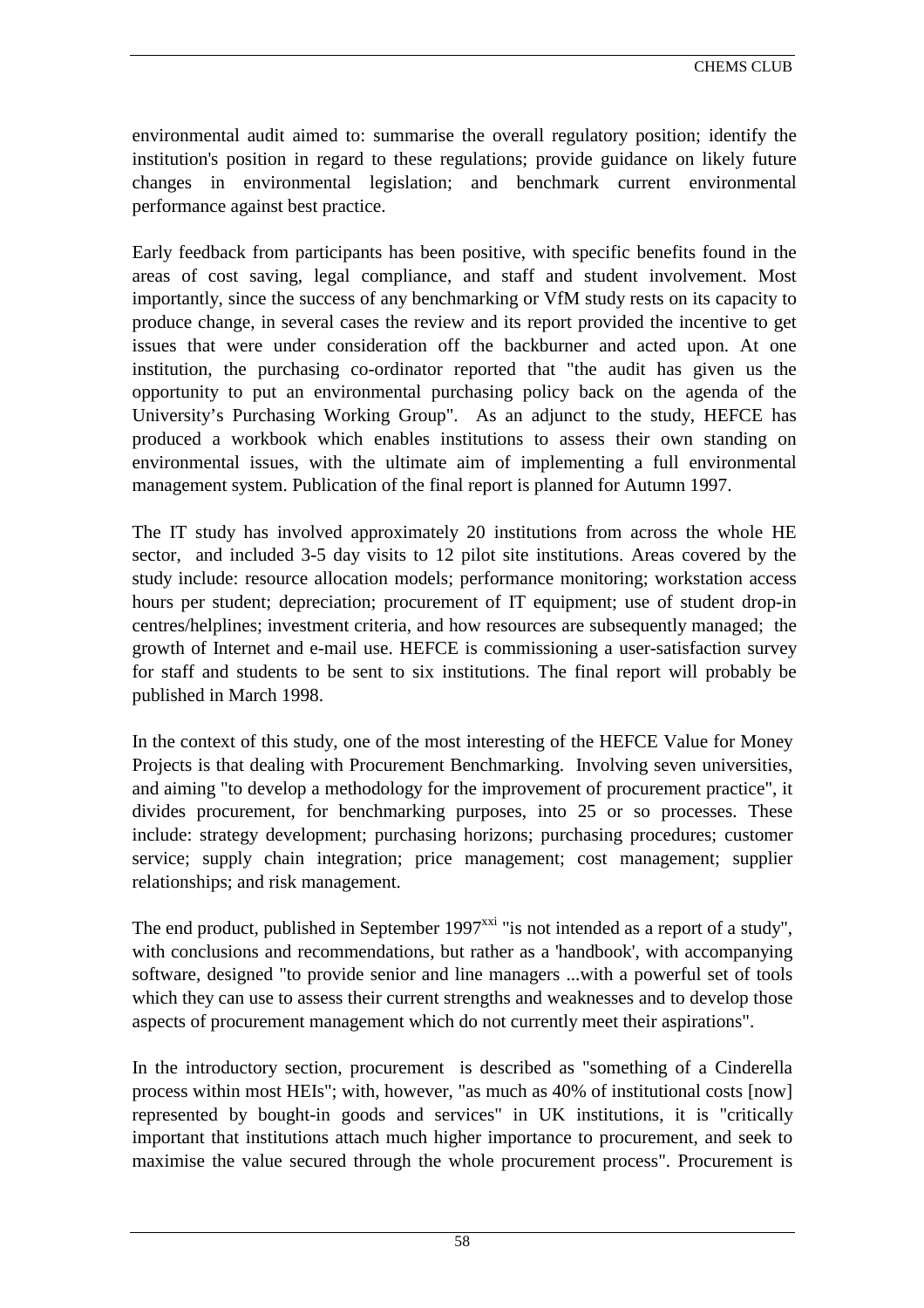environmental audit aimed to: summarise the overall regulatory position; identify the institution's position in regard to these regulations; provide guidance on likely future changes in environmental legislation; and benchmark current environmental performance against best practice.

Early feedback from participants has been positive, with specific benefits found in the areas of cost saving, legal compliance, and staff and student involvement. Most importantly, since the success of any benchmarking or VfM study rests on its capacity to produce change, in several cases the review and its report provided the incentive to get issues that were under consideration off the backburner and acted upon. At one institution, the purchasing co-ordinator reported that "the audit has given us the opportunity to put an environmental purchasing policy back on the agenda of the University's Purchasing Working Group". As an adjunct to the study, HEFCE has produced a workbook which enables institutions to assess their own standing on environmental issues, with the ultimate aim of implementing a full environmental management system. Publication of the final report is planned for Autumn 1997.

The IT study has involved approximately 20 institutions from across the whole HE sector, and included 3-5 day visits to 12 pilot site institutions. Areas covered by the study include: resource allocation models; performance monitoring; workstation access hours per student; depreciation; procurement of IT equipment; use of student drop-in centres/helplines; investment criteria, and how resources are subsequently managed; the growth of Internet and e-mail use. HEFCE is commissioning a user-satisfaction survey for staff and students to be sent to six institutions. The final report will probably be published in March 1998.

In the context of this study, one of the most interesting of the HEFCE Value for Money Projects is that dealing with Procurement Benchmarking. Involving seven universities, and aiming "to develop a methodology for the improvement of procurement practice", it divides procurement, for benchmarking purposes, into 25 or so processes. These include: strategy development; purchasing horizons; purchasing procedures; customer service; supply chain integration; price management; cost management; supplier relationships; and risk management.

The end product, published in September 1997[xxi] "is not intended as a report of a study", with conclusions and recommendations, but rather as a 'handbook', with accompanying software, designed "to provide senior and line managers ...with a powerful set of tools which they can use to assess their current strengths and weaknesses and to develop those aspects of procurement management which do not currently meet their aspirations".

In the introductory section, procurement is described as "something of a Cinderella process within most HEIs"; with, however, "as much as 40% of institutional costs [now] represented by bought-in goods and services" in UK institutions, it is "critically important that institutions attach much higher importance to procurement, and seek to maximise the value secured through the whole procurement process". Procurement is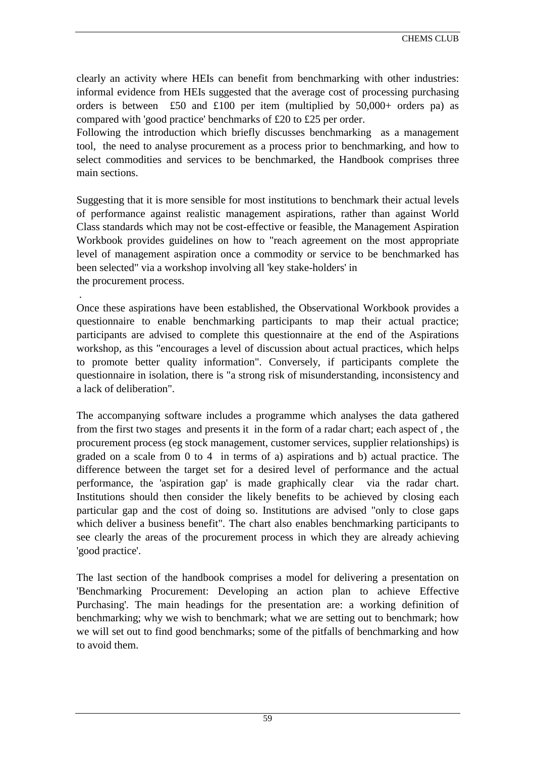clearly an activity where HEIs can benefit from benchmarking with other industries: informal evidence from HEIs suggested that the average cost of processing purchasing orders is between £50 and £100 per item (multiplied by 50,000+ orders pa) as compared with 'good practice' benchmarks of £20 to £25 per order.

Following the introduction which briefly discusses benchmarking as a management tool, the need to analyse procurement as a process prior to benchmarking, and how to select commodities and services to be benchmarked, the Handbook comprises three main sections.

Suggesting that it is more sensible for most institutions to benchmark their actual levels of performance against realistic management aspirations, rather than against World Class standards which may not be cost-effective or feasible, the Management Aspiration Workbook provides guidelines on how to "reach agreement on the most appropriate level of management aspiration once a commodity or service to be benchmarked has been selected" via a workshop involving all 'key stake-holders' in the procurement process.

Once these aspirations have been established, the Observational Workbook provides a questionnaire to enable benchmarking participants to map their actual practice; participants are advised to complete this questionnaire at the end of the Aspirations workshop, as this "encourages a level of discussion about actual practices, which helps to promote better quality information". Conversely, if participants complete the questionnaire in isolation, there is "a strong risk of misunderstanding, inconsistency and a lack of deliberation".

The accompanying software includes a programme which analyses the data gathered from the first two stages and presents it in the form of a radar chart; each aspect of , the procurement process (eg stock management, customer services, supplier relationships) is graded on a scale from 0 to 4 in terms of a) aspirations and b) actual practice. The difference between the target set for a desired level of performance and the actual performance, the 'aspiration gap' is made graphically clear via the radar chart. Institutions should then consider the likely benefits to be achieved by closing each particular gap and the cost of doing so. Institutions are advised "only to close gaps which deliver a business benefit". The chart also enables benchmarking participants to see clearly the areas of the procurement process in which they are already achieving 'good practice'.

The last section of the handbook comprises a model for delivering a presentation on 'Benchmarking Procurement: Developing an action plan to achieve Effective Purchasing'. The main headings for the presentation are: a working definition of benchmarking; why we wish to benchmark; what we are setting out to benchmark; how we will set out to find good benchmarks; some of the pitfalls of benchmarking and how to avoid them.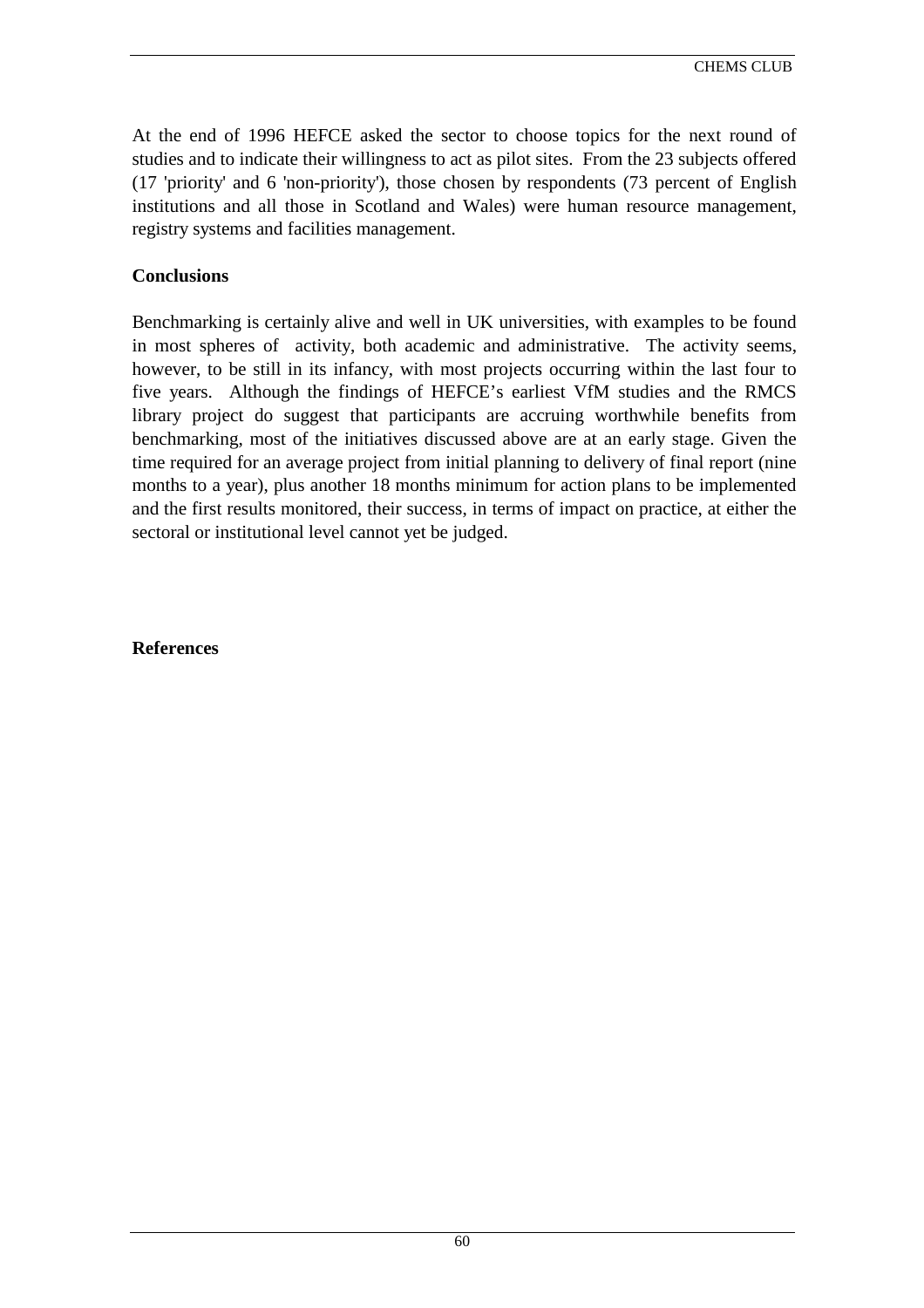At the end of 1996 HEFCE asked the sector to choose topics for the next round of studies and to indicate their willingness to act as pilot sites. From the 23 subjects offered (17 'priority' and 6 'non-priority'), those chosen by respondents (73 percent of English institutions and all those in Scotland and Wales) were human resource management, registry systems and facilities management.

**Conclusions**

Benchmarking is certainly alive and well in UK universities, with examples to be found in most spheres of activity, both academic and administrative. The activity seems, however, to be still in its infancy, with most projects occurring within the last four to five years. Although the findings of HEFCE's earliest VfM studies and the RMCS library project do suggest that participants are accruing worthwhile benefits from benchmarking, most of the initiatives discussed above are at an early stage. Given the time required for an average project from initial planning to delivery of final report (nine months to a year), plus another 18 months minimum for action plans to be implemented and the first results monitored, their success, in terms of impact on practice, at either the sectoral or institutional level cannot yet be judged.

**References**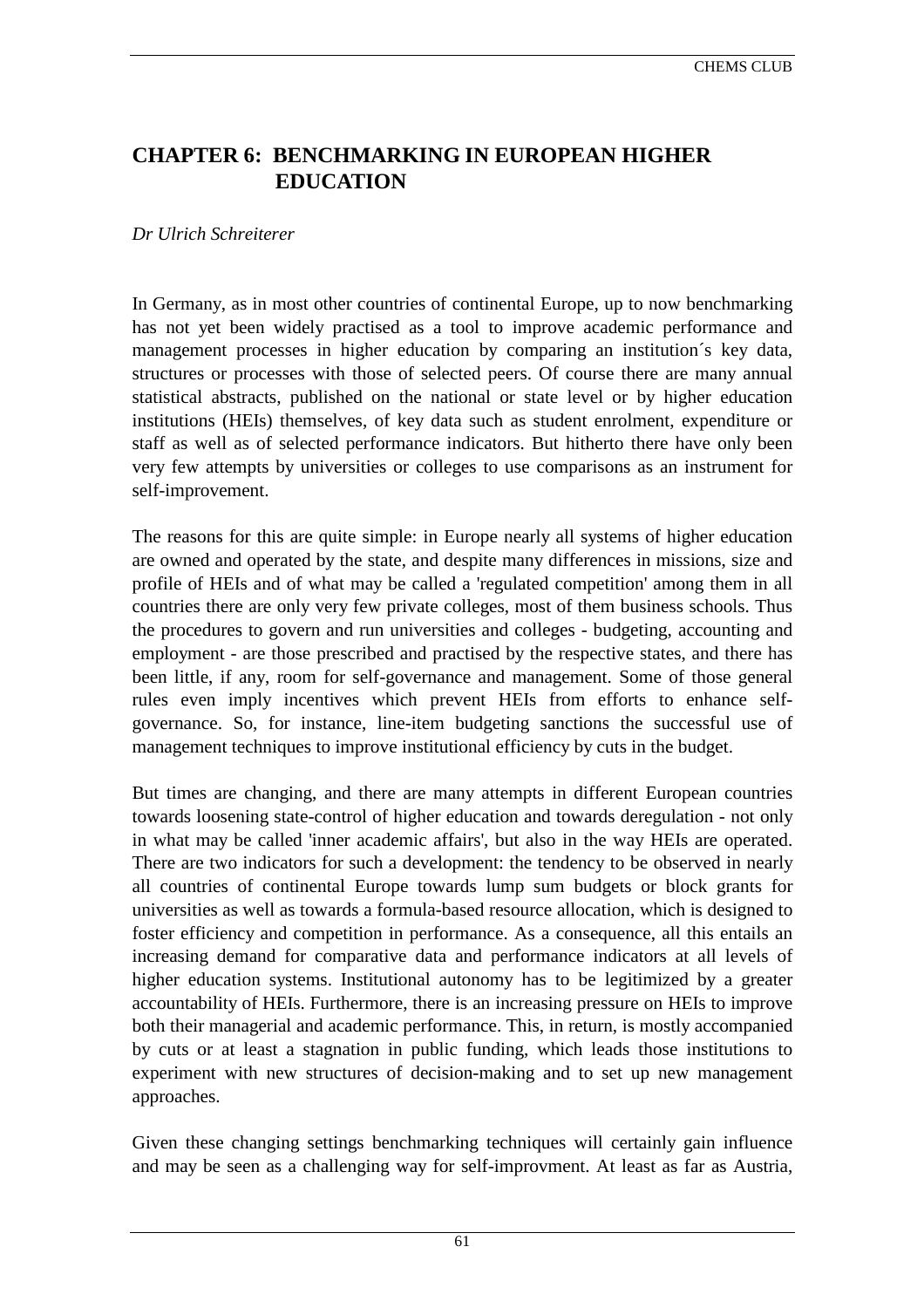# CHAPTER 6: BENCHMARKING IN EUROPEAN HIGHER EDUCATION

*Dr Ulrich Schreiterer*

In Germany, as in most other countries of continental Europe, up to now benchmarking has not yet been widely practised as a tool to improve academic performance and management processes in higher education by comparing an institution´s key data, structures or processes with those of selected peers. Of course there are many annual statistical abstracts, published on the national or state level or by higher education institutions (HEIs) themselves, of key data such as student enrolment, expenditure or staff as well as of selected performance indicators. But hitherto there have only been very few attempts by universities or colleges to use comparisons as an instrument for self-improvement.

The reasons for this are quite simple: in Europe nearly all systems of higher education are owned and operated by the state, and despite many differences in missions, size and profile of HEIs and of what may be called a 'regulated competition' among them in all countries there are only very few private colleges, most of them business schools. Thus the procedures to govern and run universities and colleges - budgeting, accounting and employment - are those prescribed and practised by the respective states, and there has been little, if any, room for self-governance and management. Some of those general rules even imply incentives which prevent HEIs from efforts to enhance self-governance. So, for instance, line-item budgeting sanctions the successful use of management techniques to improve institutional efficiency by cuts in the budget.

But times are changing, and there are many attempts in different European countries towards loosening state-control of higher education and towards deregulation - not only in what may be called 'inner academic affairs', but also in the way HEIs are operated. There are two indicators for such a development: the tendency to be observed in nearly all countries of continental Europe towards lump sum budgets or block grants for universities as well as towards a formula-based resource allocation, which is designed to foster efficiency and competition in performance. As a consequence, all this entails an increasing demand for comparative data and performance indicators at all levels of higher education systems. Institutional autonomy has to be legitimized by a greater accountability of HEIs. Furthermore, there is an increasing pressure on HEIs to improve both their managerial and academic performance. This, in return, is mostly accompanied by cuts or at least a stagnation in public funding, which leads those institutions to experiment with new structures of decision-making and to set up new management approaches.

Given these changing settings benchmarking techniques will certainly gain influence and may be seen as a challenging way for self-improvment. At least as far as Austria,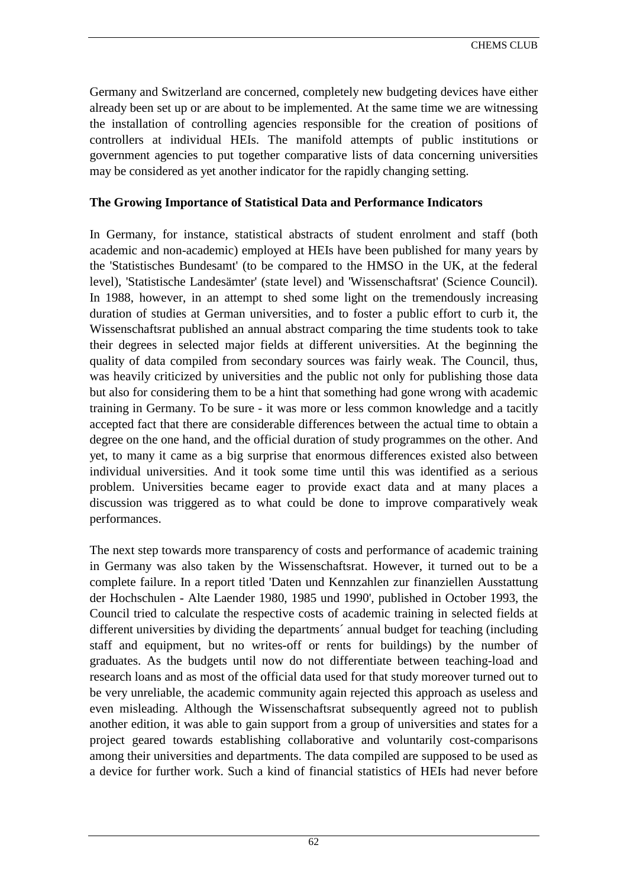Germany and Switzerland are concerned, completely new budgeting devices have either already been set up or are about to be implemented. At the same time we are witnessing the installation of controlling agencies responsible for the creation of positions of controllers at individual HEIs. The manifold attempts of public institutions or government agencies to put together comparative lists of data concerning universities may be considered as yet another indicator for the rapidly changing setting.

**The Growing Importance of Statistical Data and Performance Indicators**

In Germany, for instance, statistical abstracts of student enrolment and staff (both academic and non-academic) employed at HEIs have been published for many years by the 'Statistisches Bundesamt' (to be compared to the HMSO in the UK, at the federal level), 'Statistische Landesämter' (state level) and 'Wissenschaftsrat' (Science Council). In 1988, however, in an attempt to shed some light on the tremendously increasing duration of studies at German universities, and to foster a public effort to curb it, the Wissenschaftsrat published an annual abstract comparing the time students took to take their degrees in selected major fields at different universities. At the beginning the quality of data compiled from secondary sources was fairly weak. The Council, thus, was heavily criticized by universities and the public not only for publishing those data but also for considering them to be a hint that something had gone wrong with academic training in Germany. To be sure - it was more or less common knowledge and a tacitly accepted fact that there are considerable differences between the actual time to obtain a degree on the one hand, and the official duration of study programmes on the other. And yet, to many it came as a big surprise that enormous differences existed also between individual universities. And it took some time until this was identified as a serious problem. Universities became eager to provide exact data and at many places a discussion was triggered as to what could be done to improve comparatively weak performances.

The next step towards more transparency of costs and performance of academic training in Germany was also taken by the Wissenschaftsrat. However, it turned out to be a complete failure. In a report titled 'Daten und Kennzahlen zur finanziellen Ausstattung der Hochschulen - Alte Laender 1980, 1985 und 1990', published in October 1993, the Council tried to calculate the respective costs of academic training in selected fields at different universities by dividing the departments´ annual budget for teaching (including staff and equipment, but no writes-off or rents for buildings) by the number of graduates. As the budgets until now do not differentiate between teaching-load and research loans and as most of the official data used for that study moreover turned out to be very unreliable, the academic community again rejected this approach as useless and even misleading. Although the Wissenschaftsrat subsequently agreed not to publish another edition, it was able to gain support from a group of universities and states for a project geared towards establishing collaborative and voluntarily cost-comparisons among their universities and departments. The data compiled are supposed to be used as a device for further work. Such a kind of financial statistics of HEIs had never before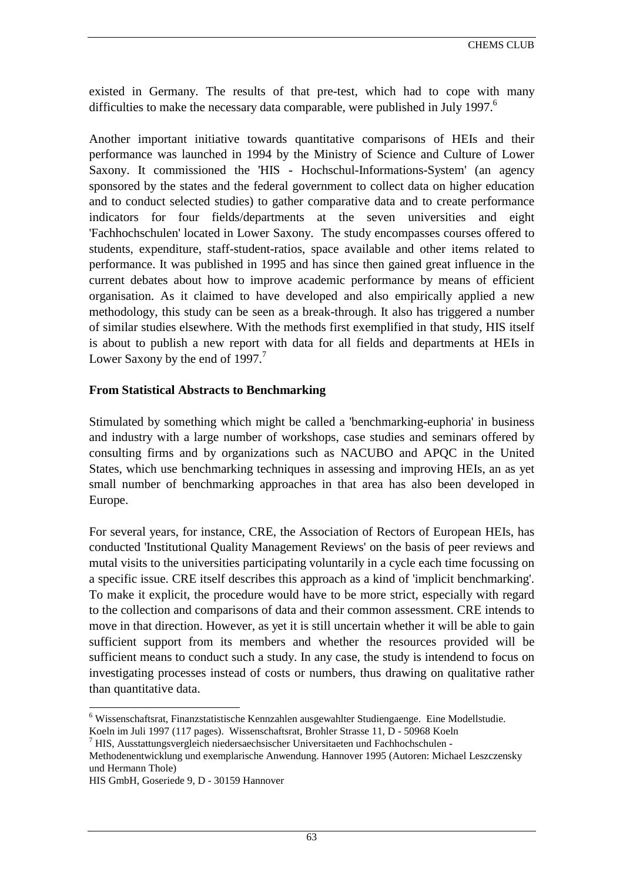existed in Germany. The results of that pre-test, which had to cope with many difficulties to make the necessary data comparable, were published in July 1997.[6]

Another important initiative towards quantitative comparisons of HEIs and their performance was launched in 1994 by the Ministry of Science and Culture of Lower Saxony. It commissioned the 'HIS - Hochschul-Informations-System' (an agency sponsored by the states and the federal government to collect data on higher education and to conduct selected studies) to gather comparative data and to create performance indicators for four fields/departments at the seven universities and eight 'Fachhochschulen' located in Lower Saxony. The study encompasses courses offered to students, expenditure, staff-student-ratios, space available and other items related to performance. It was published in 1995 and has since then gained great influence in the current debates about how to improve academic performance by means of efficient organisation. As it claimed to have developed and also empirically applied a new methodology, this study can be seen as a break-through. It also has triggered a number of similar studies elsewhere. With the methods first exemplified in that study, HIS itself is about to publish a new report with data for all fields and departments at HEIs in Lower Saxony by the end of 1997.[7]

**From Statistical Abstracts to Benchmarking**

Stimulated by something which might be called a 'benchmarking-euphoria' in business and industry with a large number of workshops, case studies and seminars offered by consulting firms and by organizations such as NACUBO and APQC in the United States, which use benchmarking techniques in assessing and improving HEIs, an as yet small number of benchmarking approaches in that area has also been developed in Europe.

For several years, for instance, CRE, the Association of Rectors of European HEIs, has conducted 'Institutional Quality Management Reviews' on the basis of peer reviews and mutal visits to the universities participating voluntarily in a cycle each time focussing on a specific issue. CRE itself describes this approach as a kind of 'implicit benchmarking'. To make it explicit, the procedure would have to be more strict, especially with regard to the collection and comparisons of data and their common assessment. CRE intends to move in that direction. However, as yet it is still uncertain whether it will be able to gain sufficient support from its members and whether the resources provided will be sufficient means to conduct such a study. In any case, the study is intendend to focus on investigating processes instead of costs or numbers, thus drawing on qualitative rather than quantitative data.

---

[6] Wissenschaftsrat, Finanzstatistische Kennzahlen ausgewahlter Studiengaenge. Eine Modellstudie. Koeln im Juli 1997 (117 pages). Wissenschaftsrat, Brohler Strasse 11, D - 50968 Koeln

[7] HIS, Ausstattungsvergleich niedersaechsischer Universitaeten und Fachhochschulen - Methodenentwicklung und exemplarische Anwendung. Hannover 1995 (Autoren: Michael Leszczensky und Hermann Thole)
HIS GmbH, Goseriede 9, D - 30159 Hannover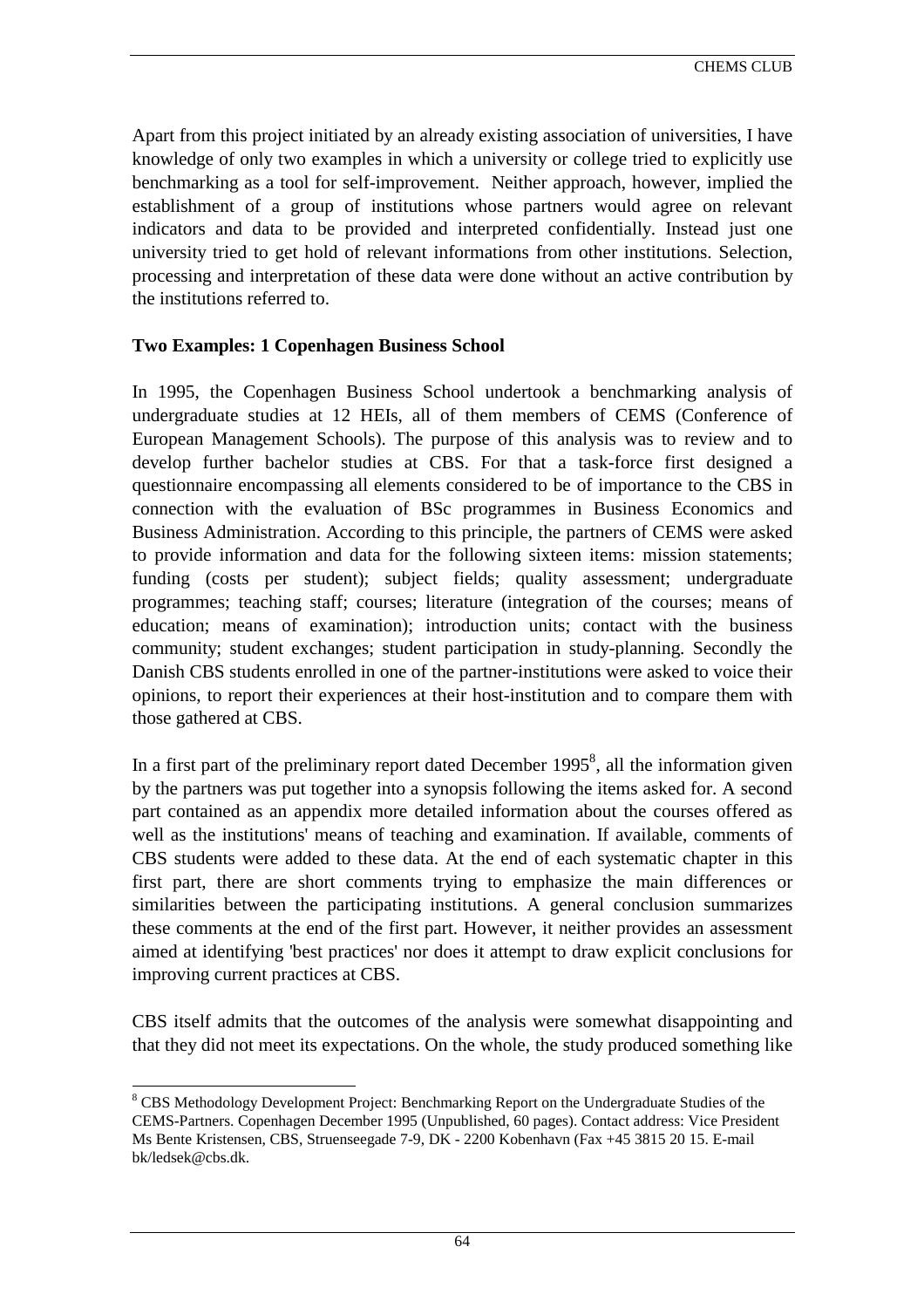Apart from this project initiated by an already existing association of universities, I have knowledge of only two examples in which a university or college tried to explicitly use benchmarking as a tool for self-improvement. Neither approach, however, implied the establishment of a group of institutions whose partners would agree on relevant indicators and data to be provided and interpreted confidentially. Instead just one university tried to get hold of relevant informations from other institutions. Selection, processing and interpretation of these data were done without an active contribution by the institutions referred to.

**Two Examples: 1 Copenhagen Business School**

In 1995, the Copenhagen Business School undertook a benchmarking analysis of undergraduate studies at 12 HEIs, all of them members of CEMS (Conference of European Management Schools). The purpose of this analysis was to review and to develop further bachelor studies at CBS. For that a task-force first designed a questionnaire encompassing all elements considered to be of importance to the CBS in connection with the evaluation of BSc programmes in Business Economics and Business Administration. According to this principle, the partners of CEMS were asked to provide information and data for the following sixteen items: mission statements; funding (costs per student); subject fields; quality assessment; undergraduate programmes; teaching staff; courses; literature (integration of the courses; means of education; means of examination); introduction units; contact with the business community; student exchanges; student participation in study-planning. Secondly the Danish CBS students enrolled in one of the partner-institutions were asked to voice their opinions, to report their experiences at their host-institution and to compare them with those gathered at CBS.

In a first part of the preliminary report dated December 1995[8], all the information given by the partners was put together into a synopsis following the items asked for. A second part contained as an appendix more detailed information about the courses offered as well as the institutions' means of teaching and examination. If available, comments of CBS students were added to these data. At the end of each systematic chapter in this first part, there are short comments trying to emphasize the main differences or similarities between the participating institutions. A general conclusion summarizes these comments at the end of the first part. However, it neither provides an assessment aimed at identifying 'best practices' nor does it attempt to draw explicit conclusions for improving current practices at CBS.

CBS itself admits that the outcomes of the analysis were somewhat disappointing and that they did not meet its expectations. On the whole, the study produced something like

[8] CBS Methodology Development Project: Benchmarking Report on the Undergraduate Studies of the CEMS-Partners. Copenhagen December 1995 (Unpublished, 60 pages). Contact address: Vice President Ms Bente Kristensen, CBS, Struenseegade 7-9, DK - 2200 Kobenhavn (Fax +45 3815 20 15. E-mail bk/ledsek@cbs.dk.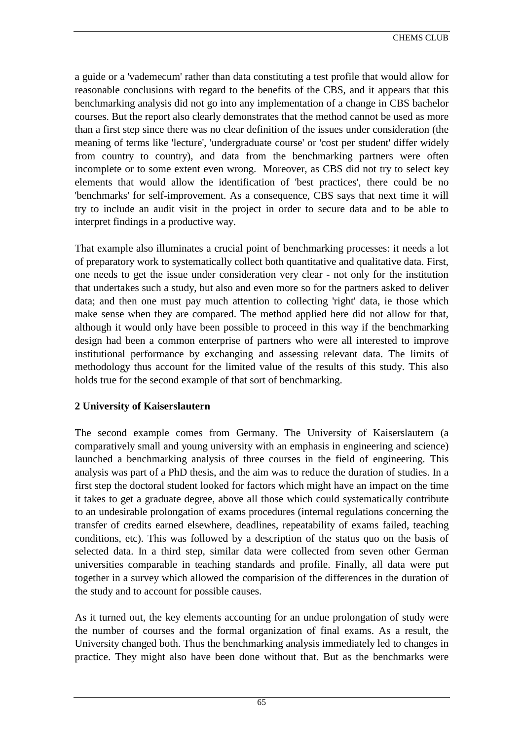a guide or a 'vademecum' rather than data constituting a test profile that would allow for reasonable conclusions with regard to the benefits of the CBS, and it appears that this benchmarking analysis did not go into any implementation of a change in CBS bachelor courses. But the report also clearly demonstrates that the method cannot be used as more than a first step since there was no clear definition of the issues under consideration (the meaning of terms like 'lecture', 'undergraduate course' or 'cost per student' differ widely from country to country), and data from the benchmarking partners were often incomplete or to some extent even wrong. Moreover, as CBS did not try to select key elements that would allow the identification of 'best practices', there could be no 'benchmarks' for self-improvement. As a consequence, CBS says that next time it will try to include an audit visit in the project in order to secure data and to be able to interpret findings in a productive way.

That example also illuminates a crucial point of benchmarking processes: it needs a lot of preparatory work to systematically collect both quantitative and qualitative data. First, one needs to get the issue under consideration very clear - not only for the institution that undertakes such a study, but also and even more so for the partners asked to deliver data; and then one must pay much attention to collecting 'right' data, ie those which make sense when they are compared. The method applied here did not allow for that, although it would only have been possible to proceed in this way if the benchmarking design had been a common enterprise of partners who were all interested to improve institutional performance by exchanging and assessing relevant data. The limits of methodology thus account for the limited value of the results of this study. This also holds true for the second example of that sort of benchmarking.

### 2 University of Kaiserslautern

The second example comes from Germany. The University of Kaiserslautern (a comparatively small and young university with an emphasis in engineering and science) launched a benchmarking analysis of three courses in the field of engineering. This analysis was part of a PhD thesis, and the aim was to reduce the duration of studies. In a first step the doctoral student looked for factors which might have an impact on the time it takes to get a graduate degree, above all those which could systematically contribute to an undesirable prolongation of exams procedures (internal regulations concerning the transfer of credits earned elsewhere, deadlines, repeatability of exams failed, teaching conditions, etc). This was followed by a description of the status quo on the basis of selected data. In a third step, similar data were collected from seven other German universities comparable in teaching standards and profile. Finally, all data were put together in a survey which allowed the comparision of the differences in the duration of the study and to account for possible causes.

As it turned out, the key elements accounting for an undue prolongation of study were the number of courses and the formal organization of final exams. As a result, the University changed both. Thus the benchmarking analysis immediately led to changes in practice. They might also have been done without that. But as the benchmarks were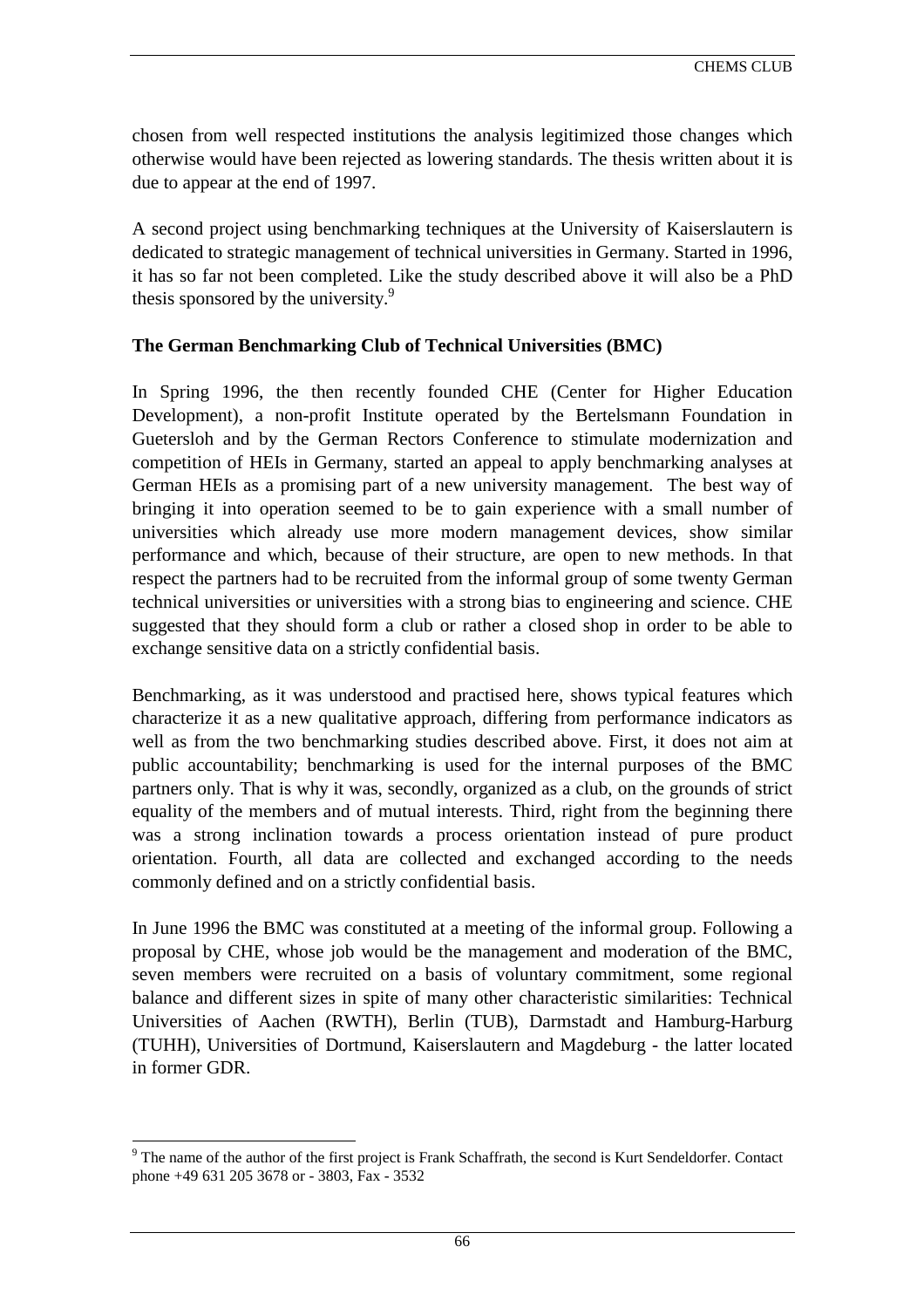chosen from well respected institutions the analysis legitimized those changes which otherwise would have been rejected as lowering standards. The thesis written about it is due to appear at the end of 1997.

A second project using benchmarking techniques at the University of Kaiserslautern is dedicated to strategic management of technical universities in Germany. Started in 1996, it has so far not been completed. Like the study described above it will also be a PhD thesis sponsored by the university.[9]

**The German Benchmarking Club of Technical Universities (BMC)**

In Spring 1996, the then recently founded CHE (Center for Higher Education Development), a non-profit Institute operated by the Bertelsmann Foundation in Guetersloh and by the German Rectors Conference to stimulate modernization and competition of HEIs in Germany, started an appeal to apply benchmarking analyses at German HEIs as a promising part of a new university management. The best way of bringing it into operation seemed to be to gain experience with a small number of universities which already use more modern management devices, show similar performance and which, because of their structure, are open to new methods. In that respect the partners had to be recruited from the informal group of some twenty German technical universities or universities with a strong bias to engineering and science. CHE suggested that they should form a club or rather a closed shop in order to be able to exchange sensitive data on a strictly confidential basis.

Benchmarking, as it was understood and practised here, shows typical features which characterize it as a new qualitative approach, differing from performance indicators as well as from the two benchmarking studies described above. First, it does not aim at public accountability; benchmarking is used for the internal purposes of the BMC partners only. That is why it was, secondly, organized as a club, on the grounds of strict equality of the members and of mutual interests. Third, right from the beginning there was a strong inclination towards a process orientation instead of pure product orientation. Fourth, all data are collected and exchanged according to the needs commonly defined and on a strictly confidential basis.

In June 1996 the BMC was constituted at a meeting of the informal group. Following a proposal by CHE, whose job would be the management and moderation of the BMC, seven members were recruited on a basis of voluntary commitment, some regional balance and different sizes in spite of many other characteristic similarities: Technical Universities of Aachen (RWTH), Berlin (TUB), Darmstadt and Hamburg-Harburg (TUHH), Universities of Dortmund, Kaiserslautern and Magdeburg - the latter located in former GDR.

[9] The name of the author of the first project is Frank Schaffrath, the second is Kurt Sendeldorfer. Contact phone +49 631 205 3678 or - 3803, Fax - 3532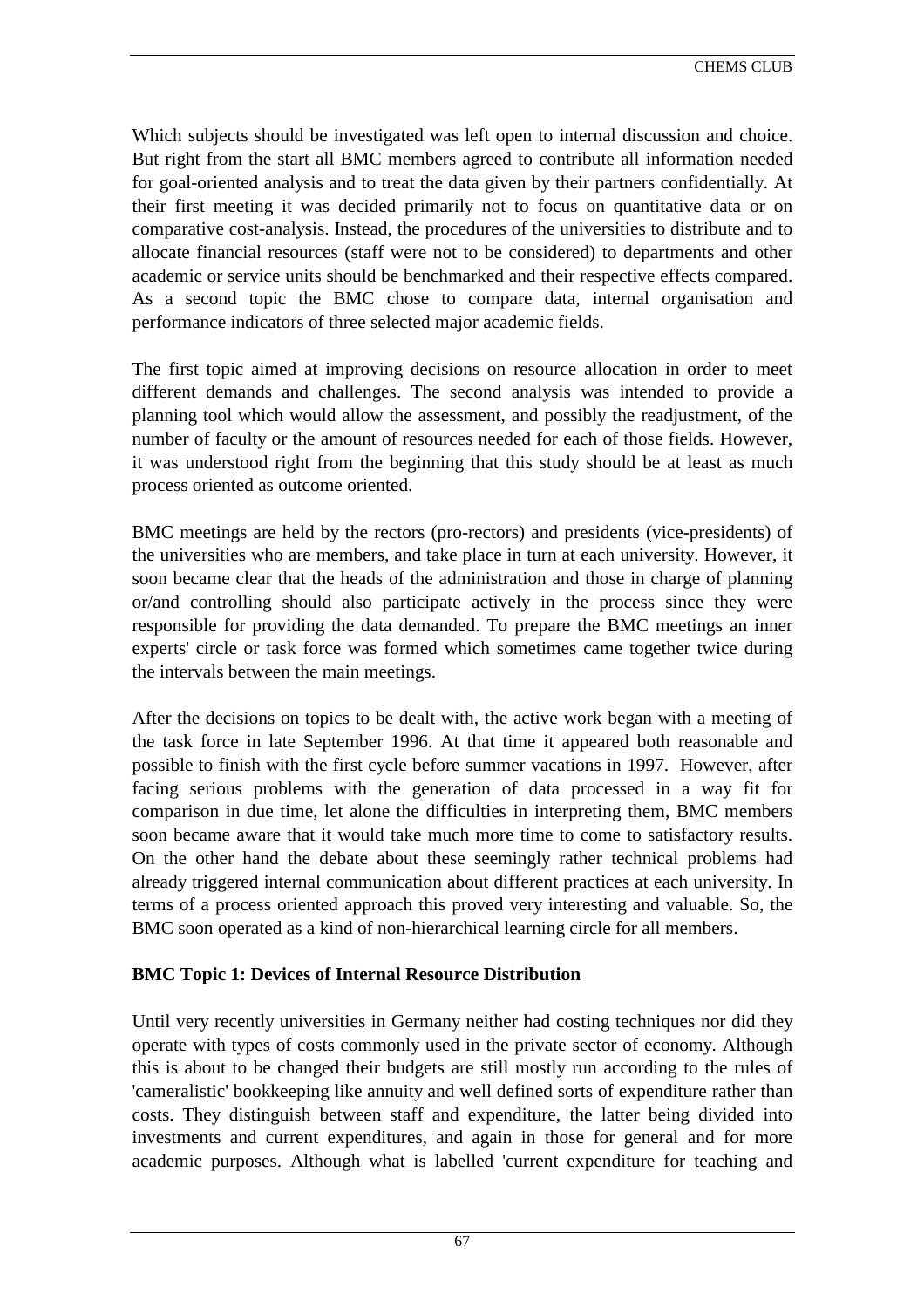Which subjects should be investigated was left open to internal discussion and choice. But right from the start all BMC members agreed to contribute all information needed for goal-oriented analysis and to treat the data given by their partners confidentially. At their first meeting it was decided primarily not to focus on quantitative data or on comparative cost-analysis. Instead, the procedures of the universities to distribute and to allocate financial resources (staff were not to be considered) to departments and other academic or service units should be benchmarked and their respective effects compared. As a second topic the BMC chose to compare data, internal organisation and performance indicators of three selected major academic fields.

The first topic aimed at improving decisions on resource allocation in order to meet different demands and challenges. The second analysis was intended to provide a planning tool which would allow the assessment, and possibly the readjustment, of the number of faculty or the amount of resources needed for each of those fields. However, it was understood right from the beginning that this study should be at least as much process oriented as outcome oriented.

BMC meetings are held by the rectors (pro-rectors) and presidents (vice-presidents) of the universities who are members, and take place in turn at each university. However, it soon became clear that the heads of the administration and those in charge of planning or/and controlling should also participate actively in the process since they were responsible for providing the data demanded. To prepare the BMC meetings an inner experts' circle or task force was formed which sometimes came together twice during the intervals between the main meetings.

After the decisions on topics to be dealt with, the active work began with a meeting of the task force in late September 1996. At that time it appeared both reasonable and possible to finish with the first cycle before summer vacations in 1997. However, after facing serious problems with the generation of data processed in a way fit for comparison in due time, let alone the difficulties in interpreting them, BMC members soon became aware that it would take much more time to come to satisfactory results. On the other hand the debate about these seemingly rather technical problems had already triggered internal communication about different practices at each university. In terms of a process oriented approach this proved very interesting and valuable. So, the BMC soon operated as a kind of non-hierarchical learning circle for all members.

**BMC Topic 1: Devices of Internal Resource Distribution**

Until very recently universities in Germany neither had costing techniques nor did they operate with types of costs commonly used in the private sector of economy. Although this is about to be changed their budgets are still mostly run according to the rules of 'cameralistic' bookkeeping like annuity and well defined sorts of expenditure rather than costs. They distinguish between staff and expenditure, the latter being divided into investments and current expenditures, and again in those for general and for more academic purposes. Although what is labelled 'current expenditure for teaching and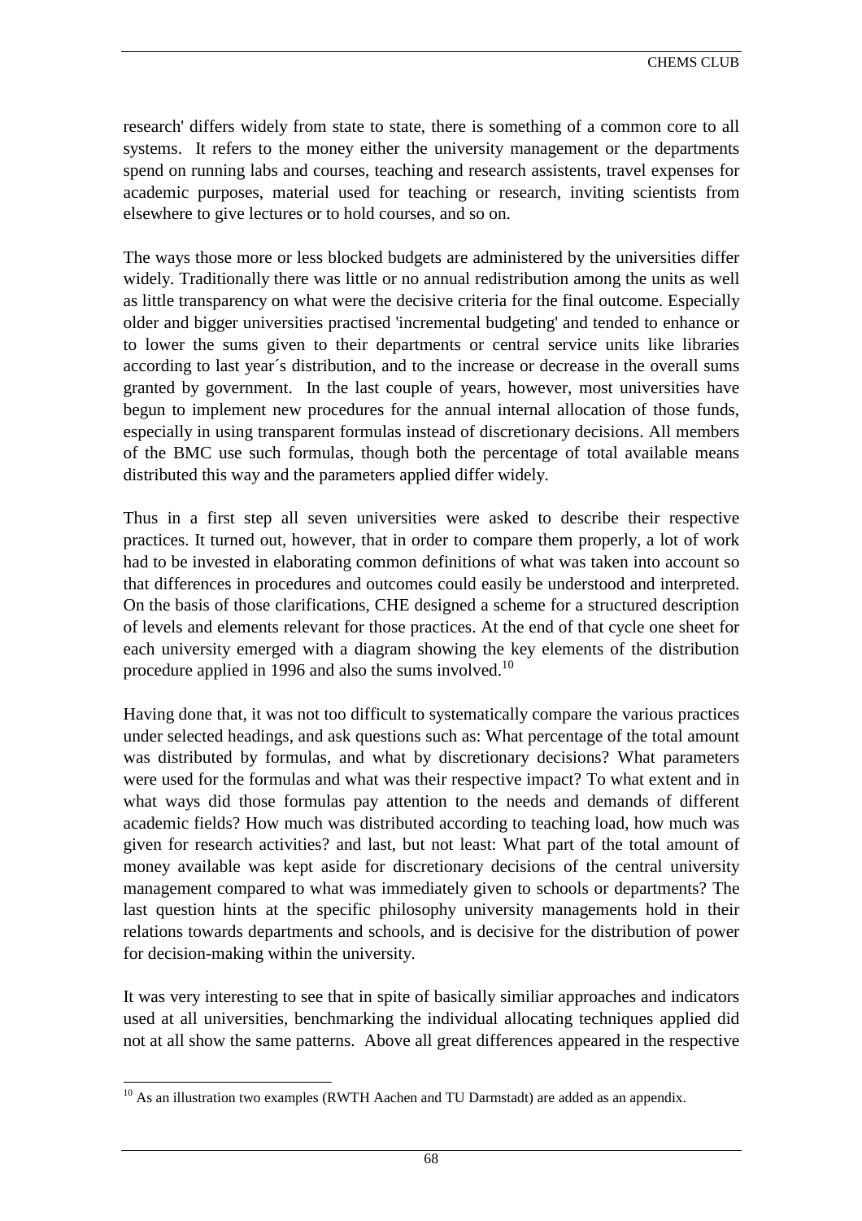research' differs widely from state to state, there is something of a common core to all systems. It refers to the money either the university management or the departments spend on running labs and courses, teaching and research assistents, travel expenses for academic purposes, material used for teaching or research, inviting scientists from elsewhere to give lectures or to hold courses, and so on.

The ways those more or less blocked budgets are administered by the universities differ widely. Traditionally there was little or no annual redistribution among the units as well as little transparency on what were the decisive criteria for the final outcome. Especially older and bigger universities practised 'incremental budgeting' and tended to enhance or to lower the sums given to their departments or central service units like libraries according to last year´s distribution, and to the increase or decrease in the overall sums granted by government. In the last couple of years, however, most universities have begun to implement new procedures for the annual internal allocation of those funds, especially in using transparent formulas instead of discretionary decisions. All members of the BMC use such formulas, though both the percentage of total available means distributed this way and the parameters applied differ widely.

Thus in a first step all seven universities were asked to describe their respective practices. It turned out, however, that in order to compare them properly, a lot of work had to be invested in elaborating common definitions of what was taken into account so that differences in procedures and outcomes could easily be understood and interpreted. On the basis of those clarifications, CHE designed a scheme for a structured description of levels and elements relevant for those practices. At the end of that cycle one sheet for each university emerged with a diagram showing the key elements of the distribution procedure applied in 1996 and also the sums involved.[10]

Having done that, it was not too difficult to systematically compare the various practices under selected headings, and ask questions such as: What percentage of the total amount was distributed by formulas, and what by discretionary decisions? What parameters were used for the formulas and what was their respective impact? To what extent and in what ways did those formulas pay attention to the needs and demands of different academic fields? How much was distributed according to teaching load, how much was given for research activities? and last, but not least: What part of the total amount of money available was kept aside for discretionary decisions of the central university management compared to what was immediately given to schools or departments? The last question hints at the specific philosophy university managements hold in their relations towards departments and schools, and is decisive for the distribution of power for decision-making within the university.

It was very interesting to see that in spite of basically similiar approaches and indicators used at all universities, benchmarking the individual allocating techniques applied did not at all show the same patterns. Above all great differences appeared in the respective

[10] As an illustration two examples (RWTH Aachen and TU Darmstadt) are added as an appendix.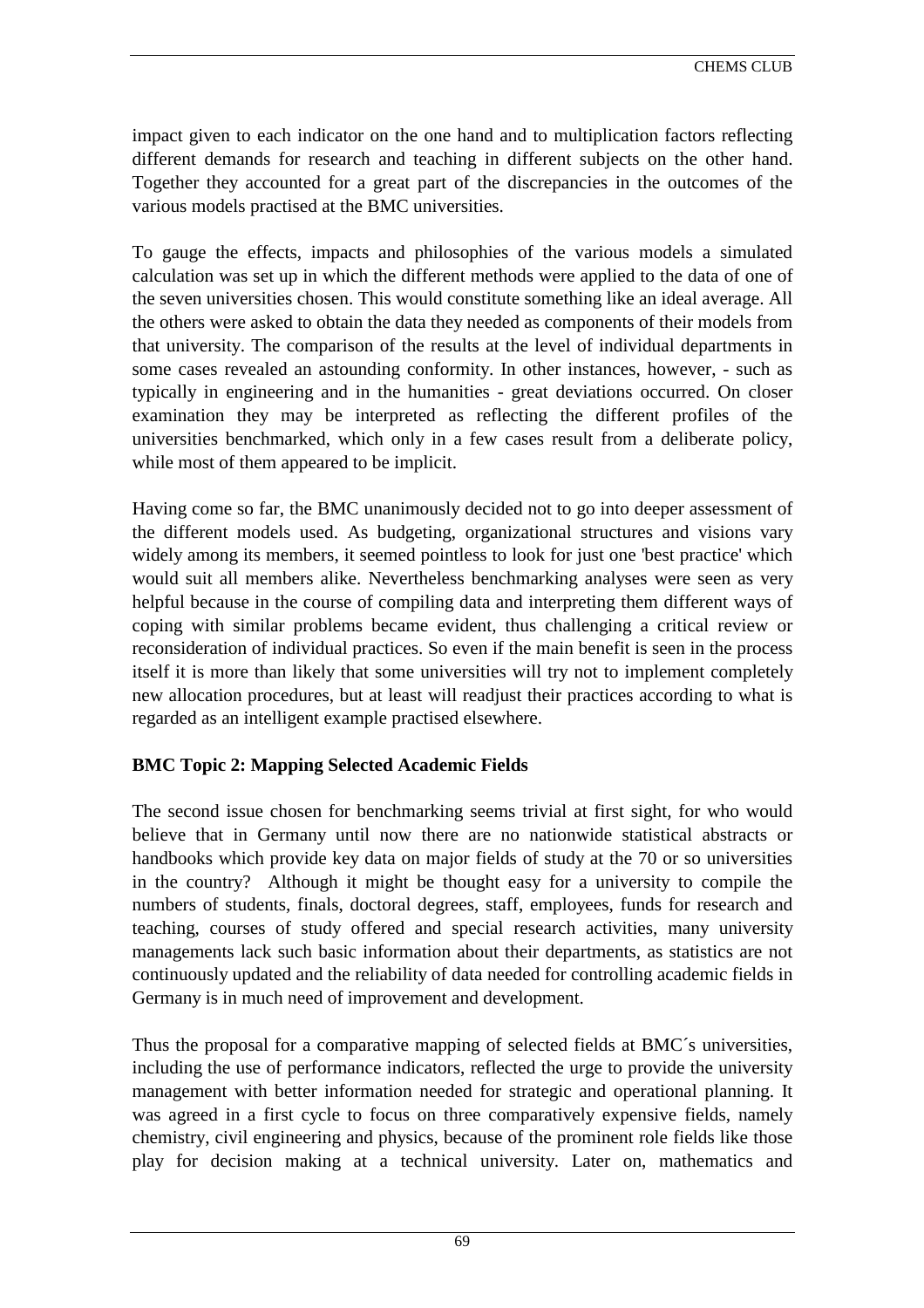impact given to each indicator on the one hand and to multiplication factors reflecting different demands for research and teaching in different subjects on the other hand. Together they accounted for a great part of the discrepancies in the outcomes of the various models practised at the BMC universities.

To gauge the effects, impacts and philosophies of the various models a simulated calculation was set up in which the different methods were applied to the data of one of the seven universities chosen. This would constitute something like an ideal average. All the others were asked to obtain the data they needed as components of their models from that university. The comparison of the results at the level of individual departments in some cases revealed an astounding conformity. In other instances, however, - such as typically in engineering and in the humanities - great deviations occurred. On closer examination they may be interpreted as reflecting the different profiles of the universities benchmarked, which only in a few cases result from a deliberate policy, while most of them appeared to be implicit.

Having come so far, the BMC unanimously decided not to go into deeper assessment of the different models used. As budgeting, organizational structures and visions vary widely among its members, it seemed pointless to look for just one 'best practice' which would suit all members alike. Nevertheless benchmarking analyses were seen as very helpful because in the course of compiling data and interpreting them different ways of coping with similar problems became evident, thus challenging a critical review or reconsideration of individual practices. So even if the main benefit is seen in the process itself it is more than likely that some universities will try not to implement completely new allocation procedures, but at least will readjust their practices according to what is regarded as an intelligent example practised elsewhere.

**BMC Topic 2: Mapping Selected Academic Fields**

The second issue chosen for benchmarking seems trivial at first sight, for who would believe that in Germany until now there are no nationwide statistical abstracts or handbooks which provide key data on major fields of study at the 70 or so universities in the country? Although it might be thought easy for a university to compile the numbers of students, finals, doctoral degrees, staff, employees, funds for research and teaching, courses of study offered and special research activities, many university managements lack such basic information about their departments, as statistics are not continuously updated and the reliability of data needed for controlling academic fields in Germany is in much need of improvement and development.

Thus the proposal for a comparative mapping of selected fields at BMC´s universities, including the use of performance indicators, reflected the urge to provide the university management with better information needed for strategic and operational planning. It was agreed in a first cycle to focus on three comparatively expensive fields, namely chemistry, civil engineering and physics, because of the prominent role fields like those play for decision making at a technical university. Later on, mathematics and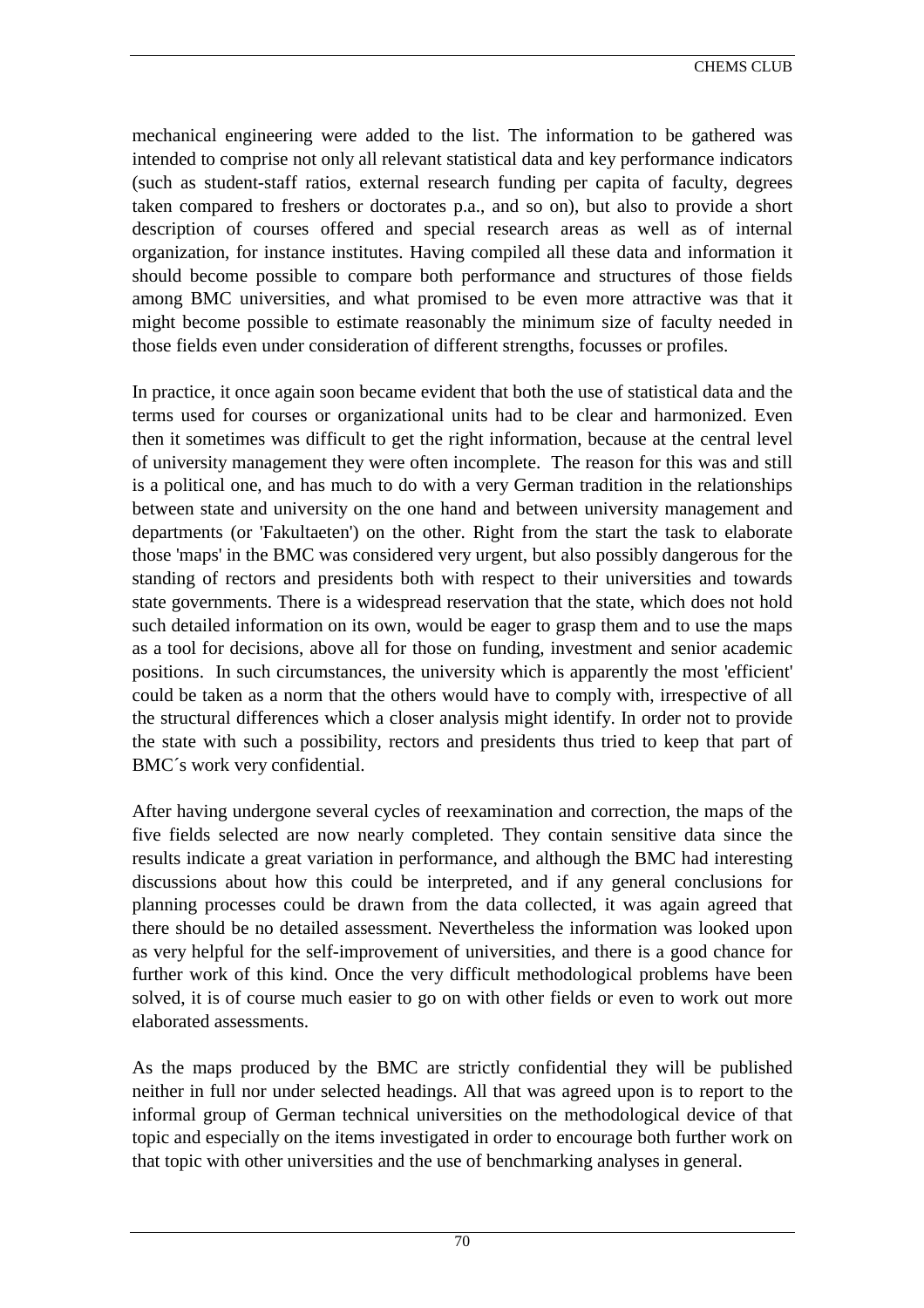mechanical engineering were added to the list. The information to be gathered was intended to comprise not only all relevant statistical data and key performance indicators (such as student-staff ratios, external research funding per capita of faculty, degrees taken compared to freshers or doctorates p.a., and so on), but also to provide a short description of courses offered and special research areas as well as of internal organization, for instance institutes. Having compiled all these data and information it should become possible to compare both performance and structures of those fields among BMC universities, and what promised to be even more attractive was that it might become possible to estimate reasonably the minimum size of faculty needed in those fields even under consideration of different strengths, focusses or profiles.

In practice, it once again soon became evident that both the use of statistical data and the terms used for courses or organizational units had to be clear and harmonized. Even then it sometimes was difficult to get the right information, because at the central level of university management they were often incomplete. The reason for this was and still is a political one, and has much to do with a very German tradition in the relationships between state and university on the one hand and between university management and departments (or 'Fakultaeten') on the other. Right from the start the task to elaborate those 'maps' in the BMC was considered very urgent, but also possibly dangerous for the standing of rectors and presidents both with respect to their universities and towards state governments. There is a widespread reservation that the state, which does not hold such detailed information on its own, would be eager to grasp them and to use the maps as a tool for decisions, above all for those on funding, investment and senior academic positions. In such circumstances, the university which is apparently the most 'efficient' could be taken as a norm that the others would have to comply with, irrespective of all the structural differences which a closer analysis might identify. In order not to provide the state with such a possibility, rectors and presidents thus tried to keep that part of BMC´s work very confidential.

After having undergone several cycles of reexamination and correction, the maps of the five fields selected are now nearly completed. They contain sensitive data since the results indicate a great variation in performance, and although the BMC had interesting discussions about how this could be interpreted, and if any general conclusions for planning processes could be drawn from the data collected, it was again agreed that there should be no detailed assessment. Nevertheless the information was looked upon as very helpful for the self-improvement of universities, and there is a good chance for further work of this kind. Once the very difficult methodological problems have been solved, it is of course much easier to go on with other fields or even to work out more elaborated assessments.

As the maps produced by the BMC are strictly confidential they will be published neither in full nor under selected headings. All that was agreed upon is to report to the informal group of German technical universities on the methodological device of that topic and especially on the items investigated in order to encourage both further work on that topic with other universities and the use of benchmarking analyses in general.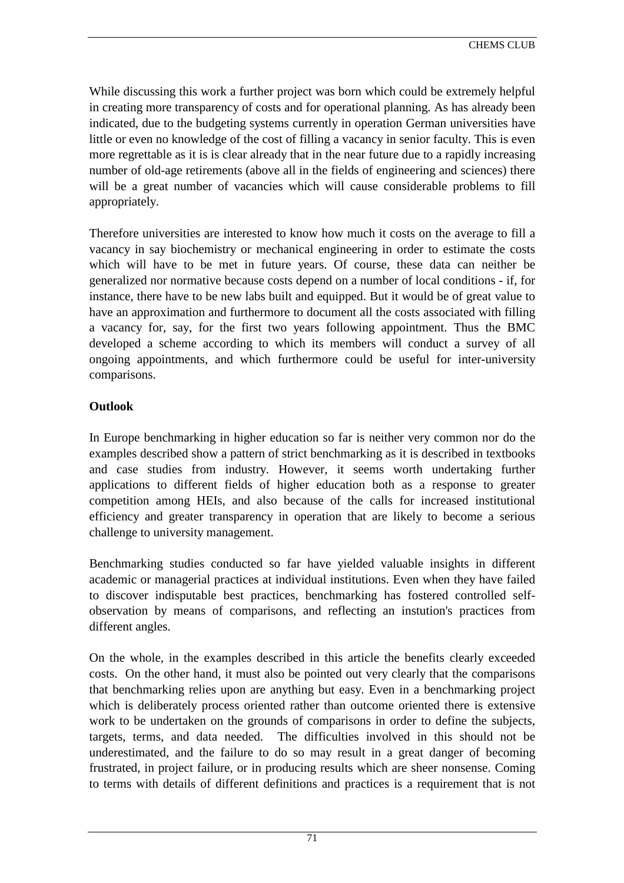While discussing this work a further project was born which could be extremely helpful in creating more transparency of costs and for operational planning. As has already been indicated, due to the budgeting systems currently in operation German universities have little or even no knowledge of the cost of filling a vacancy in senior faculty. This is even more regrettable as it is is clear already that in the near future due to a rapidly increasing number of old-age retirements (above all in the fields of engineering and sciences) there will be a great number of vacancies which will cause considerable problems to fill appropriately.

Therefore universities are interested to know how much it costs on the average to fill a vacancy in say biochemistry or mechanical engineering in order to estimate the costs which will have to be met in future years. Of course, these data can neither be generalized nor normative because costs depend on a number of local conditions - if, for instance, there have to be new labs built and equipped. But it would be of great value to have an approximation and furthermore to document all the costs associated with filling a vacancy for, say, for the first two years following appointment. Thus the BMC developed a scheme according to which its members will conduct a survey of all ongoing appointments, and which furthermore could be useful for inter-university comparisons.

**Outlook**

In Europe benchmarking in higher education so far is neither very common nor do the examples described show a pattern of strict benchmarking as it is described in textbooks and case studies from industry. However, it seems worth undertaking further applications to different fields of higher education both as a response to greater competition among HEIs, and also because of the calls for increased institutional efficiency and greater transparency in operation that are likely to become a serious challenge to university management.

Benchmarking studies conducted so far have yielded valuable insights in different academic or managerial practices at individual institutions. Even when they have failed to discover indisputable best practices, benchmarking has fostered controlled self-observation by means of comparisons, and reflecting an instution's practices from different angles.

On the whole, in the examples described in this article the benefits clearly exceeded costs. On the other hand, it must also be pointed out very clearly that the comparisons that benchmarking relies upon are anything but easy. Even in a benchmarking project which is deliberately process oriented rather than outcome oriented there is extensive work to be undertaken on the grounds of comparisons in order to define the subjects, targets, terms, and data needed. The difficulties involved in this should not be underestimated, and the failure to do so may result in a great danger of becoming frustrated, in project failure, or in producing results which are sheer nonsense. Coming to terms with details of different definitions and practices is a requirement that is not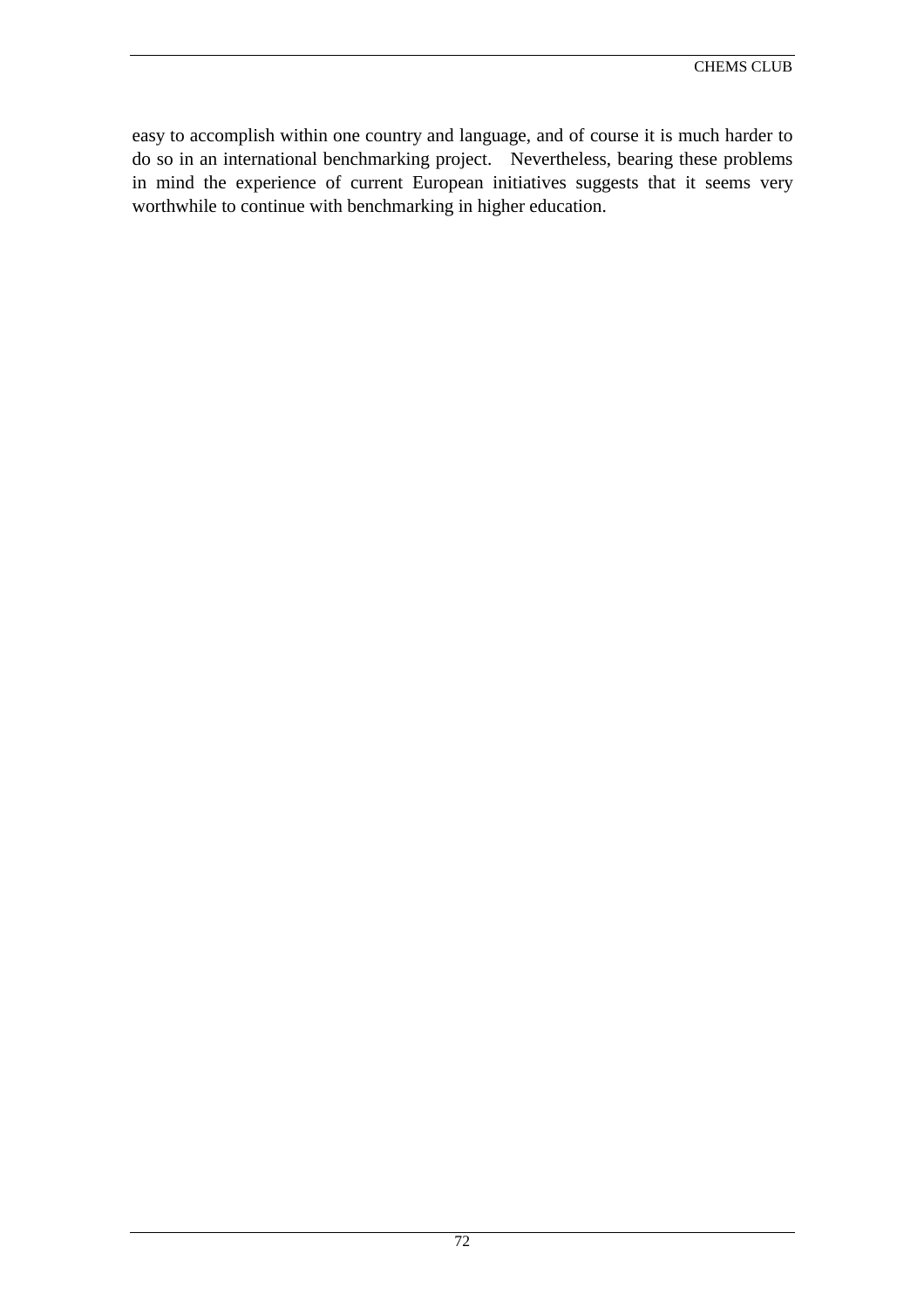easy to accomplish within one country and language, and of course it is much harder to do so in an international benchmarking project. Nevertheless, bearing these problems in mind the experience of current European initiatives suggests that it seems very worthwhile to continue with benchmarking in higher education.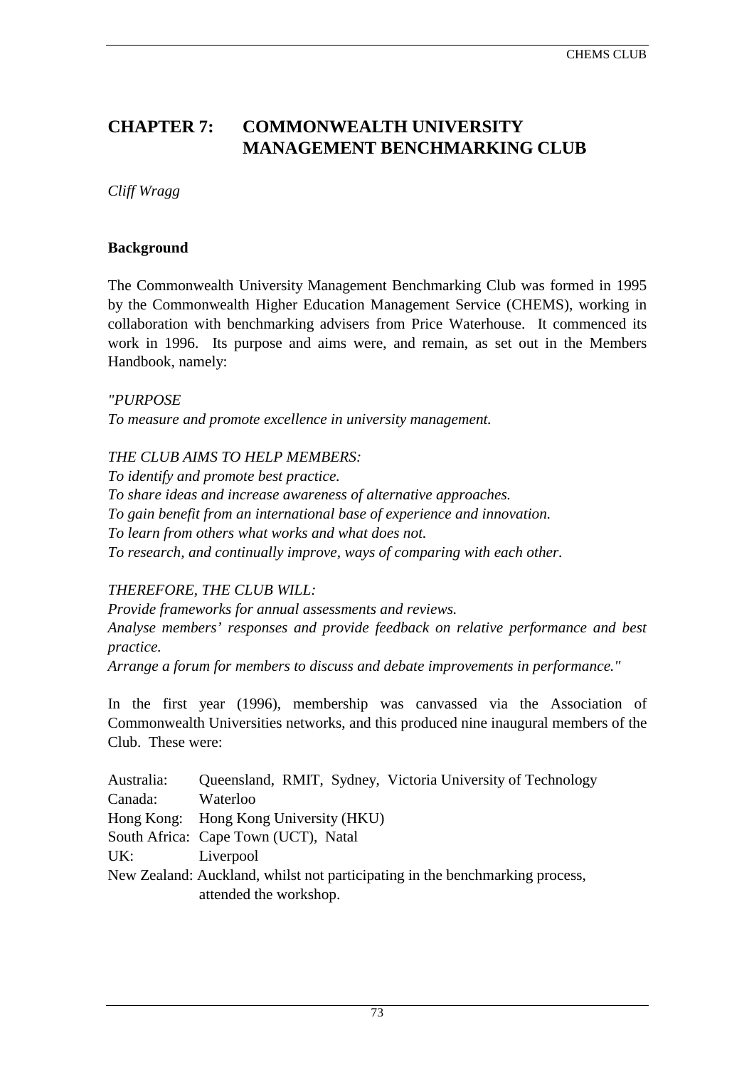# CHAPTER 7: COMMONWEALTH UNIVERSITY MANAGEMENT BENCHMARKING CLUB

*Cliff Wragg*

## Background

The Commonwealth University Management Benchmarking Club was formed in 1995 by the Commonwealth Higher Education Management Service (CHEMS), working in collaboration with benchmarking advisers from Price Waterhouse. It commenced its work in 1996. Its purpose and aims were, and remain, as set out in the Members Handbook, namely:

*"PURPOSE*
*To measure and promote excellence in university management.*

*THE CLUB AIMS TO HELP MEMBERS:*
*To identify and promote best practice.*
*To share ideas and increase awareness of alternative approaches.*
*To gain benefit from an international base of experience and innovation.*
*To learn from others what works and what does not.*
*To research, and continually improve, ways of comparing with each other.*

*THEREFORE, THE CLUB WILL:*
*Provide frameworks for annual assessments and reviews.*
*Analyse members' responses and provide feedback on relative performance and best practice.*
*Arrange a forum for members to discuss and debate improvements in performance."*

In the first year (1996), membership was canvassed via the Association of Commonwealth Universities networks, and this produced nine inaugural members of the Club. These were:

Australia: Queensland, RMIT, Sydney, Victoria University of Technology
Canada: Waterloo
Hong Kong: Hong Kong University (HKU)
South Africa: Cape Town (UCT), Natal
UK: Liverpool
New Zealand: Auckland, whilst not participating in the benchmarking process, attended the workshop.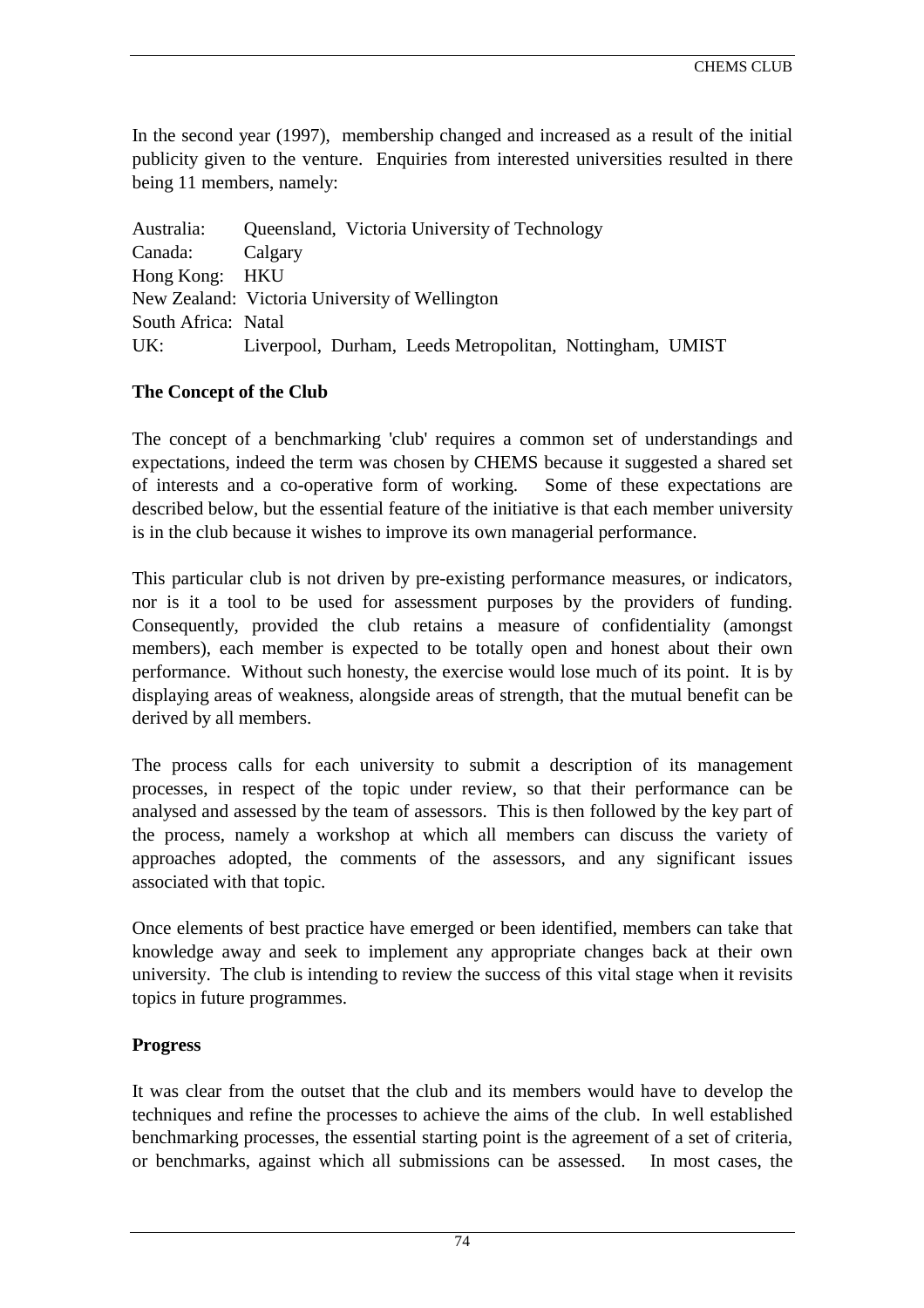In the second year (1997), membership changed and increased as a result of the initial publicity given to the venture. Enquiries from interested universities resulted in there being 11 members, namely:

Australia: Queensland, Victoria University of Technology
Canada: Calgary
Hong Kong: HKU
New Zealand: Victoria University of Wellington
South Africa: Natal
UK: Liverpool, Durham, Leeds Metropolitan, Nottingham, UMIST

**The Concept of the Club**

The concept of a benchmarking 'club' requires a common set of understandings and expectations, indeed the term was chosen by CHEMS because it suggested a shared set of interests and a co-operative form of working. Some of these expectations are described below, but the essential feature of the initiative is that each member university is in the club because it wishes to improve its own managerial performance.

This particular club is not driven by pre-existing performance measures, or indicators, nor is it a tool to be used for assessment purposes by the providers of funding. Consequently, provided the club retains a measure of confidentiality (amongst members), each member is expected to be totally open and honest about their own performance. Without such honesty, the exercise would lose much of its point. It is by displaying areas of weakness, alongside areas of strength, that the mutual benefit can be derived by all members.

The process calls for each university to submit a description of its management processes, in respect of the topic under review, so that their performance can be analysed and assessed by the team of assessors. This is then followed by the key part of the process, namely a workshop at which all members can discuss the variety of approaches adopted, the comments of the assessors, and any significant issues associated with that topic.

Once elements of best practice have emerged or been identified, members can take that knowledge away and seek to implement any appropriate changes back at their own university. The club is intending to review the success of this vital stage when it revisits topics in future programmes.

**Progress**

It was clear from the outset that the club and its members would have to develop the techniques and refine the processes to achieve the aims of the club. In well established benchmarking processes, the essential starting point is the agreement of a set of criteria, or benchmarks, against which all submissions can be assessed. In most cases, the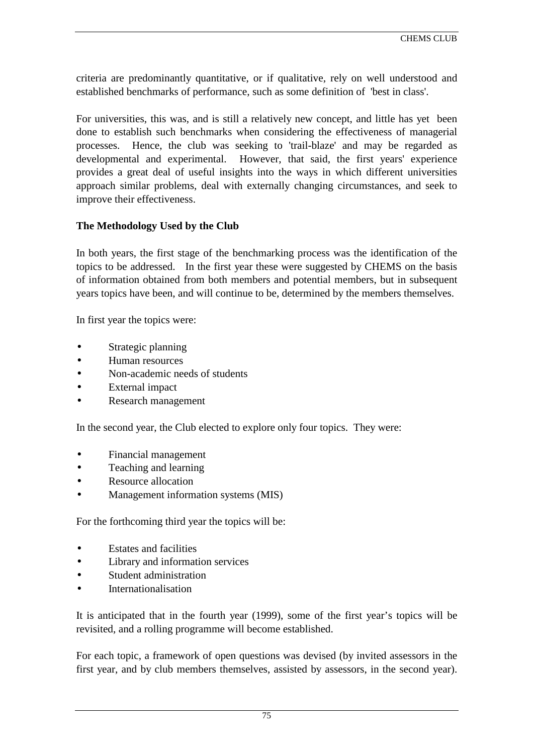criteria are predominantly quantitative, or if qualitative, rely on well understood and established benchmarks of performance, such as some definition of 'best in class'.

For universities, this was, and is still a relatively new concept, and little has yet been done to establish such benchmarks when considering the effectiveness of managerial processes. Hence, the club was seeking to 'trail-blaze' and may be regarded as developmental and experimental. However, that said, the first years' experience provides a great deal of useful insights into the ways in which different universities approach similar problems, deal with externally changing circumstances, and seek to improve their effectiveness.

**The Methodology Used by the Club**

In both years, the first stage of the benchmarking process was the identification of the topics to be addressed. In the first year these were suggested by CHEMS on the basis of information obtained from both members and potential members, but in subsequent years topics have been, and will continue to be, determined by the members themselves.

In first year the topics were:

- Strategic planning
- Human resources
- Non-academic needs of students
- External impact
- Research management

In the second year, the Club elected to explore only four topics. They were:

- Financial management
- Teaching and learning
- Resource allocation
- Management information systems (MIS)

For the forthcoming third year the topics will be:

- Estates and facilities
- Library and information services
- Student administration
- Internationalisation

It is anticipated that in the fourth year (1999), some of the first year's topics will be revisited, and a rolling programme will become established.

For each topic, a framework of open questions was devised (by invited assessors in the first year, and by club members themselves, assisted by assessors, in the second year).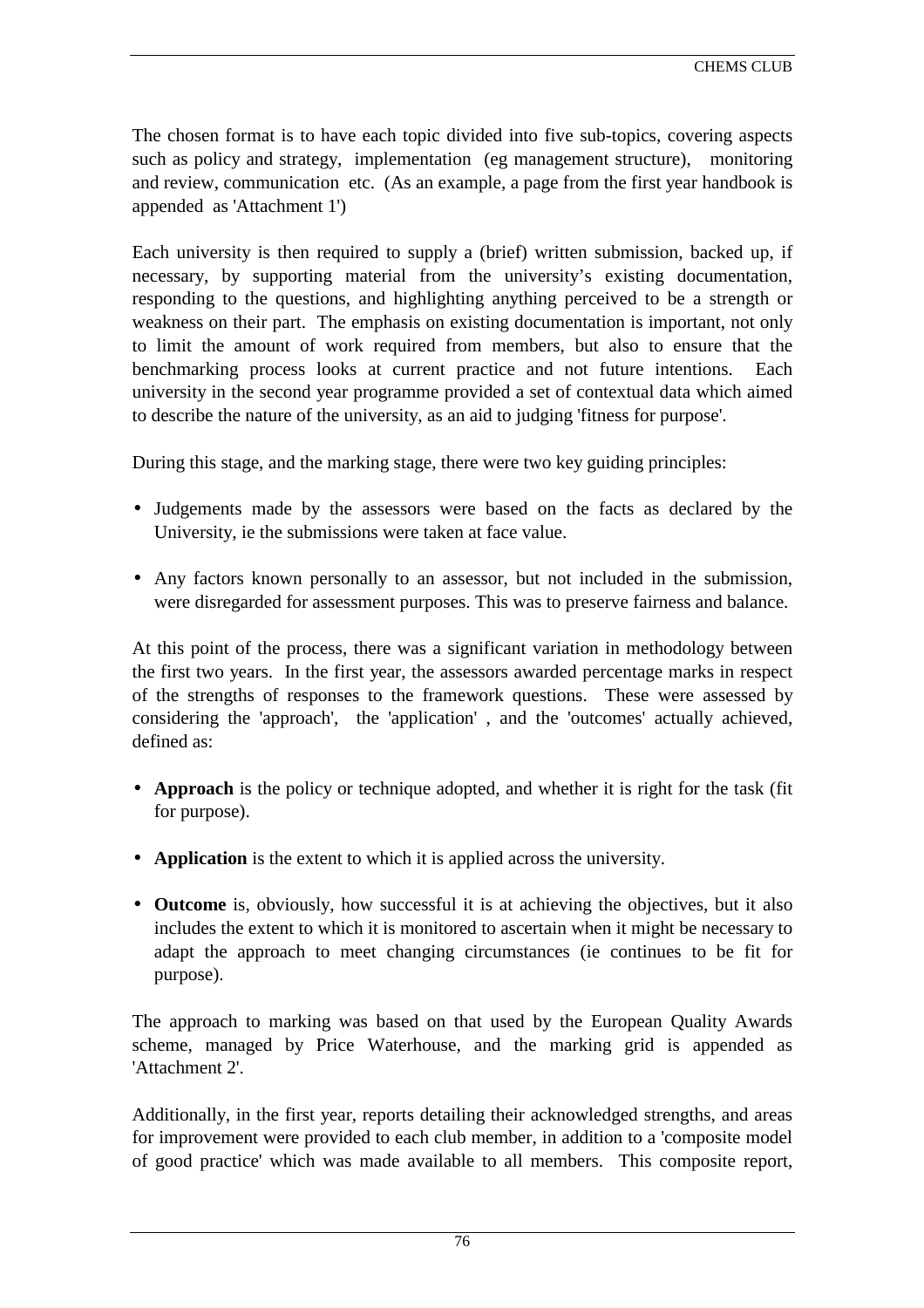The chosen format is to have each topic divided into five sub-topics, covering aspects such as policy and strategy, implementation (eg management structure), monitoring and review, communication etc. (As an example, a page from the first year handbook is appended as 'Attachment 1')

Each university is then required to supply a (brief) written submission, backed up, if necessary, by supporting material from the university's existing documentation, responding to the questions, and highlighting anything perceived to be a strength or weakness on their part. The emphasis on existing documentation is important, not only to limit the amount of work required from members, but also to ensure that the benchmarking process looks at current practice and not future intentions. Each university in the second year programme provided a set of contextual data which aimed to describe the nature of the university, as an aid to judging 'fitness for purpose'.

During this stage, and the marking stage, there were two key guiding principles:

- Judgements made by the assessors were based on the facts as declared by the University, ie the submissions were taken at face value.
- Any factors known personally to an assessor, but not included in the submission, were disregarded for assessment purposes. This was to preserve fairness and balance.

At this point of the process, there was a significant variation in methodology between the first two years. In the first year, the assessors awarded percentage marks in respect of the strengths of responses to the framework questions. These were assessed by considering the 'approach', the 'application' , and the 'outcomes' actually achieved, defined as:

- **Approach** is the policy or technique adopted, and whether it is right for the task (fit for purpose).
- **Application** is the extent to which it is applied across the university.
- **Outcome** is, obviously, how successful it is at achieving the objectives, but it also includes the extent to which it is monitored to ascertain when it might be necessary to adapt the approach to meet changing circumstances (ie continues to be fit for purpose).

The approach to marking was based on that used by the European Quality Awards scheme, managed by Price Waterhouse, and the marking grid is appended as 'Attachment 2'.

Additionally, in the first year, reports detailing their acknowledged strengths, and areas for improvement were provided to each club member, in addition to a 'composite model of good practice' which was made available to all members. This composite report,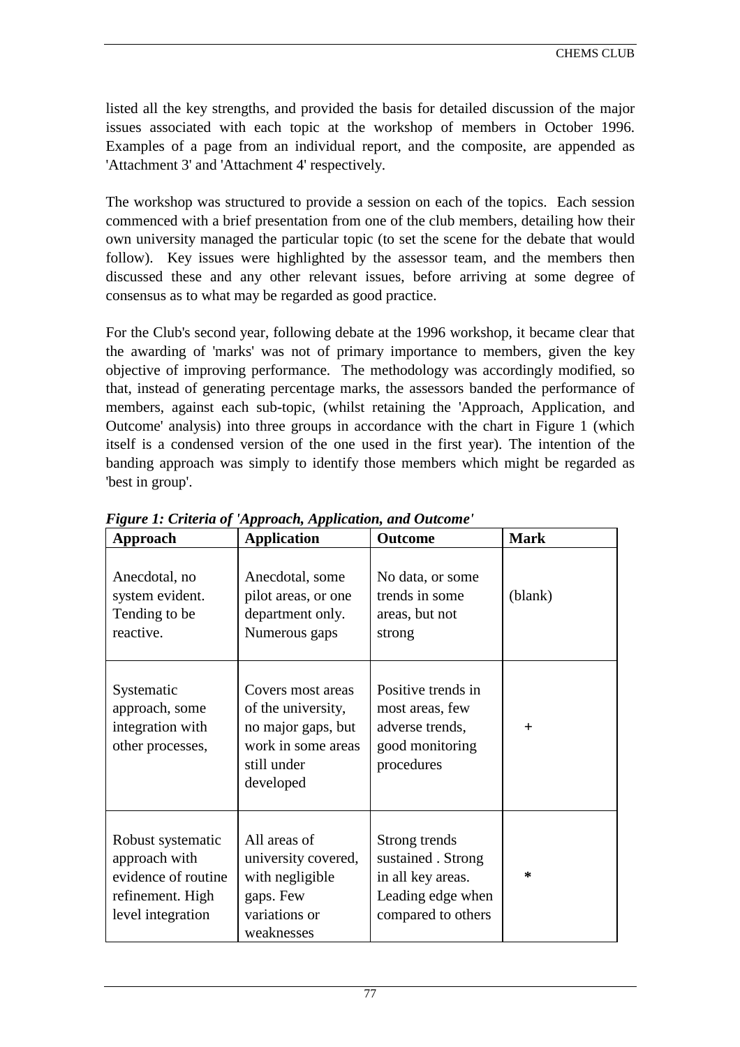listed all the key strengths, and provided the basis for detailed discussion of the major issues associated with each topic at the workshop of members in October 1996. Examples of a page from an individual report, and the composite, are appended as 'Attachment 3' and 'Attachment 4' respectively.

The workshop was structured to provide a session on each of the topics. Each session commenced with a brief presentation from one of the club members, detailing how their own university managed the particular topic (to set the scene for the debate that would follow). Key issues were highlighted by the assessor team, and the members then discussed these and any other relevant issues, before arriving at some degree of consensus as to what may be regarded as good practice.

For the Club's second year, following debate at the 1996 workshop, it became clear that the awarding of 'marks' was not of primary importance to members, given the key objective of improving performance. The methodology was accordingly modified, so that, instead of generating percentage marks, the assessors banded the performance of members, against each sub-topic, (whilst retaining the 'Approach, Application, and Outcome' analysis) into three groups in accordance with the chart in Figure 1 (which itself is a condensed version of the one used in the first year). The intention of the banding approach was simply to identify those members which might be regarded as 'best in group'.

***Figure 1: Criteria of 'Approach, Application, and Outcome'***

| Approach | Application | Outcome | Mark |
|---|---|---|---|
| Anecdotal, no system evident. Tending to be reactive. | Anecdotal, some pilot areas, or one department only. Numerous gaps | No data, or some trends in some areas, but not strong | (blank) |
| Systematic approach, some integration with other processes, | Covers most areas of the university, no major gaps, but work in some areas still under developed | Positive trends in most areas, few adverse trends, good monitoring procedures | + |
| Robust systematic approach with evidence of routine refinement. High level integration | All areas of university covered, with negligible gaps. Few variations or weaknesses | Strong trends sustained . Strong in all key areas. Leading edge when compared to others | * |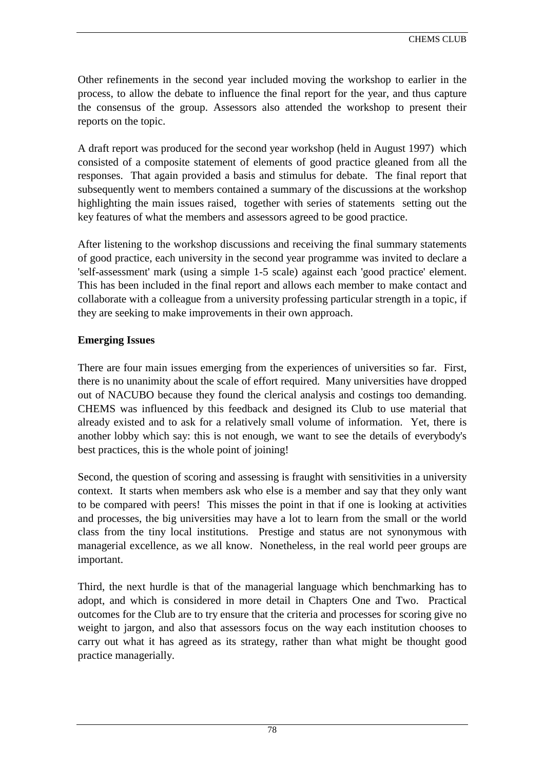Other refinements in the second year included moving the workshop to earlier in the process, to allow the debate to influence the final report for the year, and thus capture the consensus of the group. Assessors also attended the workshop to present their reports on the topic.

A draft report was produced for the second year workshop (held in August 1997) which consisted of a composite statement of elements of good practice gleaned from all the responses. That again provided a basis and stimulus for debate. The final report that subsequently went to members contained a summary of the discussions at the workshop highlighting the main issues raised, together with series of statements setting out the key features of what the members and assessors agreed to be good practice.

After listening to the workshop discussions and receiving the final summary statements of good practice, each university in the second year programme was invited to declare a 'self-assessment' mark (using a simple 1-5 scale) against each 'good practice' element. This has been included in the final report and allows each member to make contact and collaborate with a colleague from a university professing particular strength in a topic, if they are seeking to make improvements in their own approach.

**Emerging Issues**

There are four main issues emerging from the experiences of universities so far. First, there is no unanimity about the scale of effort required. Many universities have dropped out of NACUBO because they found the clerical analysis and costings too demanding. CHEMS was influenced by this feedback and designed its Club to use material that already existed and to ask for a relatively small volume of information. Yet, there is another lobby which say: this is not enough, we want to see the details of everybody's best practices, this is the whole point of joining!

Second, the question of scoring and assessing is fraught with sensitivities in a university context. It starts when members ask who else is a member and say that they only want to be compared with peers! This misses the point in that if one is looking at activities and processes, the big universities may have a lot to learn from the small or the world class from the tiny local institutions. Prestige and status are not synonymous with managerial excellence, as we all know. Nonetheless, in the real world peer groups are important.

Third, the next hurdle is that of the managerial language which benchmarking has to adopt, and which is considered in more detail in Chapters One and Two. Practical outcomes for the Club are to try ensure that the criteria and processes for scoring give no weight to jargon, and also that assessors focus on the way each institution chooses to carry out what it has agreed as its strategy, rather than what might be thought good practice managerially.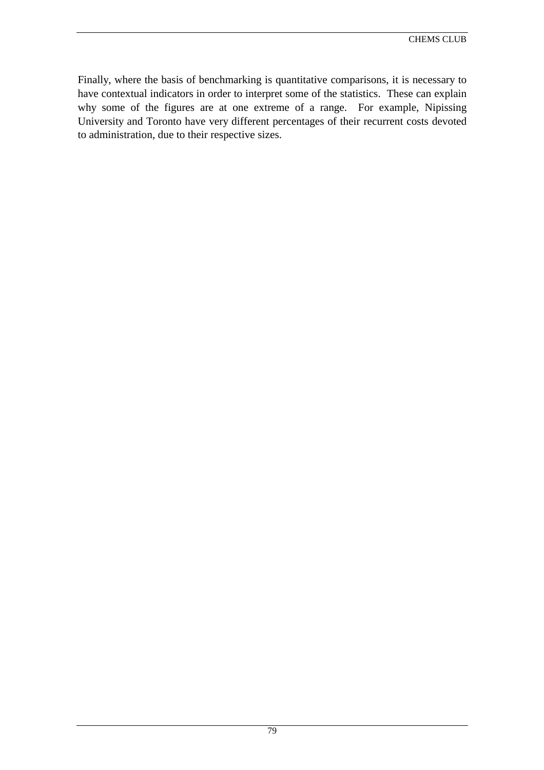Finally, where the basis of benchmarking is quantitative comparisons, it is necessary to have contextual indicators in order to interpret some of the statistics. These can explain why some of the figures are at one extreme of a range. For example, Nipissing University and Toronto have very different percentages of their recurrent costs devoted to administration, due to their respective sizes.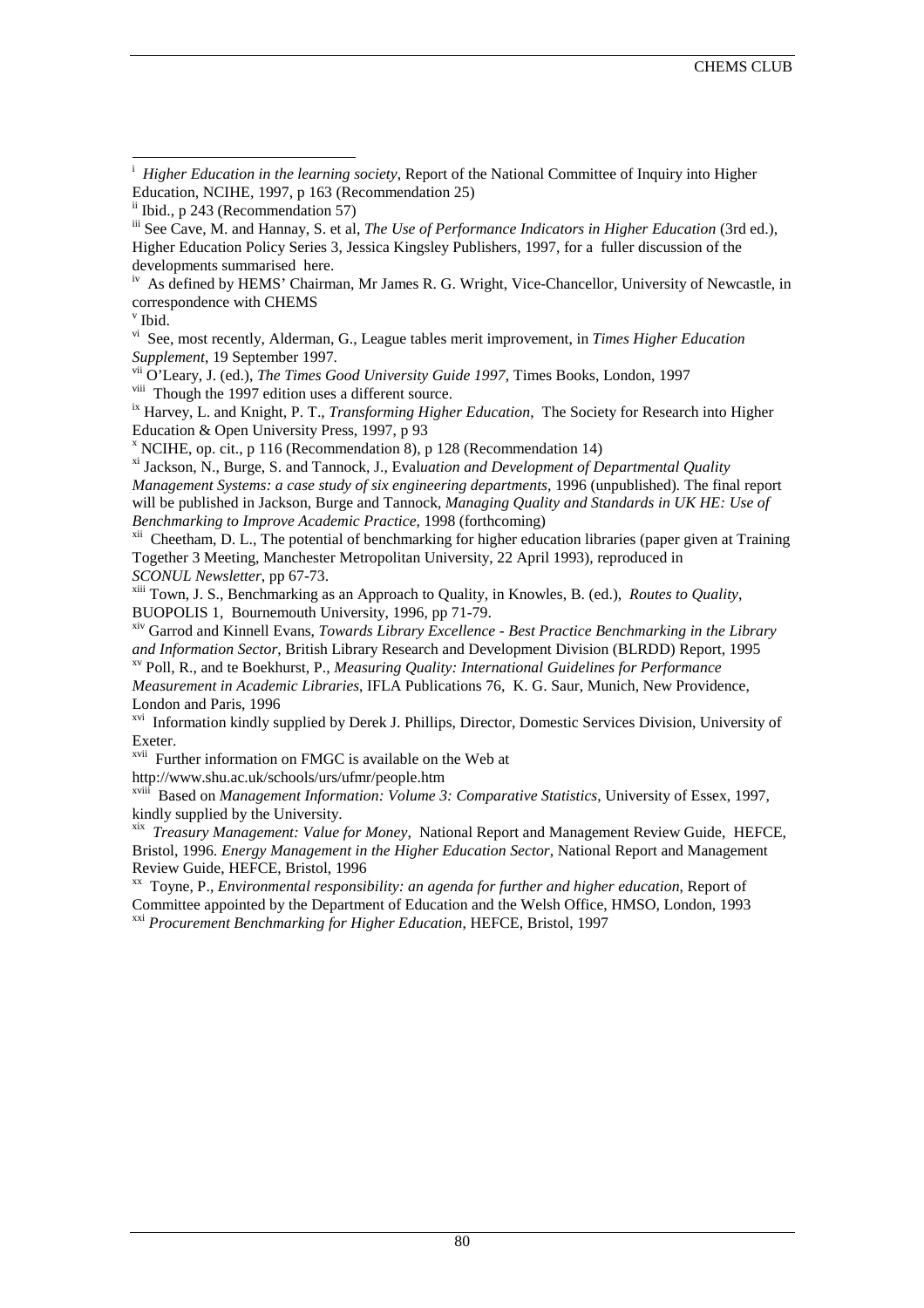[i] *Higher Education in the learning society*, Report of the National Committee of Inquiry into Higher Education, NCIHE, 1997, p 163 (Recommendation 25)

[ii] Ibid., p 243 (Recommendation 57)

[iii] See Cave, M. and Hannay, S. et al, *The Use of Performance Indicators in Higher Education* (3rd ed.), Higher Education Policy Series 3, Jessica Kingsley Publishers, 1997, for a fuller discussion of the developments summarised here.

[iv] As defined by HEMS' Chairman, Mr James R. G. Wright, Vice-Chancellor, University of Newcastle, in correspondence with CHEMS

[v] Ibid.

[vi] See, most recently, Alderman, G., League tables merit improvement, in *Times Higher Education Supplement*, 19 September 1997.

[vii] O'Leary, J. (ed.), *The Times Good University Guide 1997*, Times Books, London, 1997

[viii] Though the 1997 edition uses a different source.

[ix] Harvey, L. and Knight, P. T., *Transforming Higher Education*, The Society for Research into Higher Education & Open University Press, 1997, p 93

[x] NCIHE, op. cit., p 116 (Recommendation 8), p 128 (Recommendation 14)

[xi] Jackson, N., Burge, S. and Tannock, J., *Evaluation and Development of Departmental Quality Management Systems: a case study of six engineering departments*, 1996 (unpublished). The final report will be published in Jackson, Burge and Tannock, *Managing Quality and Standards in UK HE: Use of Benchmarking to Improve Academic Practice*, 1998 (forthcoming)

[xii] Cheetham, D. L., The potential of benchmarking for higher education libraries (paper given at Training Together 3 Meeting, Manchester Metropolitan University, 22 April 1993), reproduced in *SCONUL Newsletter*, pp 67-73.

[xiii] Town, J. S., Benchmarking as an Approach to Quality, in Knowles, B. (ed.), *Routes to Quality*, BUOPOLIS 1, Bournemouth University, 1996, pp 71-79.

[xiv] Garrod and Kinnell Evans, *Towards Library Excellence - Best Practice Benchmarking in the Library and Information Sector*, British Library Research and Development Division (BLRDD) Report, 1995

[xv] Poll, R., and te Boekhurst, P., *Measuring Quality: International Guidelines for Performance Measurement in Academic Libraries*, IFLA Publications 76, K. G. Saur, Munich, New Providence, London and Paris, 1996

[xvi] Information kindly supplied by Derek J. Phillips, Director, Domestic Services Division, University of Exeter.

[xvii] Further information on FMGC is available on the Web at http://www.shu.ac.uk/schools/urs/ufmr/people.htm

[xviii] Based on *Management Information: Volume 3: Comparative Statistics*, University of Essex, 1997, kindly supplied by the University.

[xix] *Treasury Management: Value for Money*, National Report and Management Review Guide, HEFCE, Bristol, 1996. *Energy Management in the Higher Education Sector*, National Report and Management Review Guide, HEFCE, Bristol, 1996

[xx] Toyne, P., *Environmental responsibility: an agenda for further and higher education*, Report of Committee appointed by the Department of Education and the Welsh Office, HMSO, London, 1993

[xxi] *Procurement Benchmarking for Higher Education*, HEFCE, Bristol, 1997